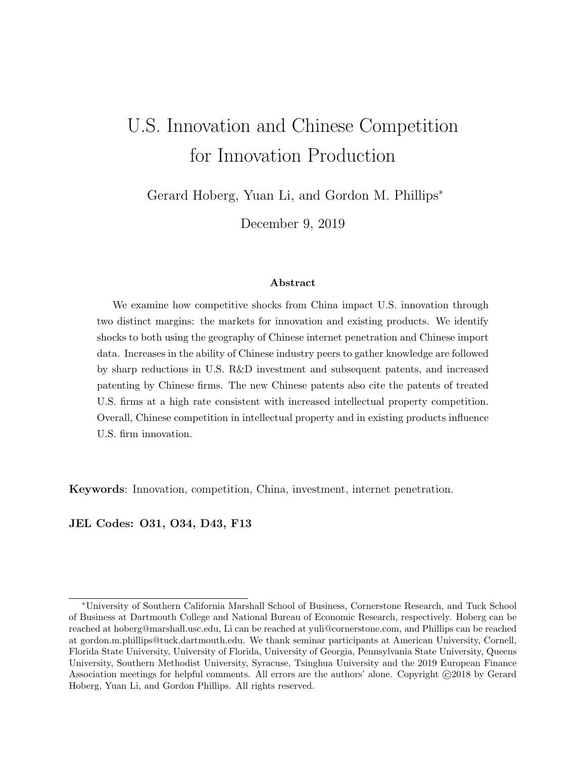# U.S. Innovation and Chinese Competition for Innovation Production

Gerard Hoberg, Yuan Li, and Gordon M. Phillips*

December 9, 2019

### Abstract

We examine how competitive shocks from China impact U.S. innovation through two distinct margins: the markets for innovation and existing products. We identify shocks to both using the geography of Chinese internet penetration and Chinese import data. Increases in the ability of Chinese industry peers to gather knowledge are followed by sharp reductions in U.S. R&D investment and subsequent patents, and increased patenting by Chinese firms. The new Chinese patents also cite the patents of treated U.S. firms at a high rate consistent with increased intellectual property competition. Overall, Chinese competition in intellectual property and in existing products influence U.S. firm innovation.

**Keywords**: Innovation, competition, China, investment, internet penetration.

**JEL Codes: O31, O34, D43, F13**

---

*University of Southern California Marshall School of Business, Cornerstone Research, and Tuck School of Business at Dartmouth College and National Bureau of Economic Research, respectively. Hoberg can be reached at hoberg@marshall.usc.edu, Li can be reached at yuli@cornerstone.com, and Phillips can be reached at gordon.m.phillips@tuck.dartmouth.edu. We thank seminar participants at American University, Cornell, Florida State University, University of Florida, University of Georgia, Pennsylvania State University, Queens University, Southern Methodist University, Syracuse, Tsinghua University and the 2019 European Finance Association meetings for helpful comments. All errors are the authors' alone. Copyright ©2018 by Gerard Hoberg, Yuan Li, and Gordon Phillips. All rights reserved.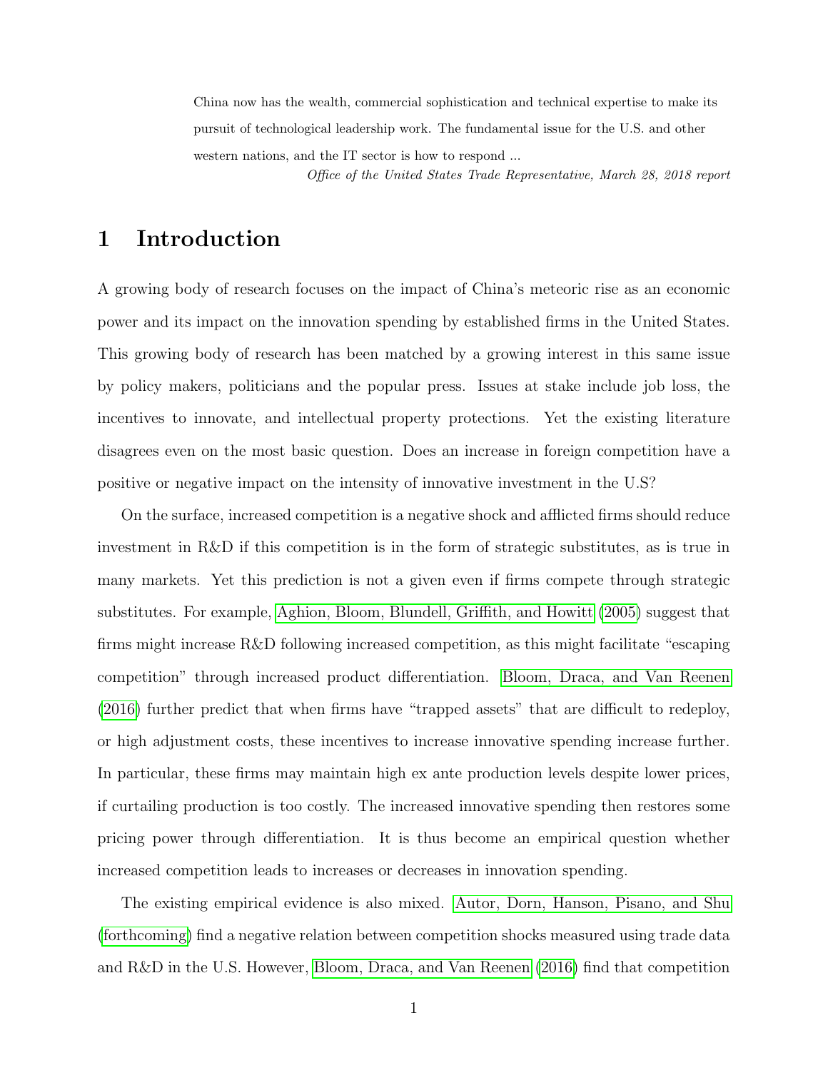China now has the wealth, commercial sophistication and technical expertise to make its pursuit of technological leadership work. The fundamental issue for the U.S. and other western nations, and the IT sector is how to respond ...

*Office of the United States Trade Representative, March 28, 2018 report*

# 1 Introduction

A growing body of research focuses on the impact of China's meteoric rise as an economic power and its impact on the innovation spending by established firms in the United States. This growing body of research has been matched by a growing interest in this same issue by policy makers, politicians and the popular press. Issues at stake include job loss, the incentives to innovate, and intellectual property protections. Yet the existing literature disagrees even on the most basic question. Does an increase in foreign competition have a positive or negative impact on the intensity of innovative investment in the U.S?

On the surface, increased competition is a negative shock and afflicted firms should reduce investment in R&D if this competition is in the form of strategic substitutes, as is true in many markets. Yet this prediction is not a given even if firms compete through strategic substitutes. For example, Aghion, Bloom, Blundell, Griffith, and Howitt (2005) suggest that firms might increase R&D following increased competition, as this might facilitate "escaping competition" through increased product differentiation. Bloom, Draca, and Van Reenen (2016) further predict that when firms have "trapped assets" that are difficult to redeploy, or high adjustment costs, these incentives to increase innovative spending increase further. In particular, these firms may maintain high ex ante production levels despite lower prices, if curtailing production is too costly. The increased innovative spending then restores some pricing power through differentiation. It is thus become an empirical question whether increased competition leads to increases or decreases in innovation spending.

The existing empirical evidence is also mixed. Autor, Dorn, Hanson, Pisano, and Shu (forthcoming) find a negative relation between competition shocks measured using trade data and R&D in the U.S. However, Bloom, Draca, and Van Reenen (2016) find that competition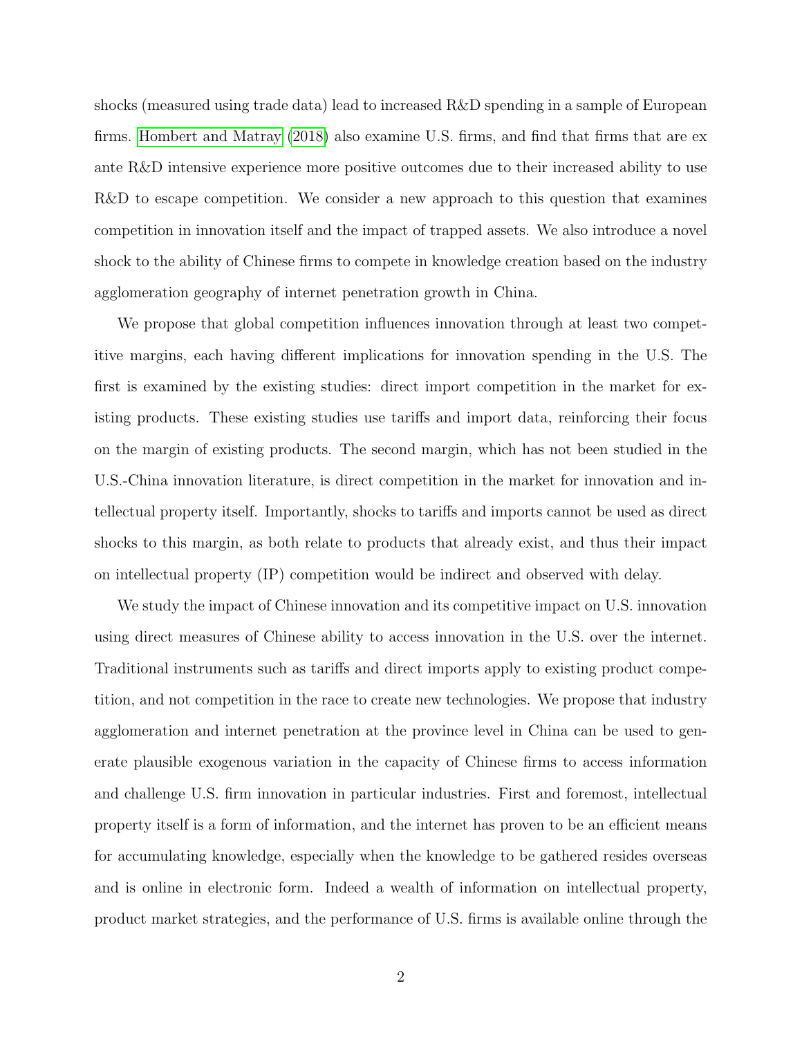shocks (measured using trade data) lead to increased R&D spending in a sample of European firms. Hombert and Matray (2018) also examine U.S. firms, and find that firms that are ex ante R&D intensive experience more positive outcomes due to their increased ability to use R&D to escape competition. We consider a new approach to this question that examines competition in innovation itself and the impact of trapped assets. We also introduce a novel shock to the ability of Chinese firms to compete in knowledge creation based on the industry agglomeration geography of internet penetration growth in China.

We propose that global competition influences innovation through at least two competitive margins, each having different implications for innovation spending in the U.S. The first is examined by the existing studies: direct import competition in the market for existing products. These existing studies use tariffs and import data, reinforcing their focus on the margin of existing products. The second margin, which has not been studied in the U.S.-China innovation literature, is direct competition in the market for innovation and intellectual property itself. Importantly, shocks to tariffs and imports cannot be used as direct shocks to this margin, as both relate to products that already exist, and thus their impact on intellectual property (IP) competition would be indirect and observed with delay.

We study the impact of Chinese innovation and its competitive impact on U.S. innovation using direct measures of Chinese ability to access innovation in the U.S. over the internet. Traditional instruments such as tariffs and direct imports apply to existing product competition, and not competition in the race to create new technologies. We propose that industry agglomeration and internet penetration at the province level in China can be used to generate plausible exogenous variation in the capacity of Chinese firms to access information and challenge U.S. firm innovation in particular industries. First and foremost, intellectual property itself is a form of information, and the internet has proven to be an efficient means for accumulating knowledge, especially when the knowledge to be gathered resides overseas and is online in electronic form. Indeed a wealth of information on intellectual property, product market strategies, and the performance of U.S. firms is available online through the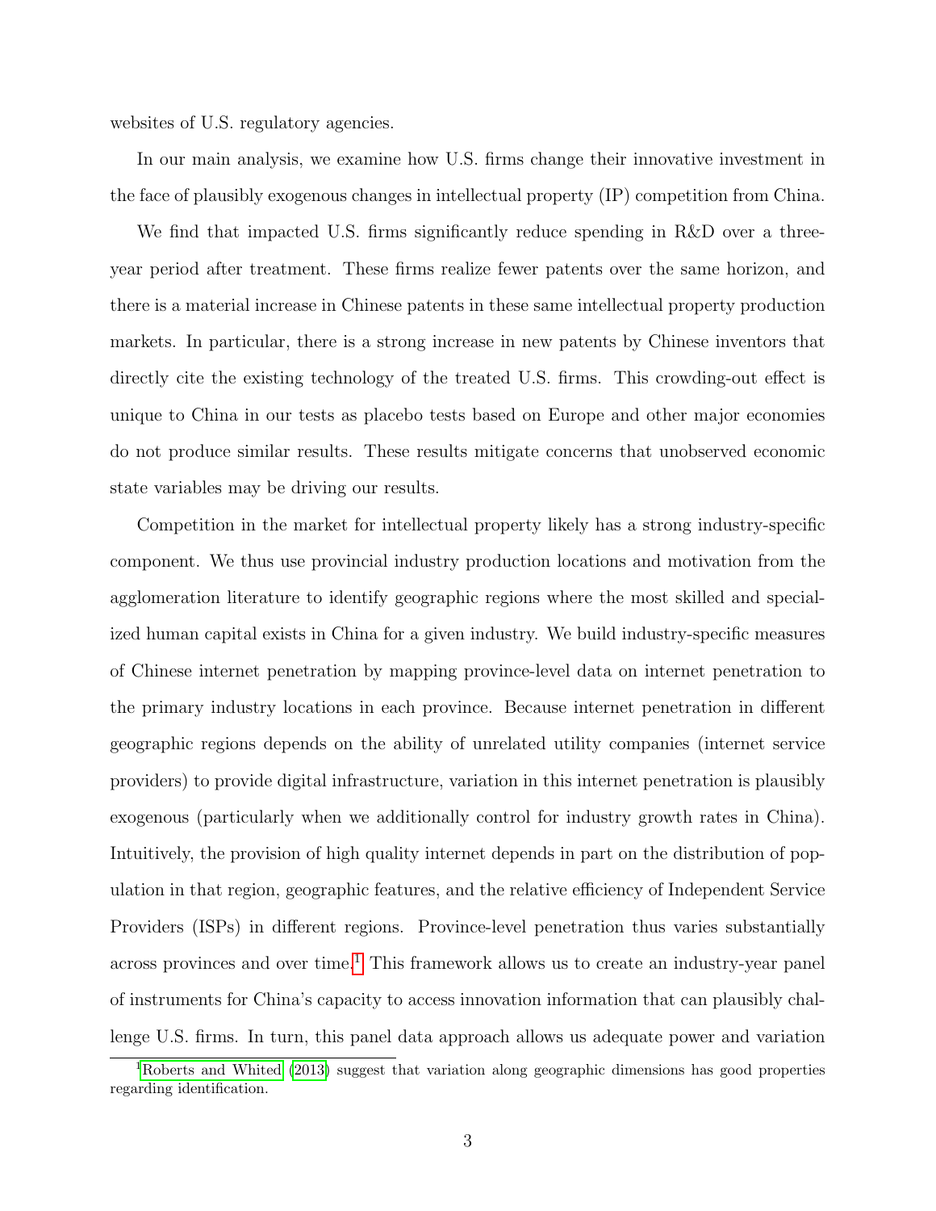websites of U.S. regulatory agencies.

In our main analysis, we examine how U.S. firms change their innovative investment in the face of plausibly exogenous changes in intellectual property (IP) competition from China.

We find that impacted U.S. firms significantly reduce spending in R&D over a three-year period after treatment. These firms realize fewer patents over the same horizon, and there is a material increase in Chinese patents in these same intellectual property production markets. In particular, there is a strong increase in new patents by Chinese inventors that directly cite the existing technology of the treated U.S. firms. This crowding-out effect is unique to China in our tests as placebo tests based on Europe and other major economies do not produce similar results. These results mitigate concerns that unobserved economic state variables may be driving our results.

Competition in the market for intellectual property likely has a strong industry-specific component. We thus use provincial industry production locations and motivation from the agglomeration literature to identify geographic regions where the most skilled and specialized human capital exists in China for a given industry. We build industry-specific measures of Chinese internet penetration by mapping province-level data on internet penetration to the primary industry locations in each province. Because internet penetration in different geographic regions depends on the ability of unrelated utility companies (internet service providers) to provide digital infrastructure, variation in this internet penetration is plausibly exogenous (particularly when we additionally control for industry growth rates in China). Intuitively, the provision of high quality internet depends in part on the distribution of population in that region, geographic features, and the relative efficiency of Independent Service Providers (ISPs) in different regions. Province-level penetration thus varies substantially across provinces and over time.[1] This framework allows us to create an industry-year panel of instruments for China's capacity to access innovation information that can plausibly challenge U.S. firms. In turn, this panel data approach allows us adequate power and variation

[1] Roberts and Whited (2013) suggest that variation along geographic dimensions has good properties regarding identification.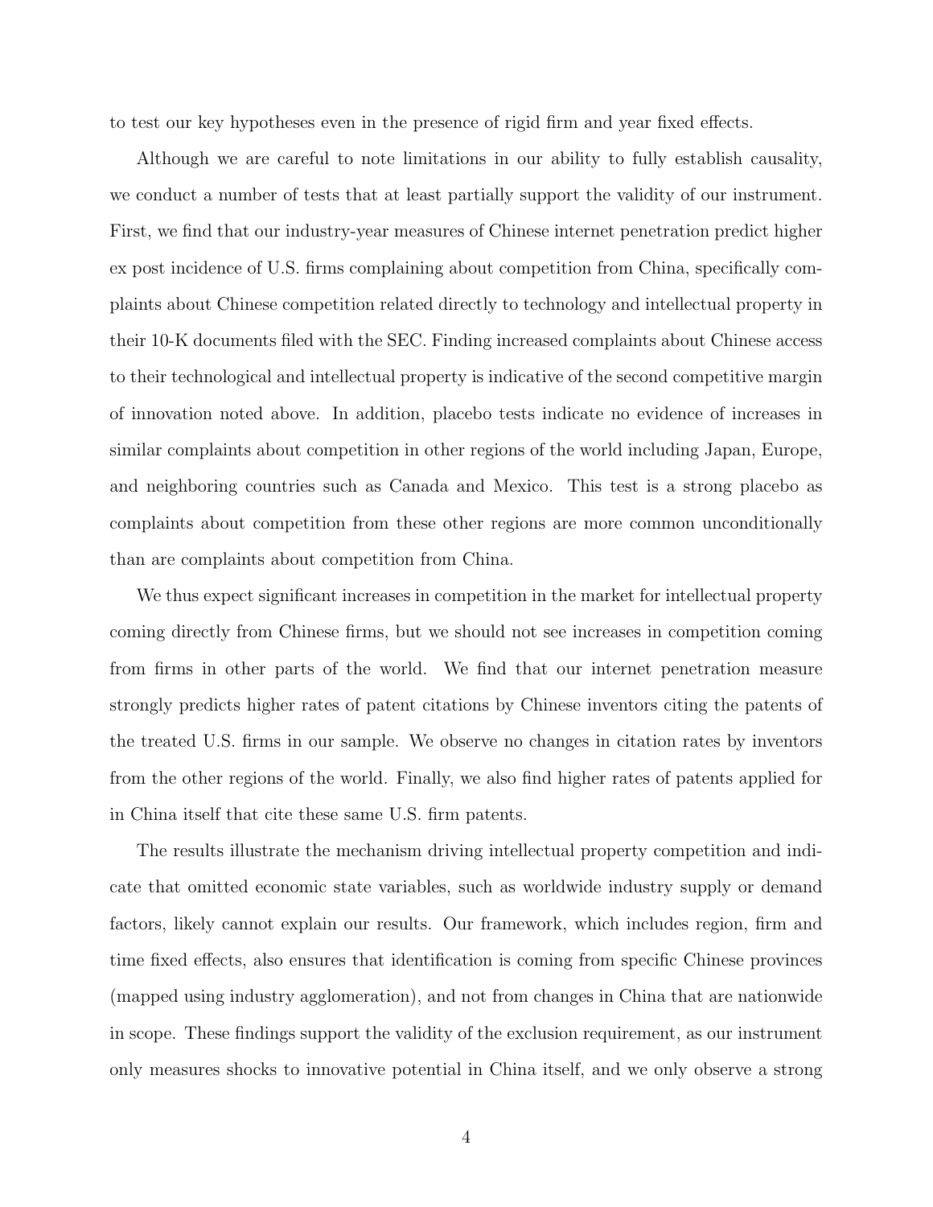to test our key hypotheses even in the presence of rigid firm and year fixed effects.

Although we are careful to note limitations in our ability to fully establish causality, we conduct a number of tests that at least partially support the validity of our instrument. First, we find that our industry-year measures of Chinese internet penetration predict higher ex post incidence of U.S. firms complaining about competition from China, specifically complaints about Chinese competition related directly to technology and intellectual property in their 10-K documents filed with the SEC. Finding increased complaints about Chinese access to their technological and intellectual property is indicative of the second competitive margin of innovation noted above. In addition, placebo tests indicate no evidence of increases in similar complaints about competition in other regions of the world including Japan, Europe, and neighboring countries such as Canada and Mexico. This test is a strong placebo as complaints about competition from these other regions are more common unconditionally than are complaints about competition from China.

We thus expect significant increases in competition in the market for intellectual property coming directly from Chinese firms, but we should not see increases in competition coming from firms in other parts of the world. We find that our internet penetration measure strongly predicts higher rates of patent citations by Chinese inventors citing the patents of the treated U.S. firms in our sample. We observe no changes in citation rates by inventors from the other regions of the world. Finally, we also find higher rates of patents applied for in China itself that cite these same U.S. firm patents.

The results illustrate the mechanism driving intellectual property competition and indicate that omitted economic state variables, such as worldwide industry supply or demand factors, likely cannot explain our results. Our framework, which includes region, firm and time fixed effects, also ensures that identification is coming from specific Chinese provinces (mapped using industry agglomeration), and not from changes in China that are nationwide in scope. These findings support the validity of the exclusion requirement, as our instrument only measures shocks to innovative potential in China itself, and we only observe a strong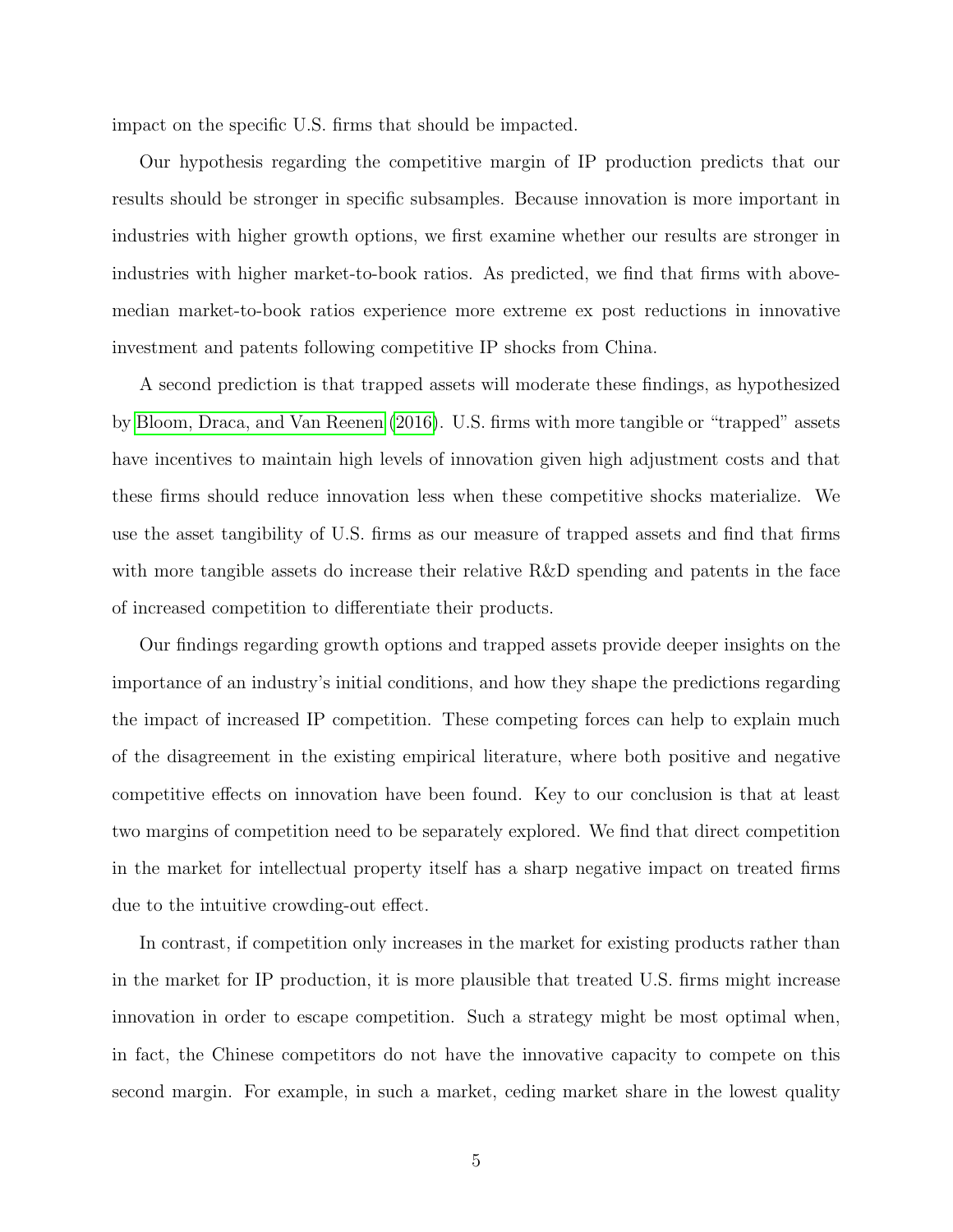impact on the specific U.S. firms that should be impacted.

Our hypothesis regarding the competitive margin of IP production predicts that our results should be stronger in specific subsamples. Because innovation is more important in industries with higher growth options, we first examine whether our results are stronger in industries with higher market-to-book ratios. As predicted, we find that firms with above-median market-to-book ratios experience more extreme ex post reductions in innovative investment and patents following competitive IP shocks from China.

A second prediction is that trapped assets will moderate these findings, as hypothesized by Bloom, Draca, and Van Reenen (2016). U.S. firms with more tangible or "trapped" assets have incentives to maintain high levels of innovation given high adjustment costs and that these firms should reduce innovation less when these competitive shocks materialize. We use the asset tangibility of U.S. firms as our measure of trapped assets and find that firms with more tangible assets do increase their relative R&D spending and patents in the face of increased competition to differentiate their products.

Our findings regarding growth options and trapped assets provide deeper insights on the importance of an industry's initial conditions, and how they shape the predictions regarding the impact of increased IP competition. These competing forces can help to explain much of the disagreement in the existing empirical literature, where both positive and negative competitive effects on innovation have been found. Key to our conclusion is that at least two margins of competition need to be separately explored. We find that direct competition in the market for intellectual property itself has a sharp negative impact on treated firms due to the intuitive crowding-out effect.

In contrast, if competition only increases in the market for existing products rather than in the market for IP production, it is more plausible that treated U.S. firms might increase innovation in order to escape competition. Such a strategy might be most optimal when, in fact, the Chinese competitors do not have the innovative capacity to compete on this second margin. For example, in such a market, ceding market share in the lowest quality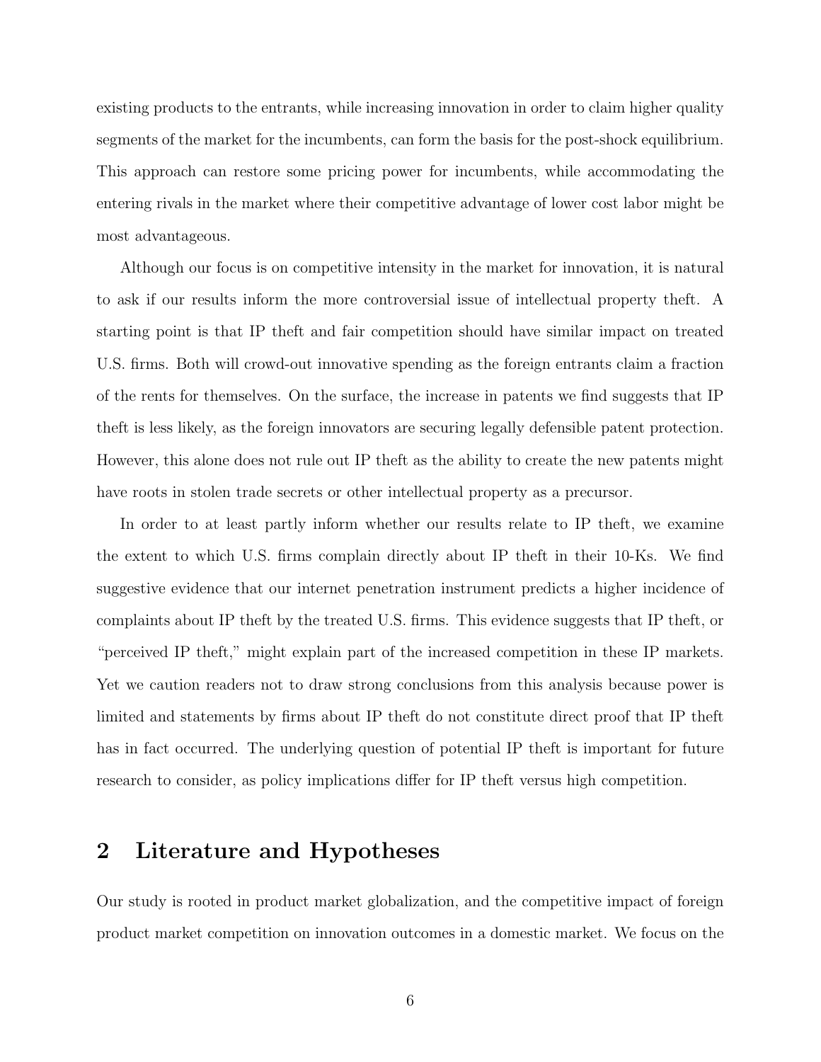existing products to the entrants, while increasing innovation in order to claim higher quality segments of the market for the incumbents, can form the basis for the post-shock equilibrium. This approach can restore some pricing power for incumbents, while accommodating the entering rivals in the market where their competitive advantage of lower cost labor might be most advantageous.

Although our focus is on competitive intensity in the market for innovation, it is natural to ask if our results inform the more controversial issue of intellectual property theft. A starting point is that IP theft and fair competition should have similar impact on treated U.S. firms. Both will crowd-out innovative spending as the foreign entrants claim a fraction of the rents for themselves. On the surface, the increase in patents we find suggests that IP theft is less likely, as the foreign innovators are securing legally defensible patent protection. However, this alone does not rule out IP theft as the ability to create the new patents might have roots in stolen trade secrets or other intellectual property as a precursor.

In order to at least partly inform whether our results relate to IP theft, we examine the extent to which U.S. firms complain directly about IP theft in their 10-Ks. We find suggestive evidence that our internet penetration instrument predicts a higher incidence of complaints about IP theft by the treated U.S. firms. This evidence suggests that IP theft, or "perceived IP theft," might explain part of the increased competition in these IP markets. Yet we caution readers not to draw strong conclusions from this analysis because power is limited and statements by firms about IP theft do not constitute direct proof that IP theft has in fact occurred. The underlying question of potential IP theft is important for future research to consider, as policy implications differ for IP theft versus high competition.

## 2 Literature and Hypotheses

Our study is rooted in product market globalization, and the competitive impact of foreign product market competition on innovation outcomes in a domestic market. We focus on the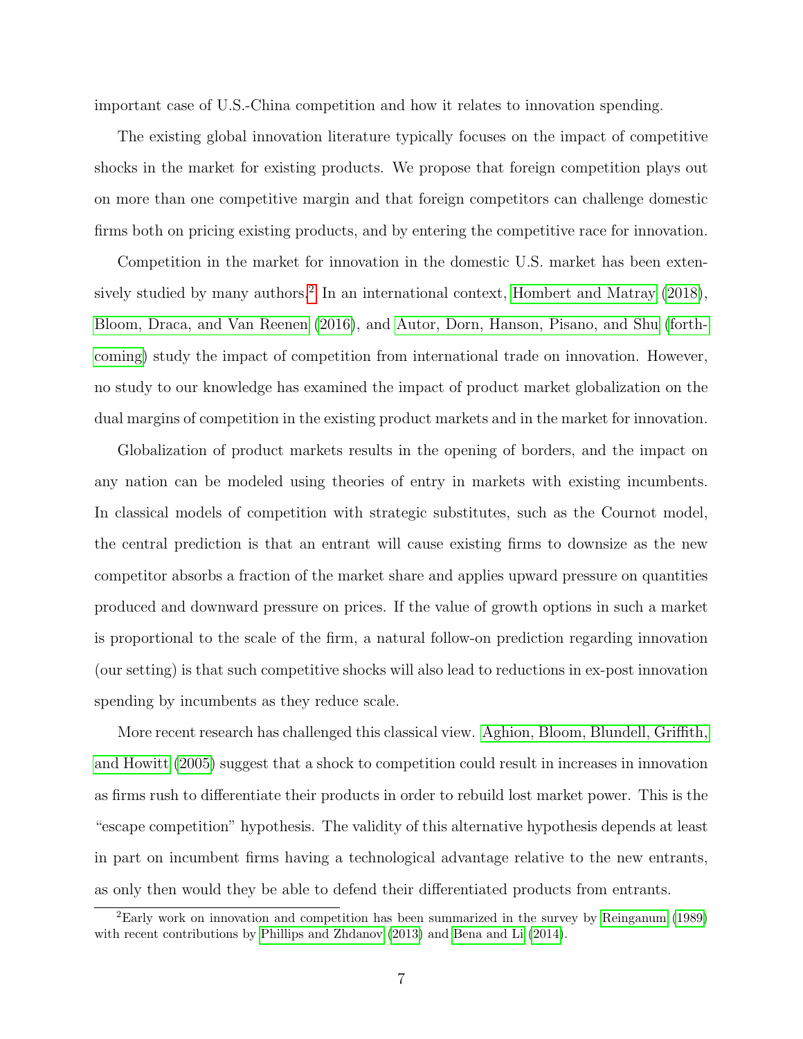important case of U.S.-China competition and how it relates to innovation spending.

The existing global innovation literature typically focuses on the impact of competitive shocks in the market for existing products. We propose that foreign competition plays out on more than one competitive margin and that foreign competitors can challenge domestic firms both on pricing existing products, and by entering the competitive race for innovation.

Competition in the market for innovation in the domestic U.S. market has been extensively studied by many authors.[2] In an international context, Hombert and Matray (2018), Bloom, Draca, and Van Reenen (2016), and Autor, Dorn, Hanson, Pisano, and Shu (forthcoming) study the impact of competition from international trade on innovation. However, no study to our knowledge has examined the impact of product market globalization on the dual margins of competition in the existing product markets and in the market for innovation.

Globalization of product markets results in the opening of borders, and the impact on any nation can be modeled using theories of entry in markets with existing incumbents. In classical models of competition with strategic substitutes, such as the Cournot model, the central prediction is that an entrant will cause existing firms to downsize as the new competitor absorbs a fraction of the market share and applies upward pressure on quantities produced and downward pressure on prices. If the value of growth options in such a market is proportional to the scale of the firm, a natural follow-on prediction regarding innovation (our setting) is that such competitive shocks will also lead to reductions in ex-post innovation spending by incumbents as they reduce scale.

More recent research has challenged this classical view. Aghion, Bloom, Blundell, Griffith, and Howitt (2005) suggest that a shock to competition could result in increases in innovation as firms rush to differentiate their products in order to rebuild lost market power. This is the "escape competition" hypothesis. The validity of this alternative hypothesis depends at least in part on incumbent firms having a technological advantage relative to the new entrants, as only then would they be able to defend their differentiated products from entrants.

[2] Early work on innovation and competition has been summarized in the survey by Reinganum (1989) with recent contributions by Phillips and Zhdanov (2013) and Bena and Li (2014).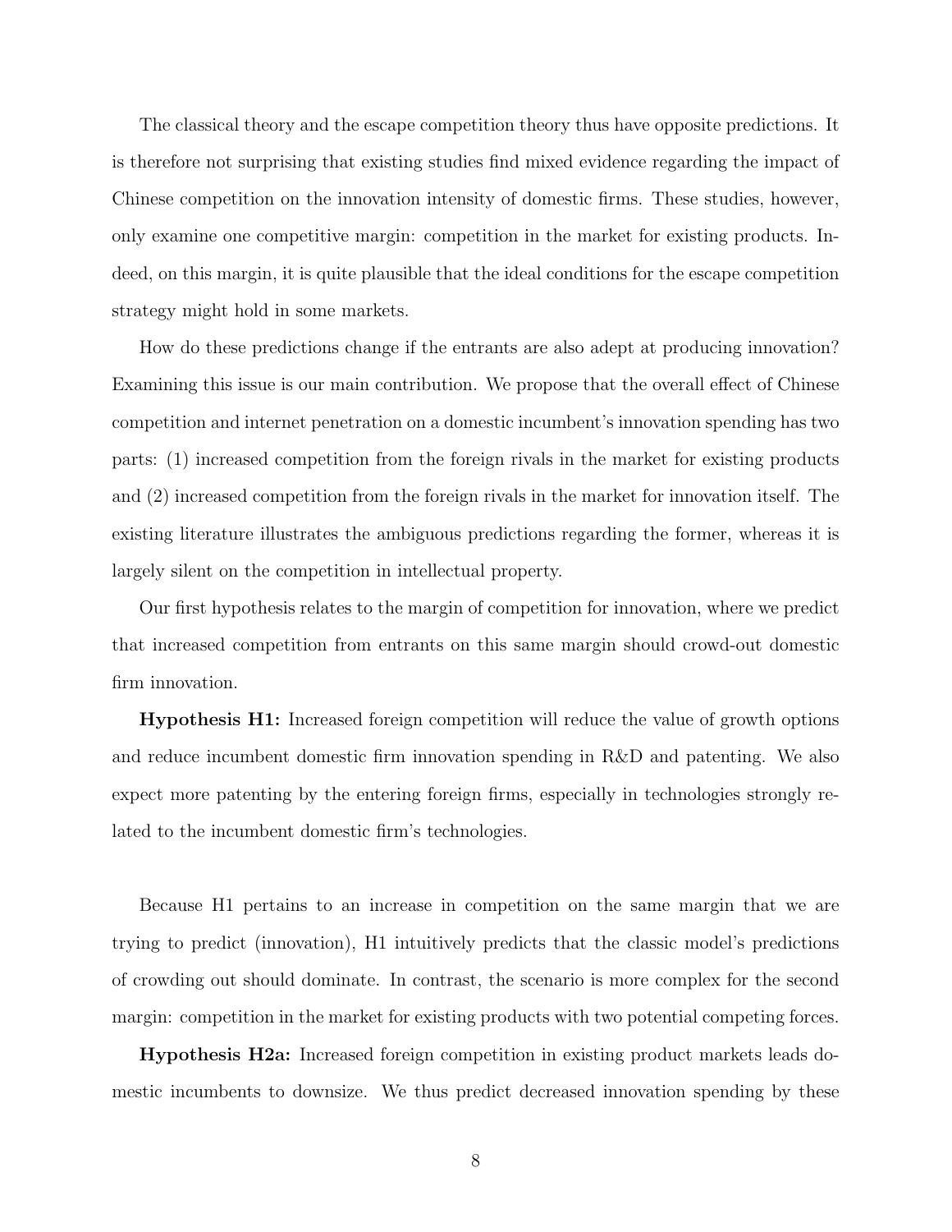The classical theory and the escape competition theory thus have opposite predictions. It is therefore not surprising that existing studies find mixed evidence regarding the impact of Chinese competition on the innovation intensity of domestic firms. These studies, however, only examine one competitive margin: competition in the market for existing products. Indeed, on this margin, it is quite plausible that the ideal conditions for the escape competition strategy might hold in some markets.

How do these predictions change if the entrants are also adept at producing innovation? Examining this issue is our main contribution. We propose that the overall effect of Chinese competition and internet penetration on a domestic incumbent's innovation spending has two parts: (1) increased competition from the foreign rivals in the market for existing products and (2) increased competition from the foreign rivals in the market for innovation itself. The existing literature illustrates the ambiguous predictions regarding the former, whereas it is largely silent on the competition in intellectual property.

Our first hypothesis relates to the margin of competition for innovation, where we predict that increased competition from entrants on this same margin should crowd-out domestic firm innovation.

**Hypothesis H1:** Increased foreign competition will reduce the value of growth options and reduce incumbent domestic firm innovation spending in R&D and patenting. We also expect more patenting by the entering foreign firms, especially in technologies strongly related to the incumbent domestic firm's technologies.

Because H1 pertains to an increase in competition on the same margin that we are trying to predict (innovation), H1 intuitively predicts that the classic model's predictions of crowding out should dominate. In contrast, the scenario is more complex for the second margin: competition in the market for existing products with two potential competing forces.

**Hypothesis H2a:** Increased foreign competition in existing product markets leads domestic incumbents to downsize. We thus predict decreased innovation spending by these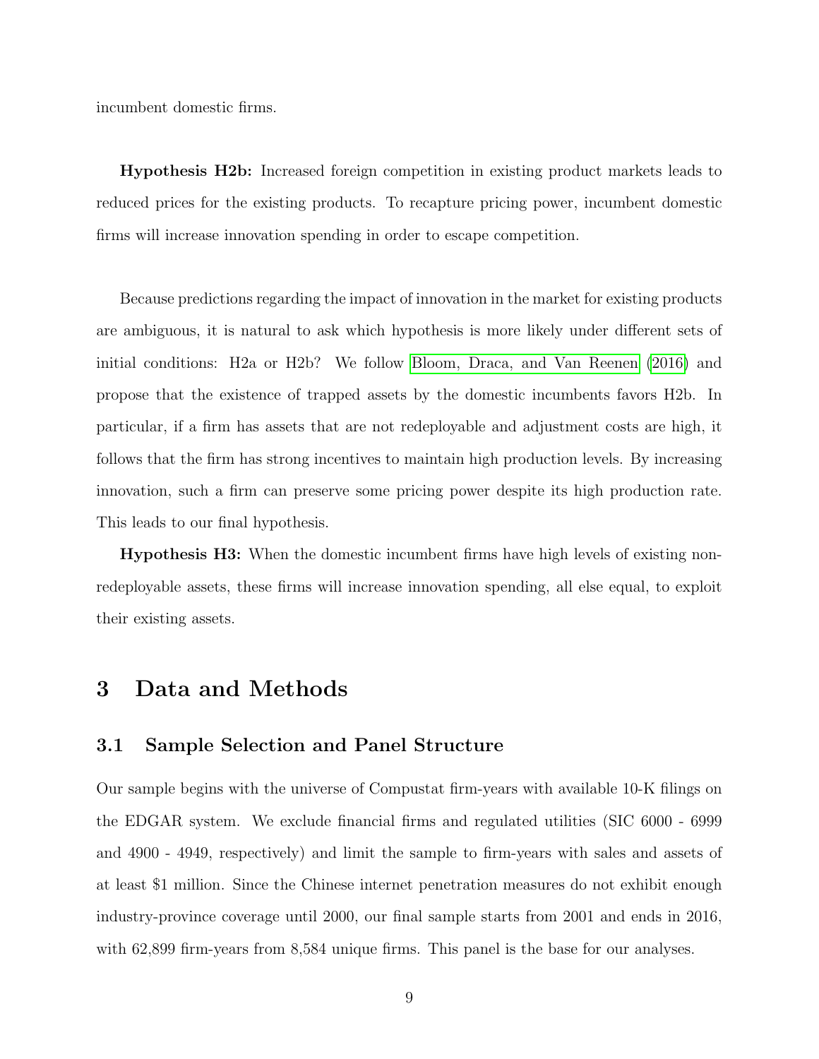incumbent domestic firms.

**Hypothesis H2b:** Increased foreign competition in existing product markets leads to reduced prices for the existing products. To recapture pricing power, incumbent domestic firms will increase innovation spending in order to escape competition.

Because predictions regarding the impact of innovation in the market for existing products are ambiguous, it is natural to ask which hypothesis is more likely under different sets of initial conditions: H2a or H2b? We follow Bloom, Draca, and Van Reenen (2016) and propose that the existence of trapped assets by the domestic incumbents favors H2b. In particular, if a firm has assets that are not redeployable and adjustment costs are high, it follows that the firm has strong incentives to maintain high production levels. By increasing innovation, such a firm can preserve some pricing power despite its high production rate. This leads to our final hypothesis.

**Hypothesis H3:** When the domestic incumbent firms have high levels of existing non-redeployable assets, these firms will increase innovation spending, all else equal, to exploit their existing assets.

# 3 Data and Methods

## 3.1 Sample Selection and Panel Structure

Our sample begins with the universe of Compustat firm-years with available 10-K filings on the EDGAR system. We exclude financial firms and regulated utilities (SIC 6000 - 6999 and 4900 - 4949, respectively) and limit the sample to firm-years with sales and assets of at least $1 million. Since the Chinese internet penetration measures do not exhibit enough industry-province coverage until 2000, our final sample starts from 2001 and ends in 2016, with 62,899 firm-years from 8,584 unique firms. This panel is the base for our analyses.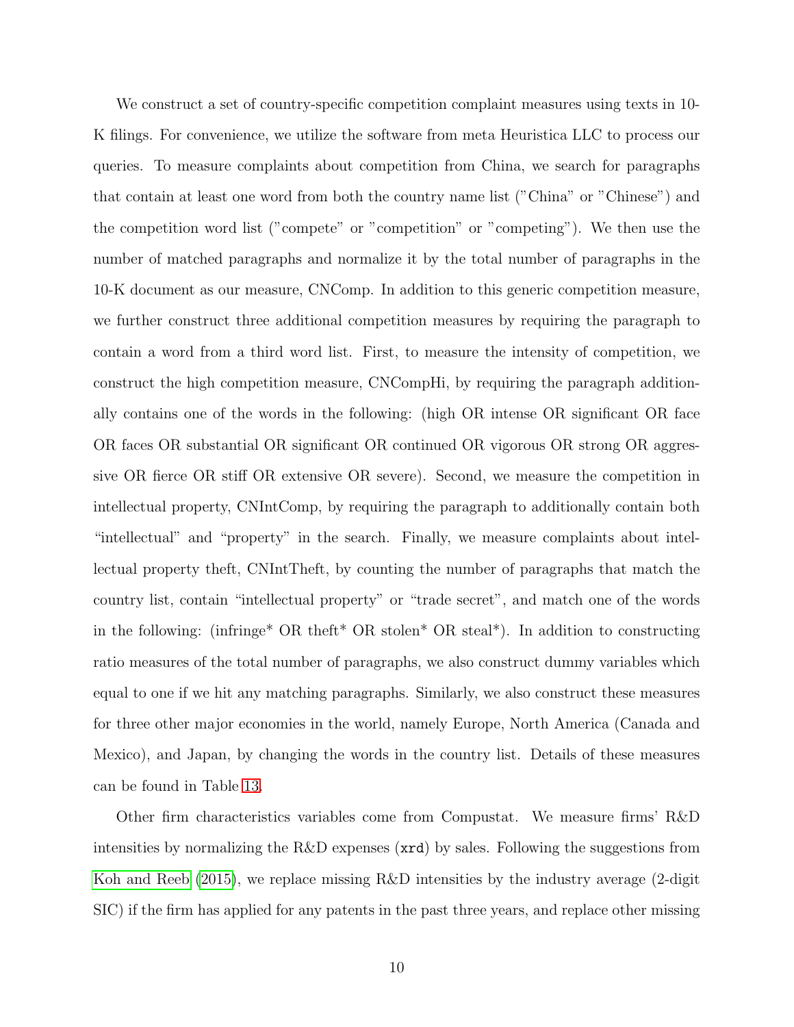We construct a set of country-specific competition complaint measures using texts in 10-K filings. For convenience, we utilize the software from meta Heuristica LLC to process our queries. To measure complaints about competition from China, we search for paragraphs that contain at least one word from both the country name list ("China" or "Chinese") and the competition word list ("compete" or "competition" or "competing"). We then use the number of matched paragraphs and normalize it by the total number of paragraphs in the 10-K document as our measure, CNComp. In addition to this generic competition measure, we further construct three additional competition measures by requiring the paragraph to contain a word from a third word list. First, to measure the intensity of competition, we construct the high competition measure, CNCompHi, by requiring the paragraph additionally contains one of the words in the following: (high OR intense OR significant OR face OR faces OR substantial OR significant OR continued OR vigorous OR strong OR aggressive OR fierce OR stiff OR extensive OR severe). Second, we measure the competition in intellectual property, CNIntComp, by requiring the paragraph to additionally contain both "intellectual" and "property" in the search. Finally, we measure complaints about intellectual property theft, CNIntTheft, by counting the number of paragraphs that match the country list, contain "intellectual property" or "trade secret", and match one of the words in the following: (infringe* OR theft* OR stolen* OR steal*). In addition to constructing ratio measures of the total number of paragraphs, we also construct dummy variables which equal to one if we hit any matching paragraphs. Similarly, we also construct these measures for three other major economies in the world, namely Europe, North America (Canada and Mexico), and Japan, by changing the words in the country list. Details of these measures can be found in Table 13.

Other firm characteristics variables come from Compustat. We measure firms' R&D intensities by normalizing the R&D expenses (`xrd`) by sales. Following the suggestions from Koh and Reeb (2015), we replace missing R&D intensities by the industry average (2-digit SIC) if the firm has applied for any patents in the past three years, and replace other missing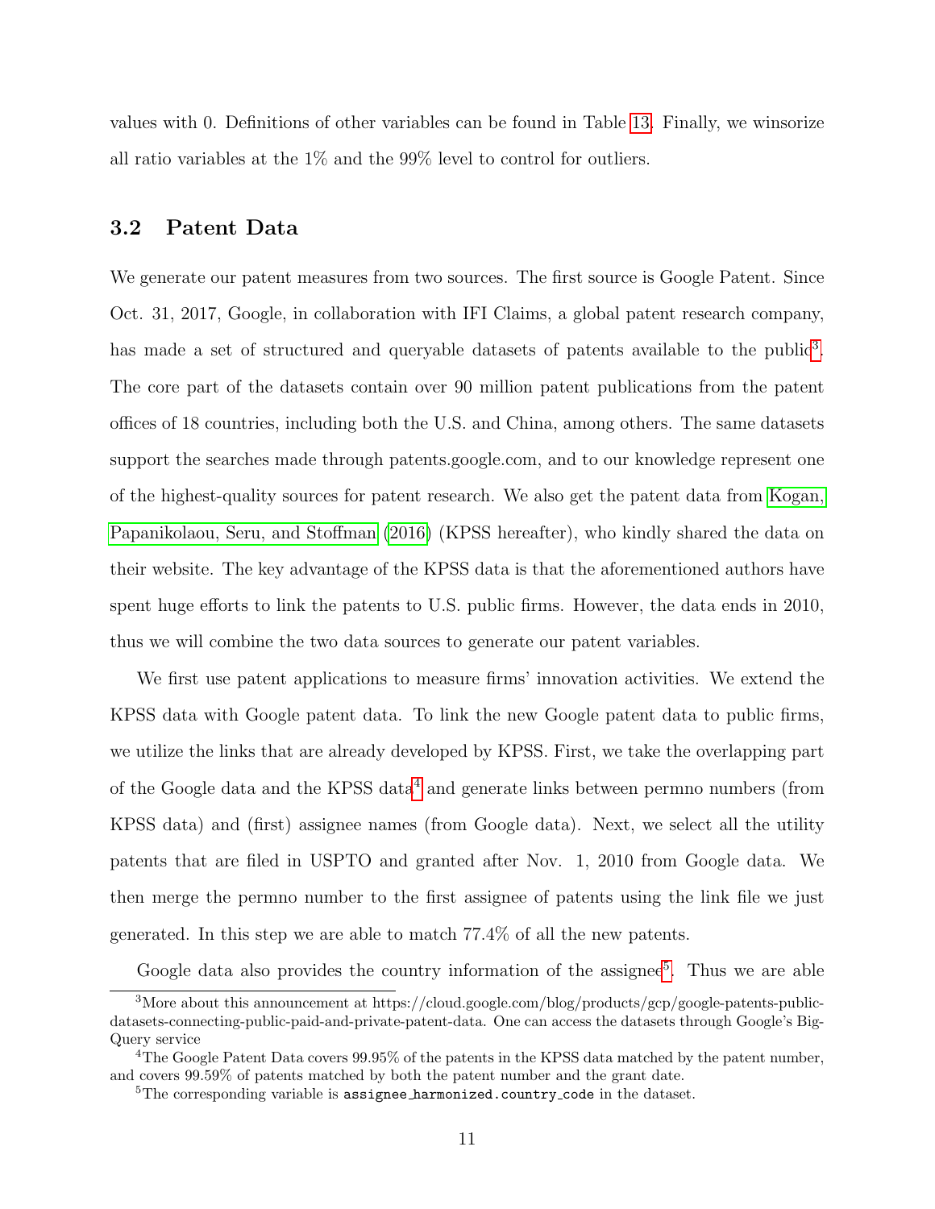values with 0. Definitions of other variables can be found in Table 13. Finally, we winsorize all ratio variables at the 1% and the 99% level to control for outliers.

### 3.2 Patent Data

We generate our patent measures from two sources. The first source is Google Patent. Since Oct. 31, 2017, Google, in collaboration with IFI Claims, a global patent research company, has made a set of structured and queryable datasets of patents available to the public[3]. The core part of the datasets contain over 90 million patent publications from the patent offices of 18 countries, including both the U.S. and China, among others. The same datasets support the searches made through patents.google.com, and to our knowledge represent one of the highest-quality sources for patent research. We also get the patent data from Kogan, Papanikolaou, Seru, and Stoffman (2016) (KPSS hereafter), who kindly shared the data on their website. The key advantage of the KPSS data is that the aforementioned authors have spent huge efforts to link the patents to U.S. public firms. However, the data ends in 2010, thus we will combine the two data sources to generate our patent variables.

We first use patent applications to measure firms' innovation activities. We extend the KPSS data with Google patent data. To link the new Google patent data to public firms, we utilize the links that are already developed by KPSS. First, we take the overlapping part of the Google data and the KPSS data[4] and generate links between permno numbers (from KPSS data) and (first) assignee names (from Google data). Next, we select all the utility patents that are filed in USPTO and granted after Nov. 1, 2010 from Google data. We then merge the permno number to the first assignee of patents using the link file we just generated. In this step we are able to match 77.4% of all the new patents.

Google data also provides the country information of the assignee[5]. Thus we are able

---

[3] More about this announcement at https://cloud.google.com/blog/products/gcp/google-patents-public-datasets-connecting-public-paid-and-private-patent-data. One can access the datasets through Google's BigQuery service

[4] The Google Patent Data covers 99.95% of the patents in the KPSS data matched by the patent number, and covers 99.59% of patents matched by both the patent number and the grant date.

[5] The corresponding variable is `assignee_harmonized.country_code` in the dataset.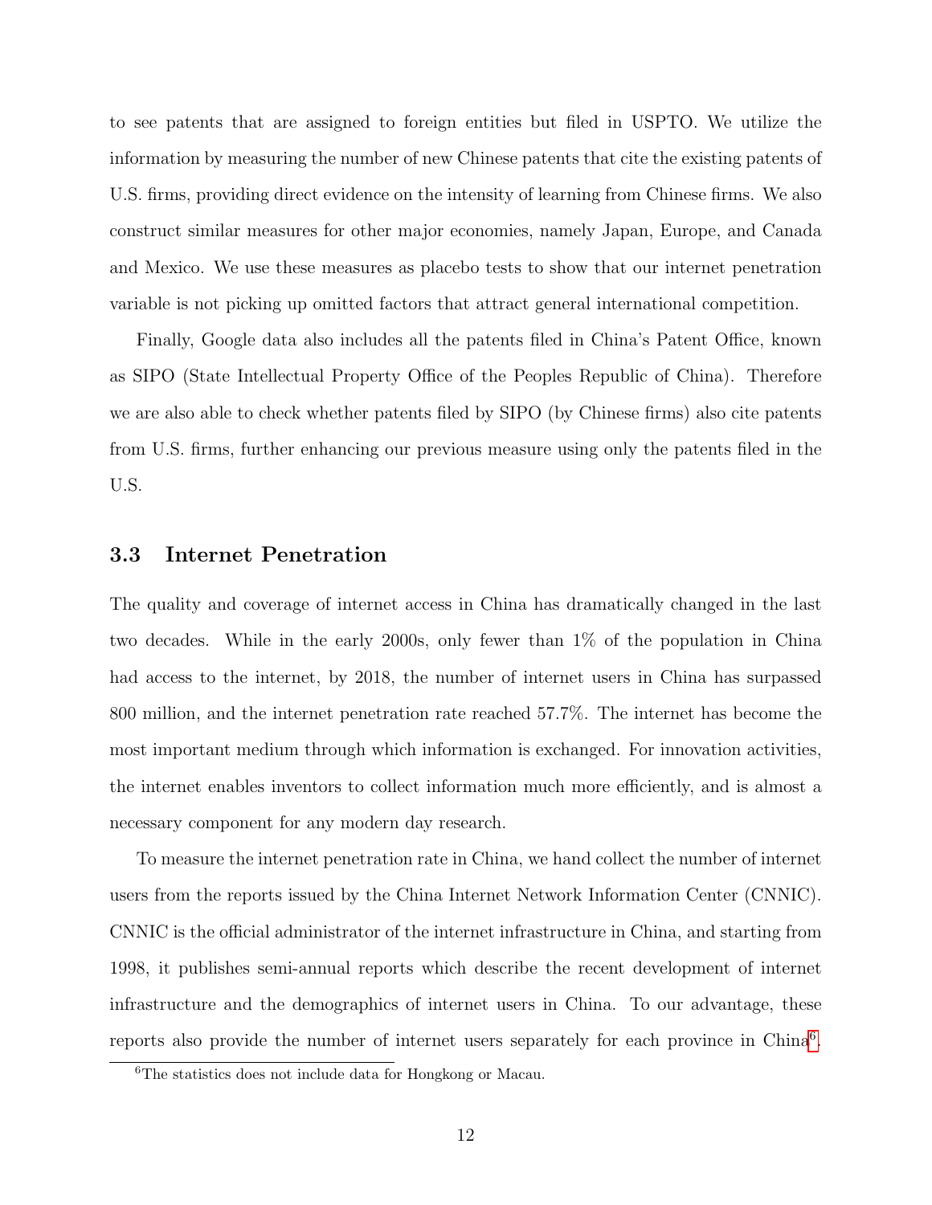to see patents that are assigned to foreign entities but filed in USPTO. We utilize the information by measuring the number of new Chinese patents that cite the existing patents of U.S. firms, providing direct evidence on the intensity of learning from Chinese firms. We also construct similar measures for other major economies, namely Japan, Europe, and Canada and Mexico. We use these measures as placebo tests to show that our internet penetration variable is not picking up omitted factors that attract general international competition.

Finally, Google data also includes all the patents filed in China's Patent Office, known as SIPO (State Intellectual Property Office of the Peoples Republic of China). Therefore we are also able to check whether patents filed by SIPO (by Chinese firms) also cite patents from U.S. firms, further enhancing our previous measure using only the patents filed in the U.S.

### 3.3 Internet Penetration

The quality and coverage of internet access in China has dramatically changed in the last two decades. While in the early 2000s, only fewer than 1% of the population in China had access to the internet, by 2018, the number of internet users in China has surpassed 800 million, and the internet penetration rate reached 57.7%. The internet has become the most important medium through which information is exchanged. For innovation activities, the internet enables inventors to collect information much more efficiently, and is almost a necessary component for any modern day research.

To measure the internet penetration rate in China, we hand collect the number of internet users from the reports issued by the China Internet Network Information Center (CNNIC). CNNIC is the official administrator of the internet infrastructure in China, and starting from 1998, it publishes semi-annual reports which describe the recent development of internet infrastructure and the demographics of internet users in China. To our advantage, these reports also provide the number of internet users separately for each province in China[6].

[6] The statistics does not include data for Hongkong or Macau.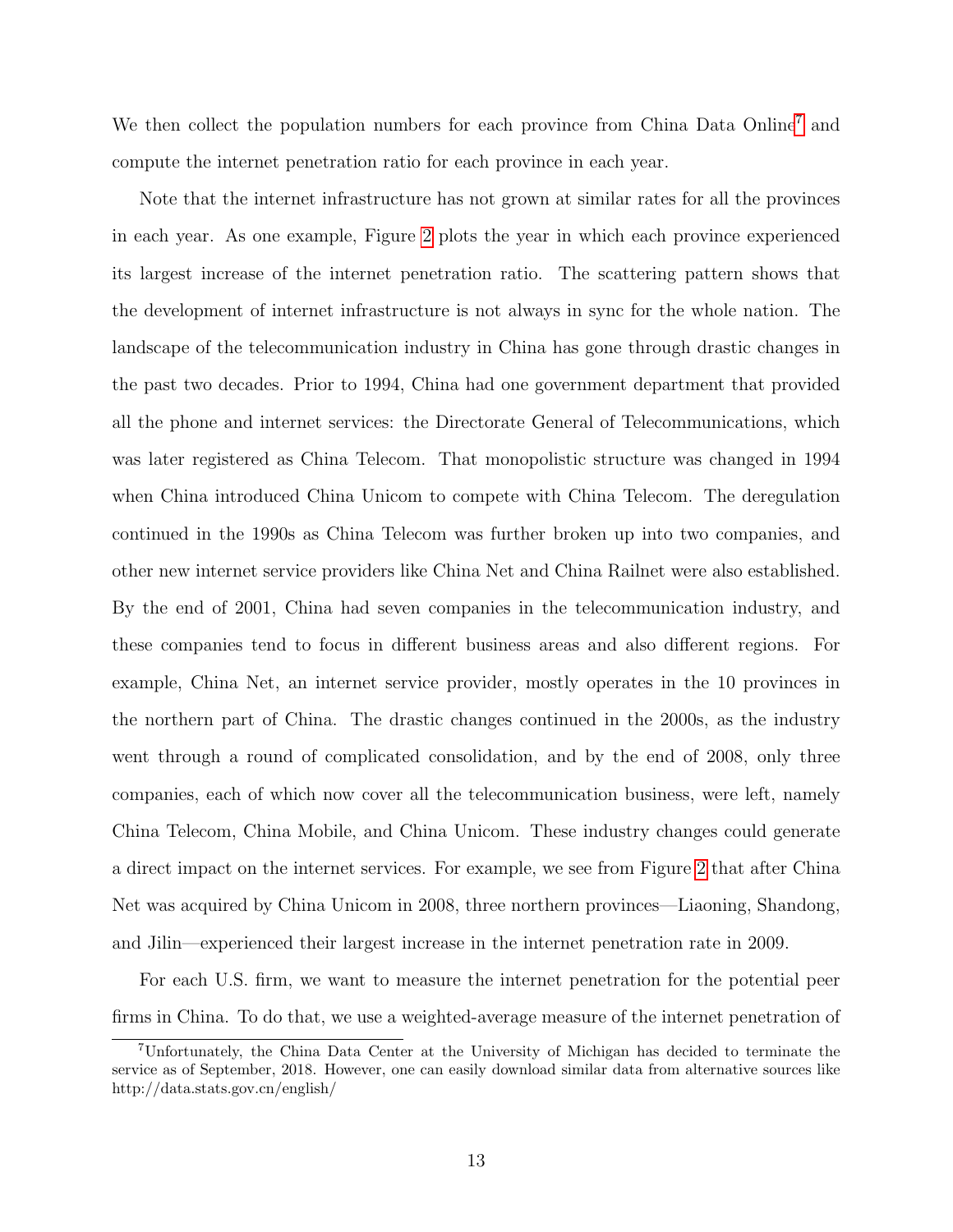We then collect the population numbers for each province from China Data Online[7] and compute the internet penetration ratio for each province in each year.

Note that the internet infrastructure has not grown at similar rates for all the provinces in each year. As one example, Figure 2 plots the year in which each province experienced its largest increase of the internet penetration ratio. The scattering pattern shows that the development of internet infrastructure is not always in sync for the whole nation. The landscape of the telecommunication industry in China has gone through drastic changes in the past two decades. Prior to 1994, China had one government department that provided all the phone and internet services: the Directorate General of Telecommunications, which was later registered as China Telecom. That monopolistic structure was changed in 1994 when China introduced China Unicom to compete with China Telecom. The deregulation continued in the 1990s as China Telecom was further broken up into two companies, and other new internet service providers like China Net and China Railnet were also established. By the end of 2001, China had seven companies in the telecommunication industry, and these companies tend to focus in different business areas and also different regions. For example, China Net, an internet service provider, mostly operates in the 10 provinces in the northern part of China. The drastic changes continued in the 2000s, as the industry went through a round of complicated consolidation, and by the end of 2008, only three companies, each of which now cover all the telecommunication business, were left, namely China Telecom, China Mobile, and China Unicom. These industry changes could generate a direct impact on the internet services. For example, we see from Figure 2 that after China Net was acquired by China Unicom in 2008, three northern provinces—Liaoning, Shandong, and Jilin—experienced their largest increase in the internet penetration rate in 2009.

For each U.S. firm, we want to measure the internet penetration for the potential peer firms in China. To do that, we use a weighted-average measure of the internet penetration of

[7] Unfortunately, the China Data Center at the University of Michigan has decided to terminate the service as of September, 2018. However, one can easily download similar data from alternative sources like http://data.stats.gov.cn/english/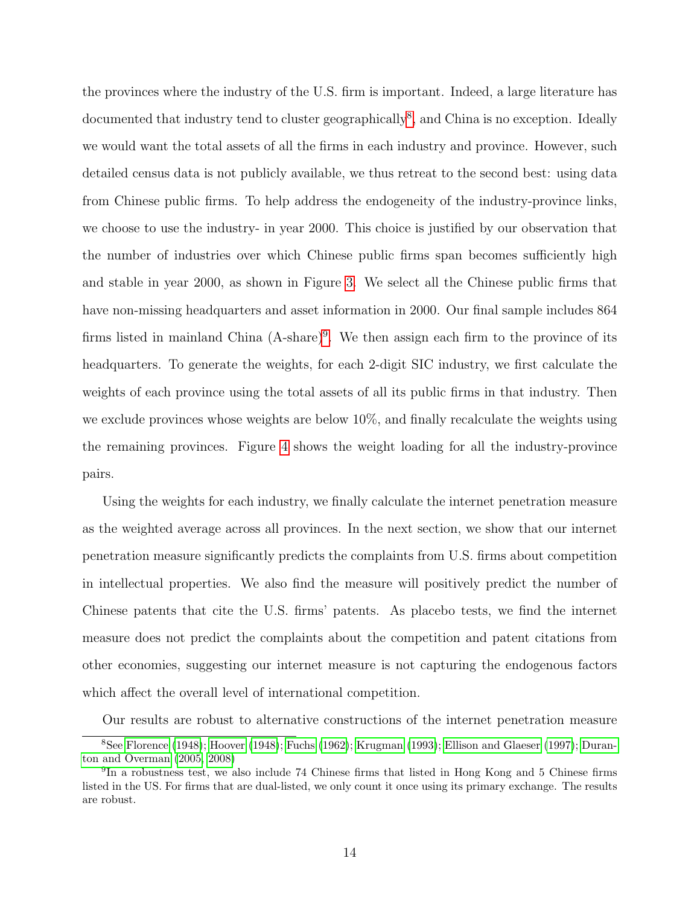the provinces where the industry of the U.S. firm is important. Indeed, a large literature has documented that industry tend to cluster geographically[8], and China is no exception. Ideally we would want the total assets of all the firms in each industry and province. However, such detailed census data is not publicly available, we thus retreat to the second best: using data from Chinese public firms. To help address the endogeneity of the industry-province links, we choose to use the industry- in year 2000. This choice is justified by our observation that the number of industries over which Chinese public firms span becomes sufficiently high and stable in year 2000, as shown in Figure 3. We select all the Chinese public firms that have non-missing headquarters and asset information in 2000. Our final sample includes 864 firms listed in mainland China (A-share)[9]. We then assign each firm to the province of its headquarters. To generate the weights, for each 2-digit SIC industry, we first calculate the weights of each province using the total assets of all its public firms in that industry. Then we exclude provinces whose weights are below 10%, and finally recalculate the weights using the remaining provinces. Figure 4 shows the weight loading for all the industry-province pairs.

Using the weights for each industry, we finally calculate the internet penetration measure as the weighted average across all provinces. In the next section, we show that our internet penetration measure significantly predicts the complaints from U.S. firms about competition in intellectual properties. We also find the measure will positively predict the number of Chinese patents that cite the U.S. firms' patents. As placebo tests, we find the internet measure does not predict the complaints about the competition and patent citations from other economies, suggesting our internet measure is not capturing the endogenous factors which affect the overall level of international competition.

Our results are robust to alternative constructions of the internet penetration measure

[8] See Florence (1948); Hoover (1948); Fuchs (1962); Krugman (1993); Ellison and Glaeser (1997); Duranton and Overman (2005, 2008)

[9] In a robustness test, we also include 74 Chinese firms that listed in Hong Kong and 5 Chinese firms listed in the US. For firms that are dual-listed, we only count it once using its primary exchange. The results are robust.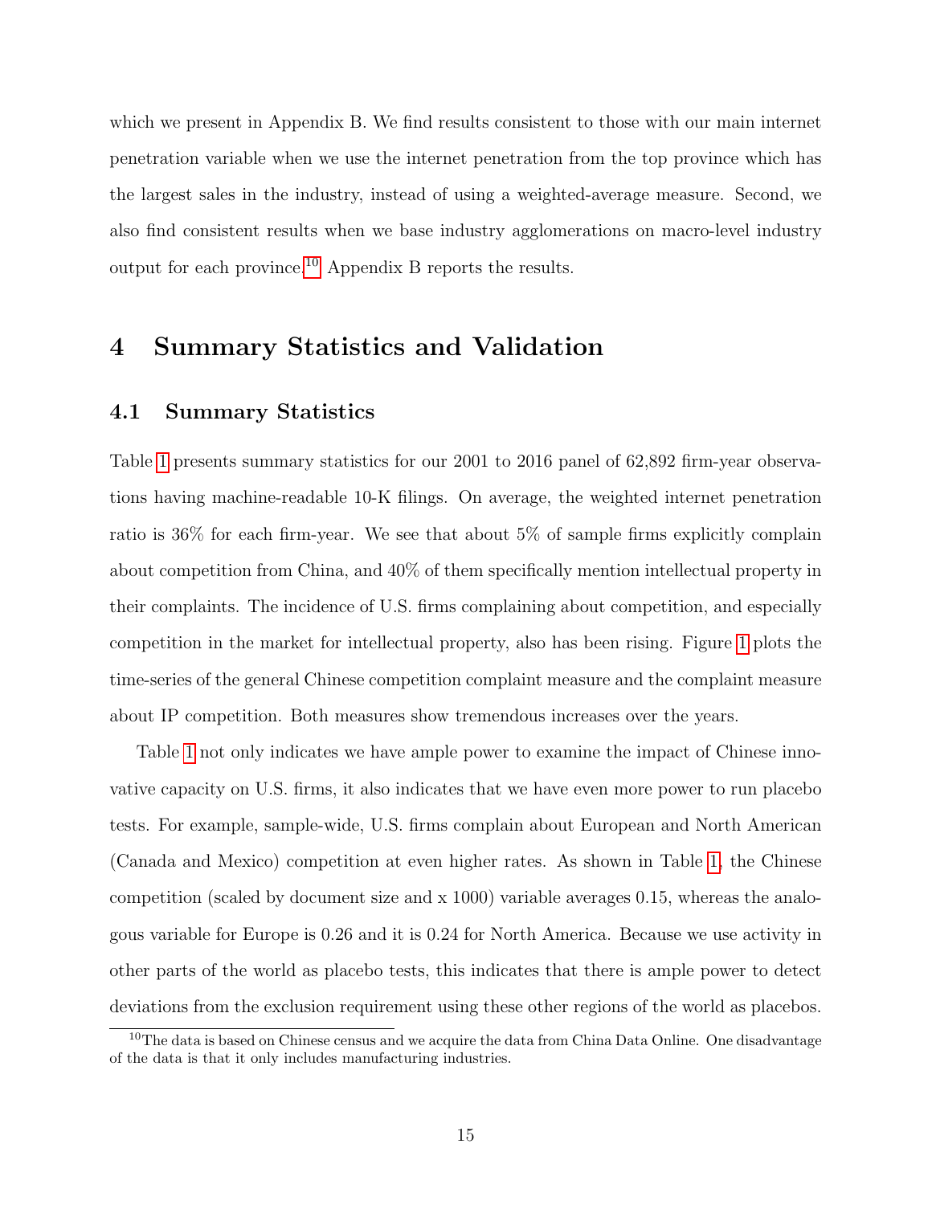which we present in Appendix B. We find results consistent to those with our main internet penetration variable when we use the internet penetration from the top province which has the largest sales in the industry, instead of using a weighted-average measure. Second, we also find consistent results when we base industry agglomerations on macro-level industry output for each province.[10] Appendix B reports the results.

# 4 Summary Statistics and Validation

## 4.1 Summary Statistics

Table 1 presents summary statistics for our 2001 to 2016 panel of 62,892 firm-year observations having machine-readable 10-K filings. On average, the weighted internet penetration ratio is 36% for each firm-year. We see that about 5% of sample firms explicitly complain about competition from China, and 40% of them specifically mention intellectual property in their complaints. The incidence of U.S. firms complaining about competition, and especially competition in the market for intellectual property, also has been rising. Figure 1 plots the time-series of the general Chinese competition complaint measure and the complaint measure about IP competition. Both measures show tremendous increases over the years.

Table 1 not only indicates we have ample power to examine the impact of Chinese innovative capacity on U.S. firms, it also indicates that we have even more power to run placebo tests. For example, sample-wide, U.S. firms complain about European and North American (Canada and Mexico) competition at even higher rates. As shown in Table 1, the Chinese competition (scaled by document size and x 1000) variable averages 0.15, whereas the analogous variable for Europe is 0.26 and it is 0.24 for North America. Because we use activity in other parts of the world as placebo tests, this indicates that there is ample power to detect deviations from the exclusion requirement using these other regions of the world as placebos.

[10] The data is based on Chinese census and we acquire the data from China Data Online. One disadvantage of the data is that it only includes manufacturing industries.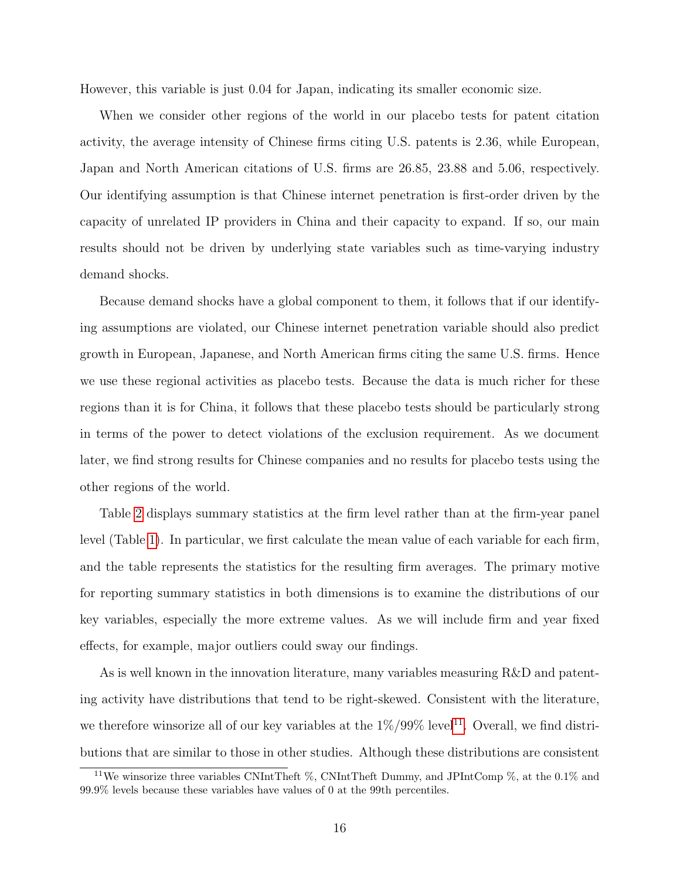However, this variable is just 0.04 for Japan, indicating its smaller economic size.

When we consider other regions of the world in our placebo tests for patent citation activity, the average intensity of Chinese firms citing U.S. patents is 2.36, while European, Japan and North American citations of U.S. firms are 26.85, 23.88 and 5.06, respectively. Our identifying assumption is that Chinese internet penetration is first-order driven by the capacity of unrelated IP providers in China and their capacity to expand. If so, our main results should not be driven by underlying state variables such as time-varying industry demand shocks.

Because demand shocks have a global component to them, it follows that if our identifying assumptions are violated, our Chinese internet penetration variable should also predict growth in European, Japanese, and North American firms citing the same U.S. firms. Hence we use these regional activities as placebo tests. Because the data is much richer for these regions than it is for China, it follows that these placebo tests should be particularly strong in terms of the power to detect violations of the exclusion requirement. As we document later, we find strong results for Chinese companies and no results for placebo tests using the other regions of the world.

Table 2 displays summary statistics at the firm level rather than at the firm-year panel level (Table 1). In particular, we first calculate the mean value of each variable for each firm, and the table represents the statistics for the resulting firm averages. The primary motive for reporting summary statistics in both dimensions is to examine the distributions of our key variables, especially the more extreme values. As we will include firm and year fixed effects, for example, major outliers could sway our findings.

As is well known in the innovation literature, many variables measuring R&D and patenting activity have distributions that tend to be right-skewed. Consistent with the literature, we therefore winsorize all of our key variables at the 1%/99% level[11]. Overall, we find distributions that are similar to those in other studies. Although these distributions are consistent

[11] We winsorize three variables CNIntTheft %, CNIntTheft Dummy, and JPIntComp %, at the 0.1% and 99.9% levels because these variables have values of 0 at the 99th percentiles.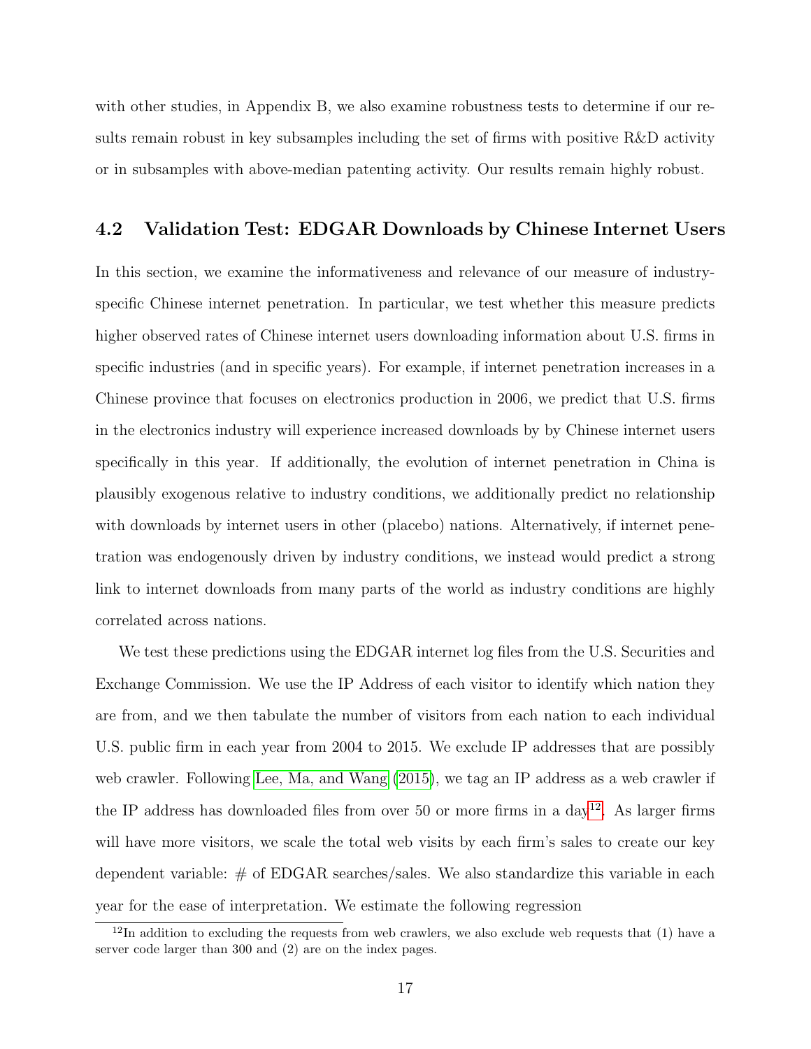with other studies, in Appendix B, we also examine robustness tests to determine if our results remain robust in key subsamples including the set of firms with positive R&D activity or in subsamples with above-median patenting activity. Our results remain highly robust.

## 4.2 Validation Test: EDGAR Downloads by Chinese Internet Users

In this section, we examine the informativeness and relevance of our measure of industry-specific Chinese internet penetration. In particular, we test whether this measure predicts higher observed rates of Chinese internet users downloading information about U.S. firms in specific industries (and in specific years). For example, if internet penetration increases in a Chinese province that focuses on electronics production in 2006, we predict that U.S. firms in the electronics industry will experience increased downloads by by Chinese internet users specifically in this year. If additionally, the evolution of internet penetration in China is plausibly exogenous relative to industry conditions, we additionally predict no relationship with downloads by internet users in other (placebo) nations. Alternatively, if internet penetration was endogenously driven by industry conditions, we instead would predict a strong link to internet downloads from many parts of the world as industry conditions are highly correlated across nations.

We test these predictions using the EDGAR internet log files from the U.S. Securities and Exchange Commission. We use the IP Address of each visitor to identify which nation they are from, and we then tabulate the number of visitors from each nation to each individual U.S. public firm in each year from 2004 to 2015. We exclude IP addresses that are possibly web crawler. Following Lee, Ma, and Wang (2015), we tag an IP address as a web crawler if the IP address has downloaded files from over 50 or more firms in a day[12]. As larger firms will have more visitors, we scale the total web visits by each firm's sales to create our key dependent variable: # of EDGAR searches/sales. We also standardize this variable in each year for the ease of interpretation. We estimate the following regression

[12] In addition to excluding the requests from web crawlers, we also exclude web requests that (1) have a server code larger than 300 and (2) are on the index pages.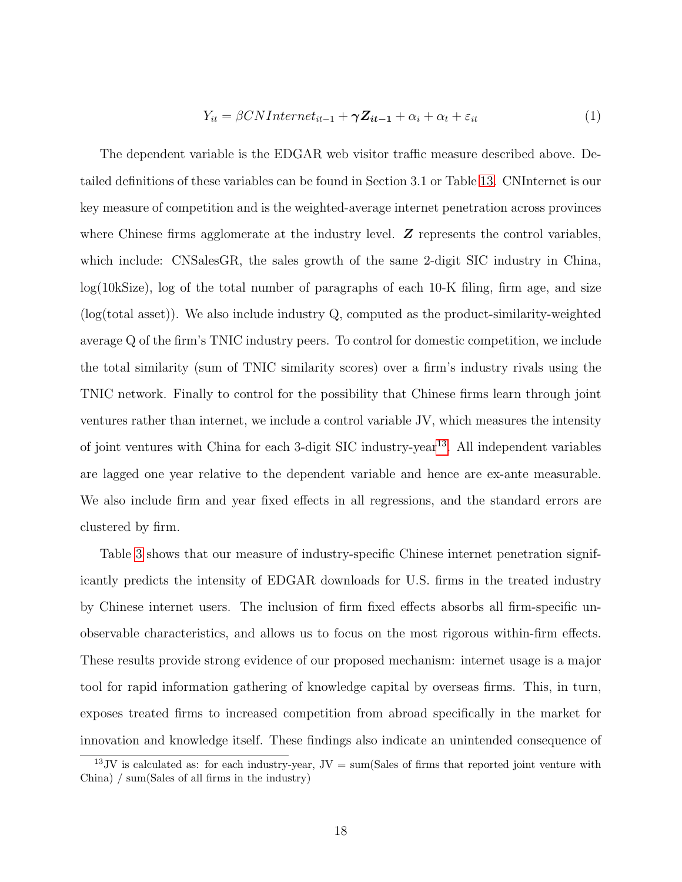$$Y_{it} = \beta CNInternet_{it-1} + \boldsymbol{\gamma Z_{it-1}} + \alpha_i + \alpha_t + \varepsilon_{it} \tag{1}$$

The dependent variable is the EDGAR web visitor traffic measure described above. Detailed definitions of these variables can be found in Section 3.1 or Table 13. CNInternet is our key measure of competition and is the weighted-average internet penetration across provinces where Chinese firms agglomerate at the industry level. $\boldsymbol{Z}$ represents the control variables, which include: CNSalesGR, the sales growth of the same 2-digit SIC industry in China, log(10kSize), log of the total number of paragraphs of each 10-K filing, firm age, and size (log(total asset)). We also include industry Q, computed as the product-similarity-weighted average Q of the firm's TNIC industry peers. To control for domestic competition, we include the total similarity (sum of TNIC similarity scores) over a firm's industry rivals using the TNIC network. Finally to control for the possibility that Chinese firms learn through joint ventures rather than internet, we include a control variable JV, which measures the intensity of joint ventures with China for each 3-digit SIC industry-year[13]. All independent variables are lagged one year relative to the dependent variable and hence are ex-ante measurable. We also include firm and year fixed effects in all regressions, and the standard errors are clustered by firm.

Table 3 shows that our measure of industry-specific Chinese internet penetration significantly predicts the intensity of EDGAR downloads for U.S. firms in the treated industry by Chinese internet users. The inclusion of firm fixed effects absorbs all firm-specific unobservable characteristics, and allows us to focus on the most rigorous within-firm effects. These results provide strong evidence of our proposed mechanism: internet usage is a major tool for rapid information gathering of knowledge capital by overseas firms. This, in turn, exposes treated firms to increased competition from abroad specifically in the market for innovation and knowledge itself. These findings also indicate an unintended consequence of

[13] JV is calculated as: for each industry-year, JV = sum(Sales of firms that reported joint venture with China) / sum(Sales of all firms in the industry)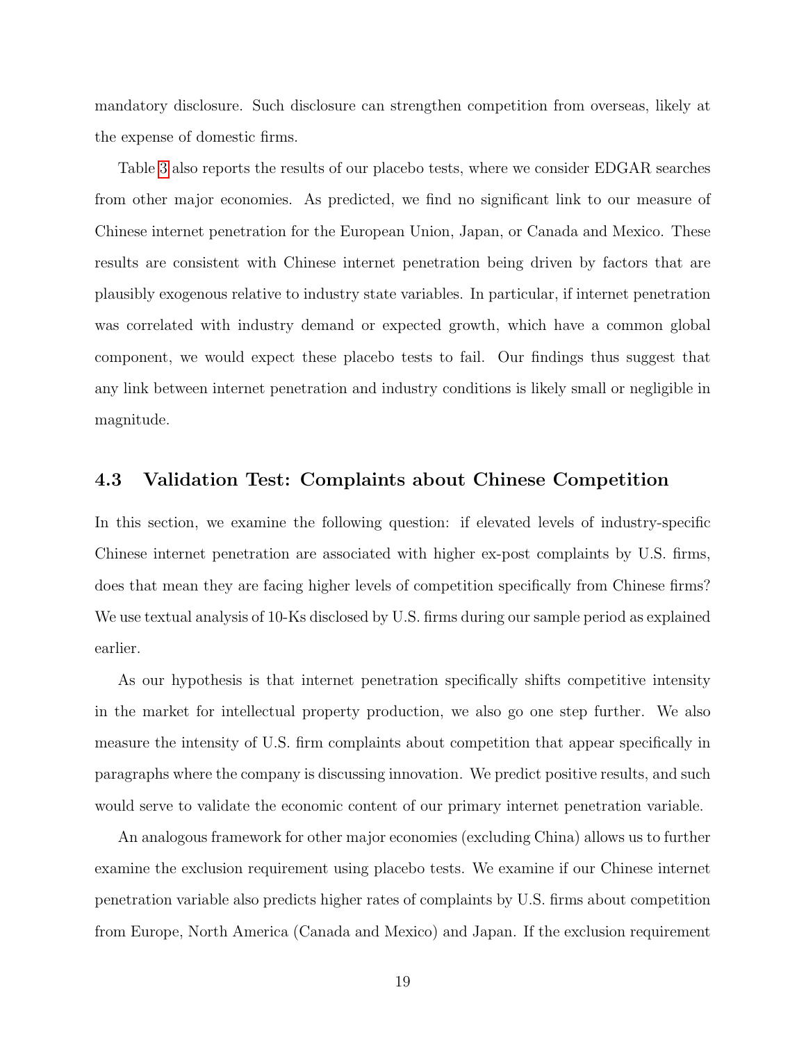mandatory disclosure. Such disclosure can strengthen competition from overseas, likely at the expense of domestic firms.

Table 3 also reports the results of our placebo tests, where we consider EDGAR searches from other major economies. As predicted, we find no significant link to our measure of Chinese internet penetration for the European Union, Japan, or Canada and Mexico. These results are consistent with Chinese internet penetration being driven by factors that are plausibly exogenous relative to industry state variables. In particular, if internet penetration was correlated with industry demand or expected growth, which have a common global component, we would expect these placebo tests to fail. Our findings thus suggest that any link between internet penetration and industry conditions is likely small or negligible in magnitude.

### 4.3 Validation Test: Complaints about Chinese Competition

In this section, we examine the following question: if elevated levels of industry-specific Chinese internet penetration are associated with higher ex-post complaints by U.S. firms, does that mean they are facing higher levels of competition specifically from Chinese firms? We use textual analysis of 10-Ks disclosed by U.S. firms during our sample period as explained earlier.

As our hypothesis is that internet penetration specifically shifts competitive intensity in the market for intellectual property production, we also go one step further. We also measure the intensity of U.S. firm complaints about competition that appear specifically in paragraphs where the company is discussing innovation. We predict positive results, and such would serve to validate the economic content of our primary internet penetration variable.

An analogous framework for other major economies (excluding China) allows us to further examine the exclusion requirement using placebo tests. We examine if our Chinese internet penetration variable also predicts higher rates of complaints by U.S. firms about competition from Europe, North America (Canada and Mexico) and Japan. If the exclusion requirement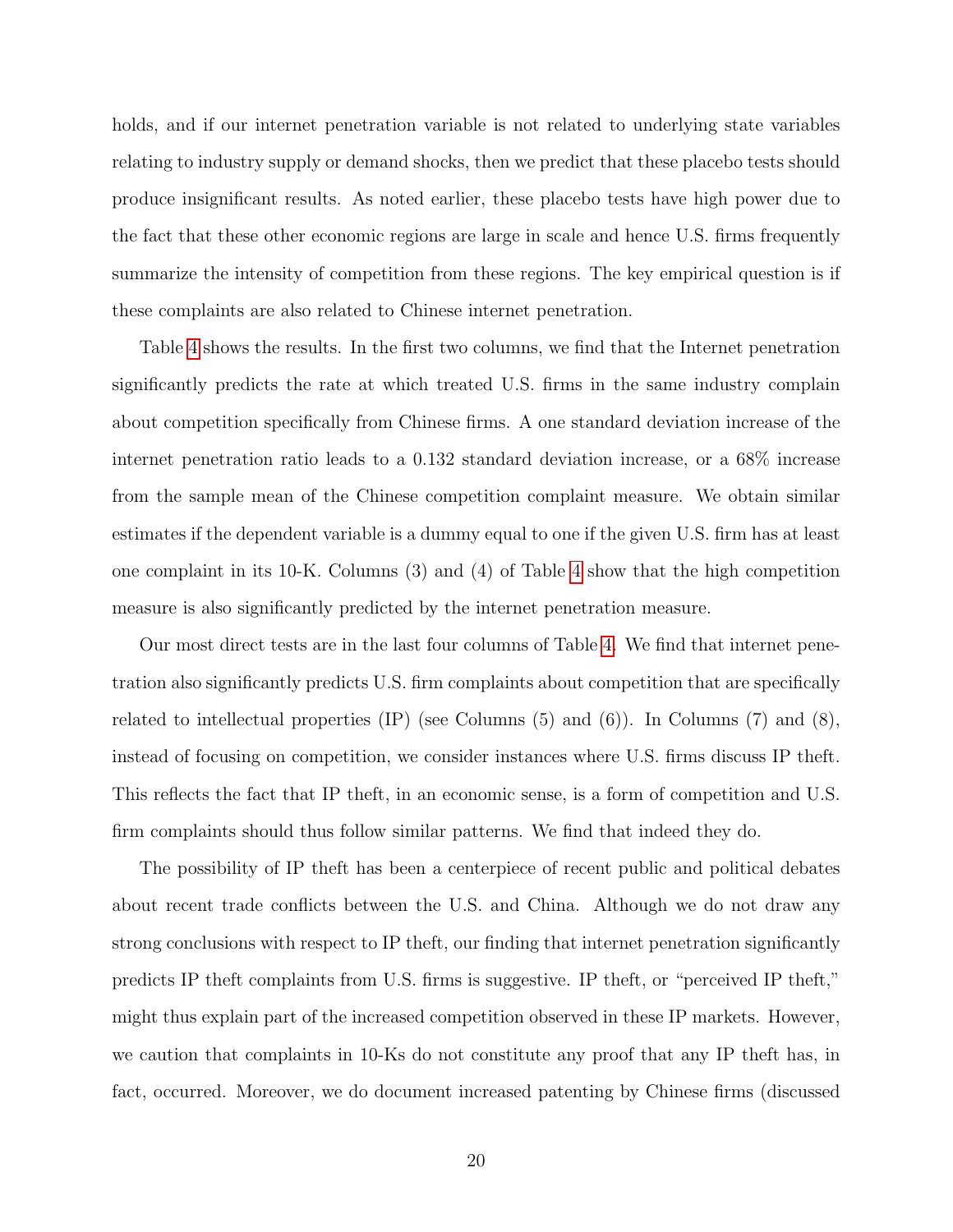holds, and if our internet penetration variable is not related to underlying state variables relating to industry supply or demand shocks, then we predict that these placebo tests should produce insignificant results. As noted earlier, these placebo tests have high power due to the fact that these other economic regions are large in scale and hence U.S. firms frequently summarize the intensity of competition from these regions. The key empirical question is if these complaints are also related to Chinese internet penetration.

Table 4 shows the results. In the first two columns, we find that the Internet penetration significantly predicts the rate at which treated U.S. firms in the same industry complain about competition specifically from Chinese firms. A one standard deviation increase of the internet penetration ratio leads to a 0.132 standard deviation increase, or a 68% increase from the sample mean of the Chinese competition complaint measure. We obtain similar estimates if the dependent variable is a dummy equal to one if the given U.S. firm has at least one complaint in its 10-K. Columns (3) and (4) of Table 4 show that the high competition measure is also significantly predicted by the internet penetration measure.

Our most direct tests are in the last four columns of Table 4. We find that internet penetration also significantly predicts U.S. firm complaints about competition that are specifically related to intellectual properties (IP) (see Columns (5) and (6)). In Columns (7) and (8), instead of focusing on competition, we consider instances where U.S. firms discuss IP theft. This reflects the fact that IP theft, in an economic sense, is a form of competition and U.S. firm complaints should thus follow similar patterns. We find that indeed they do.

The possibility of IP theft has been a centerpiece of recent public and political debates about recent trade conflicts between the U.S. and China. Although we do not draw any strong conclusions with respect to IP theft, our finding that internet penetration significantly predicts IP theft complaints from U.S. firms is suggestive. IP theft, or "perceived IP theft," might thus explain part of the increased competition observed in these IP markets. However, we caution that complaints in 10-Ks do not constitute any proof that any IP theft has, in fact, occurred. Moreover, we do document increased patenting by Chinese firms (discussed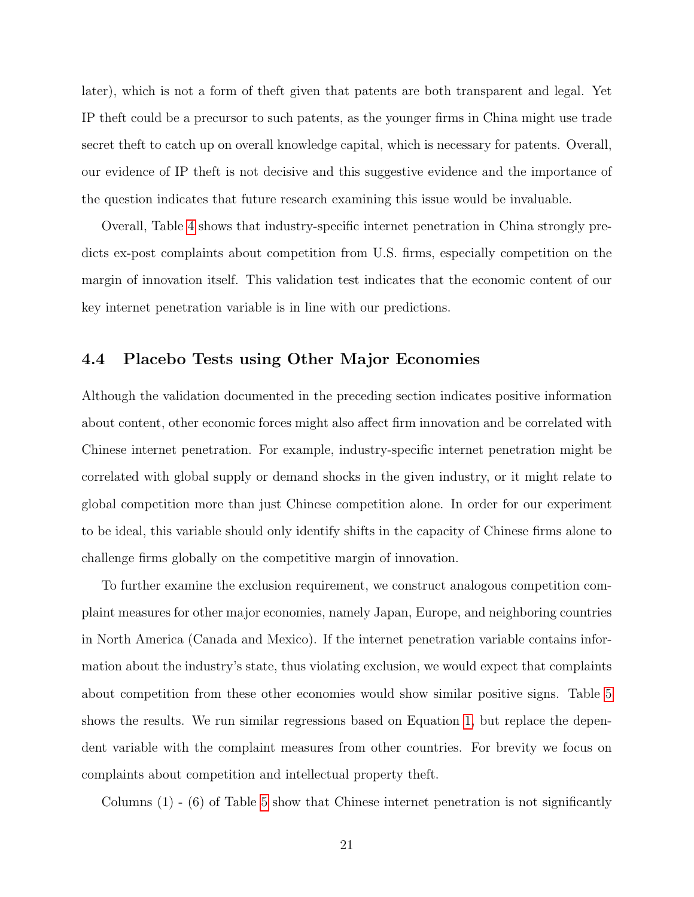later), which is not a form of theft given that patents are both transparent and legal. Yet IP theft could be a precursor to such patents, as the younger firms in China might use trade secret theft to catch up on overall knowledge capital, which is necessary for patents. Overall, our evidence of IP theft is not decisive and this suggestive evidence and the importance of the question indicates that future research examining this issue would be invaluable.

Overall, Table 4 shows that industry-specific internet penetration in China strongly predicts ex-post complaints about competition from U.S. firms, especially competition on the margin of innovation itself. This validation test indicates that the economic content of our key internet penetration variable is in line with our predictions.

### 4.4 Placebo Tests using Other Major Economies

Although the validation documented in the preceding section indicates positive information about content, other economic forces might also affect firm innovation and be correlated with Chinese internet penetration. For example, industry-specific internet penetration might be correlated with global supply or demand shocks in the given industry, or it might relate to global competition more than just Chinese competition alone. In order for our experiment to be ideal, this variable should only identify shifts in the capacity of Chinese firms alone to challenge firms globally on the competitive margin of innovation.

To further examine the exclusion requirement, we construct analogous competition complaint measures for other major economies, namely Japan, Europe, and neighboring countries in North America (Canada and Mexico). If the internet penetration variable contains information about the industry's state, thus violating exclusion, we would expect that complaints about competition from these other economies would show similar positive signs. Table 5 shows the results. We run similar regressions based on Equation 1, but replace the dependent variable with the complaint measures from other countries. For brevity we focus on complaints about competition and intellectual property theft.

Columns (1) - (6) of Table 5 show that Chinese internet penetration is not significantly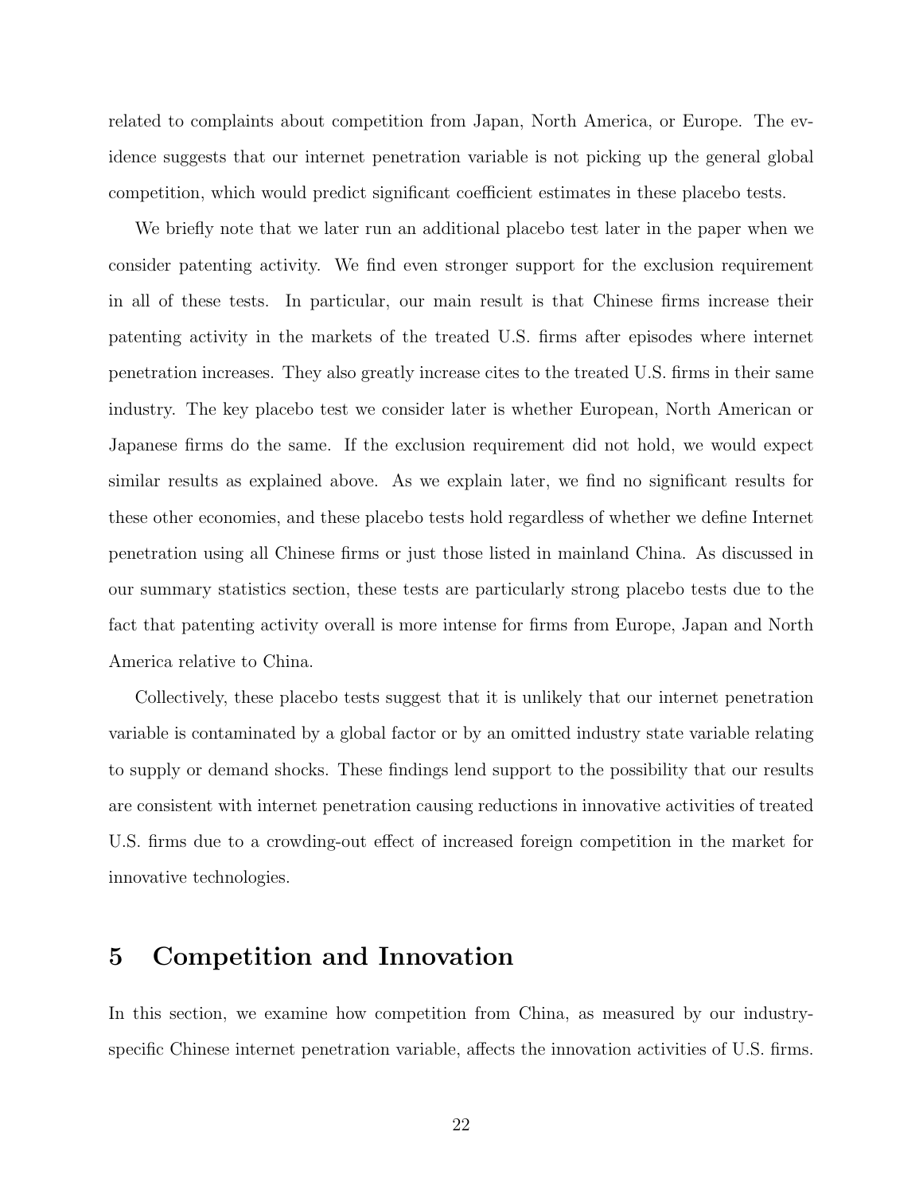related to complaints about competition from Japan, North America, or Europe. The evidence suggests that our internet penetration variable is not picking up the general global competition, which would predict significant coefficient estimates in these placebo tests.

We briefly note that we later run an additional placebo test later in the paper when we consider patenting activity. We find even stronger support for the exclusion requirement in all of these tests. In particular, our main result is that Chinese firms increase their patenting activity in the markets of the treated U.S. firms after episodes where internet penetration increases. They also greatly increase cites to the treated U.S. firms in their same industry. The key placebo test we consider later is whether European, North American or Japanese firms do the same. If the exclusion requirement did not hold, we would expect similar results as explained above. As we explain later, we find no significant results for these other economies, and these placebo tests hold regardless of whether we define Internet penetration using all Chinese firms or just those listed in mainland China. As discussed in our summary statistics section, these tests are particularly strong placebo tests due to the fact that patenting activity overall is more intense for firms from Europe, Japan and North America relative to China.

Collectively, these placebo tests suggest that it is unlikely that our internet penetration variable is contaminated by a global factor or by an omitted industry state variable relating to supply or demand shocks. These findings lend support to the possibility that our results are consistent with internet penetration causing reductions in innovative activities of treated U.S. firms due to a crowding-out effect of increased foreign competition in the market for innovative technologies.

# 5 Competition and Innovation

In this section, we examine how competition from China, as measured by our industry-specific Chinese internet penetration variable, affects the innovation activities of U.S. firms.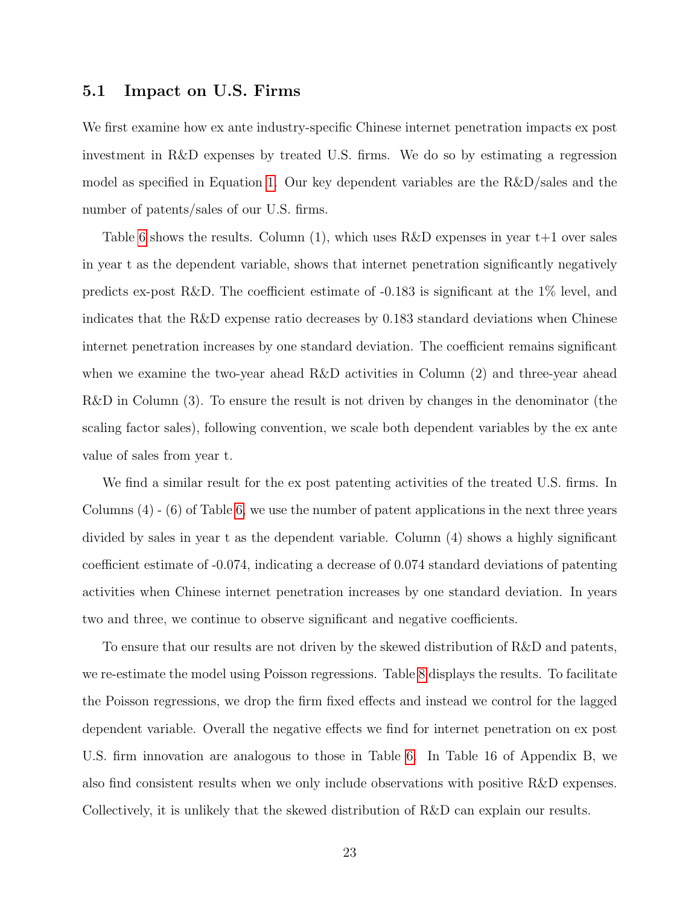### 5.1 Impact on U.S. Firms

We first examine how ex ante industry-specific Chinese internet penetration impacts ex post investment in R&D expenses by treated U.S. firms. We do so by estimating a regression model as specified in Equation 1. Our key dependent variables are the R&D/sales and the number of patents/sales of our U.S. firms.

Table 6 shows the results. Column (1), which uses R&D expenses in year t+1 over sales in year t as the dependent variable, shows that internet penetration significantly negatively predicts ex-post R&D. The coefficient estimate of -0.183 is significant at the 1% level, and indicates that the R&D expense ratio decreases by 0.183 standard deviations when Chinese internet penetration increases by one standard deviation. The coefficient remains significant when we examine the two-year ahead R&D activities in Column (2) and three-year ahead R&D in Column (3). To ensure the result is not driven by changes in the denominator (the scaling factor sales), following convention, we scale both dependent variables by the ex ante value of sales from year t.

We find a similar result for the ex post patenting activities of the treated U.S. firms. In Columns (4) - (6) of Table 6, we use the number of patent applications in the next three years divided by sales in year t as the dependent variable. Column (4) shows a highly significant coefficient estimate of -0.074, indicating a decrease of 0.074 standard deviations of patenting activities when Chinese internet penetration increases by one standard deviation. In years two and three, we continue to observe significant and negative coefficients.

To ensure that our results are not driven by the skewed distribution of R&D and patents, we re-estimate the model using Poisson regressions. Table 8 displays the results. To facilitate the Poisson regressions, we drop the firm fixed effects and instead we control for the lagged dependent variable. Overall the negative effects we find for internet penetration on ex post U.S. firm innovation are analogous to those in Table 6. In Table 16 of Appendix B, we also find consistent results when we only include observations with positive R&D expenses. Collectively, it is unlikely that the skewed distribution of R&D can explain our results.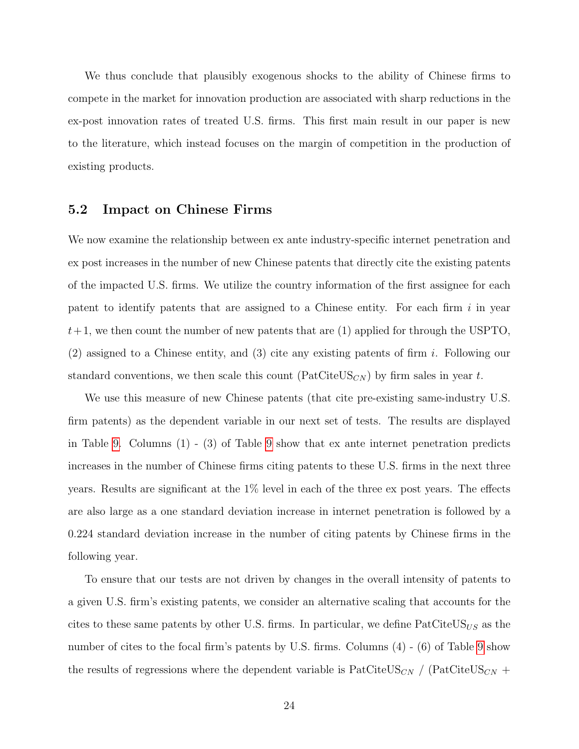We thus conclude that plausibly exogenous shocks to the ability of Chinese firms to compete in the market for innovation production are associated with sharp reductions in the ex-post innovation rates of treated U.S. firms. This first main result in our paper is new to the literature, which instead focuses on the margin of competition in the production of existing products.

## 5.2 Impact on Chinese Firms

We now examine the relationship between ex ante industry-specific internet penetration and ex post increases in the number of new Chinese patents that directly cite the existing patents of the impacted U.S. firms. We utilize the country information of the first assignee for each patent to identify patents that are assigned to a Chinese entity. For each firm $i$ in year $t+1$, we then count the number of new patents that are (1) applied for through the USPTO, (2) assigned to a Chinese entity, and (3) cite any existing patents of firm $i$. Following our standard conventions, we then scale this count ($\text{PatCiteUS}_{CN}$) by firm sales in year $t$.

We use this measure of new Chinese patents (that cite pre-existing same-industry U.S. firm patents) as the dependent variable in our next set of tests. The results are displayed in Table 9. Columns (1) - (3) of Table 9 show that ex ante internet penetration predicts increases in the number of Chinese firms citing patents to these U.S. firms in the next three years. Results are significant at the 1% level in each of the three ex post years. The effects are also large as a one standard deviation increase in internet penetration is followed by a 0.224 standard deviation increase in the number of citing patents by Chinese firms in the following year.

To ensure that our tests are not driven by changes in the overall intensity of patents to a given U.S. firm's existing patents, we consider an alternative scaling that accounts for the cites to these same patents by other U.S. firms. In particular, we define $\text{PatCiteUS}_{US}$ as the number of cites to the focal firm's patents by U.S. firms. Columns (4) - (6) of Table 9 show the results of regressions where the dependent variable is $\text{PatCiteUS}_{CN}$ / ($\text{PatCiteUS}_{CN}$ +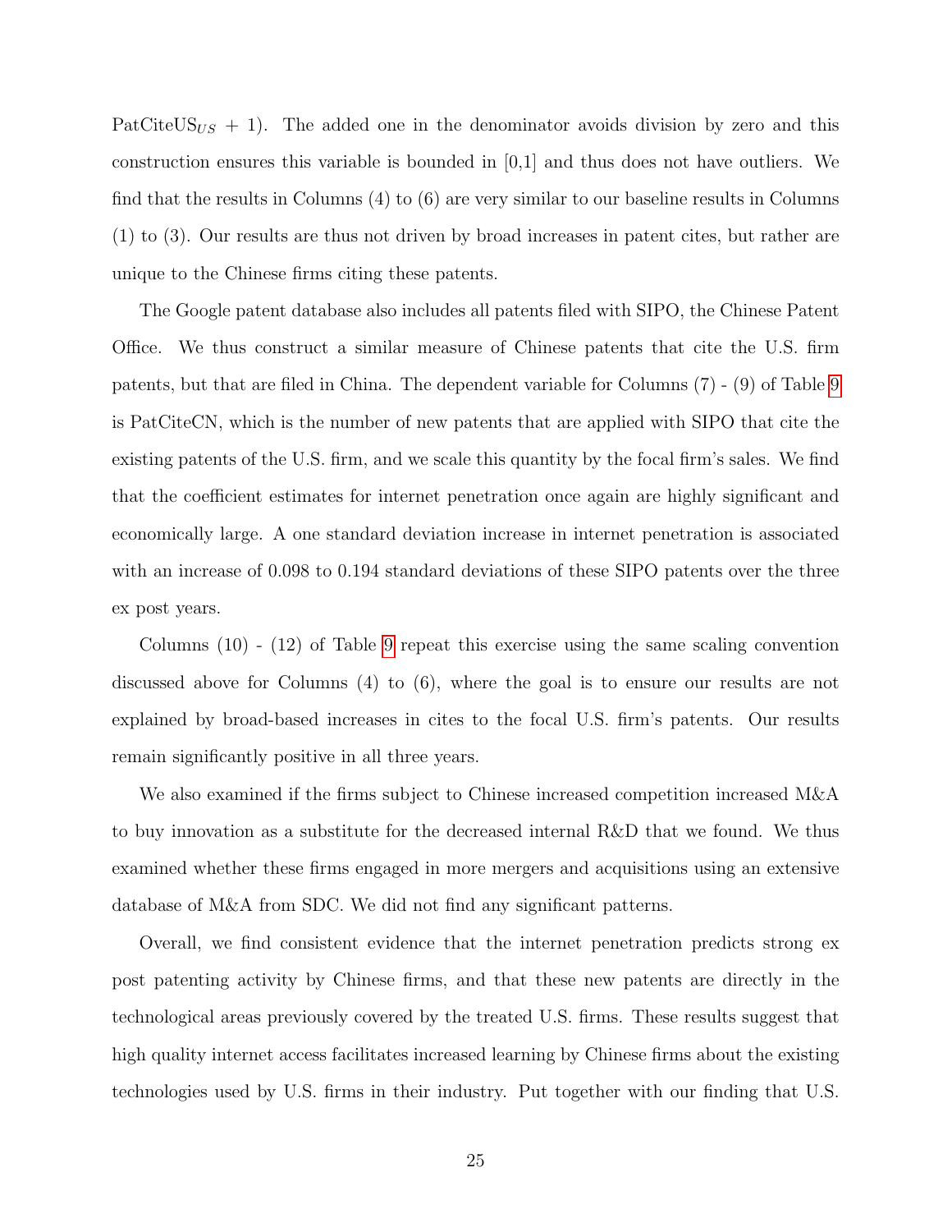PatCiteUS$_{US}$ + 1). The added one in the denominator avoids division by zero and this construction ensures this variable is bounded in [0,1] and thus does not have outliers. We find that the results in Columns (4) to (6) are very similar to our baseline results in Columns (1) to (3). Our results are thus not driven by broad increases in patent cites, but rather are unique to the Chinese firms citing these patents.

The Google patent database also includes all patents filed with SIPO, the Chinese Patent Office. We thus construct a similar measure of Chinese patents that cite the U.S. firm patents, but that are filed in China. The dependent variable for Columns (7) - (9) of Table 9 is PatCiteCN, which is the number of new patents that are applied with SIPO that cite the existing patents of the U.S. firm, and we scale this quantity by the focal firm's sales. We find that the coefficient estimates for internet penetration once again are highly significant and economically large. A one standard deviation increase in internet penetration is associated with an increase of 0.098 to 0.194 standard deviations of these SIPO patents over the three ex post years.

Columns (10) - (12) of Table 9 repeat this exercise using the same scaling convention discussed above for Columns (4) to (6), where the goal is to ensure our results are not explained by broad-based increases in cites to the focal U.S. firm's patents. Our results remain significantly positive in all three years.

We also examined if the firms subject to Chinese increased competition increased M&A to buy innovation as a substitute for the decreased internal R&D that we found. We thus examined whether these firms engaged in more mergers and acquisitions using an extensive database of M&A from SDC. We did not find any significant patterns.

Overall, we find consistent evidence that the internet penetration predicts strong ex post patenting activity by Chinese firms, and that these new patents are directly in the technological areas previously covered by the treated U.S. firms. These results suggest that high quality internet access facilitates increased learning by Chinese firms about the existing technologies used by U.S. firms in their industry. Put together with our finding that U.S.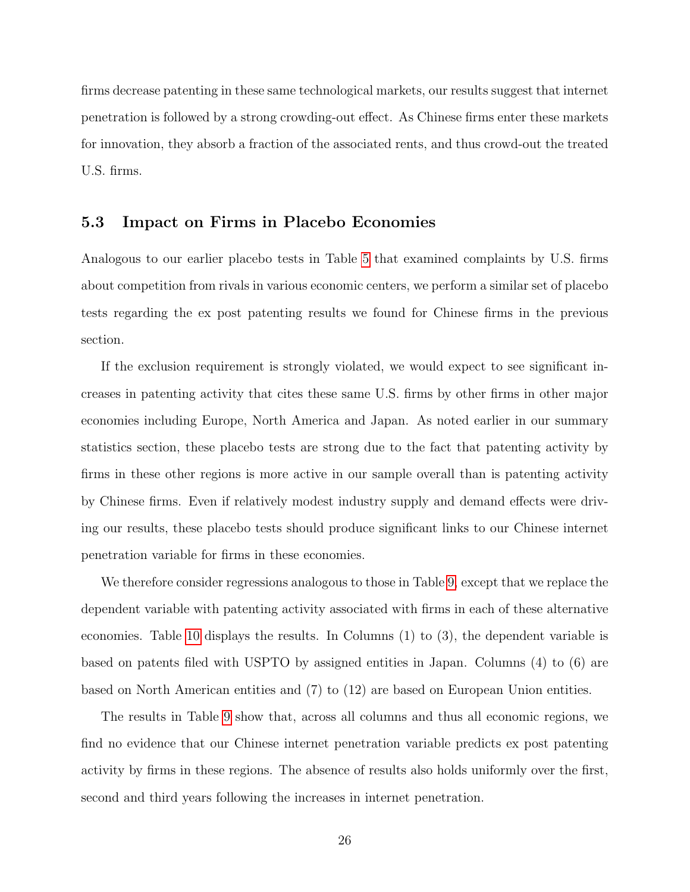firms decrease patenting in these same technological markets, our results suggest that internet penetration is followed by a strong crowding-out effect. As Chinese firms enter these markets for innovation, they absorb a fraction of the associated rents, and thus crowd-out the treated U.S. firms.

### 5.3 Impact on Firms in Placebo Economies

Analogous to our earlier placebo tests in Table 5 that examined complaints by U.S. firms about competition from rivals in various economic centers, we perform a similar set of placebo tests regarding the ex post patenting results we found for Chinese firms in the previous section.

If the exclusion requirement is strongly violated, we would expect to see significant increases in patenting activity that cites these same U.S. firms by other firms in other major economies including Europe, North America and Japan. As noted earlier in our summary statistics section, these placebo tests are strong due to the fact that patenting activity by firms in these other regions is more active in our sample overall than is patenting activity by Chinese firms. Even if relatively modest industry supply and demand effects were driving our results, these placebo tests should produce significant links to our Chinese internet penetration variable for firms in these economies.

We therefore consider regressions analogous to those in Table 9, except that we replace the dependent variable with patenting activity associated with firms in each of these alternative economies. Table 10 displays the results. In Columns (1) to (3), the dependent variable is based on patents filed with USPTO by assigned entities in Japan. Columns (4) to (6) are based on North American entities and (7) to (12) are based on European Union entities.

The results in Table 9 show that, across all columns and thus all economic regions, we find no evidence that our Chinese internet penetration variable predicts ex post patenting activity by firms in these regions. The absence of results also holds uniformly over the first, second and third years following the increases in internet penetration.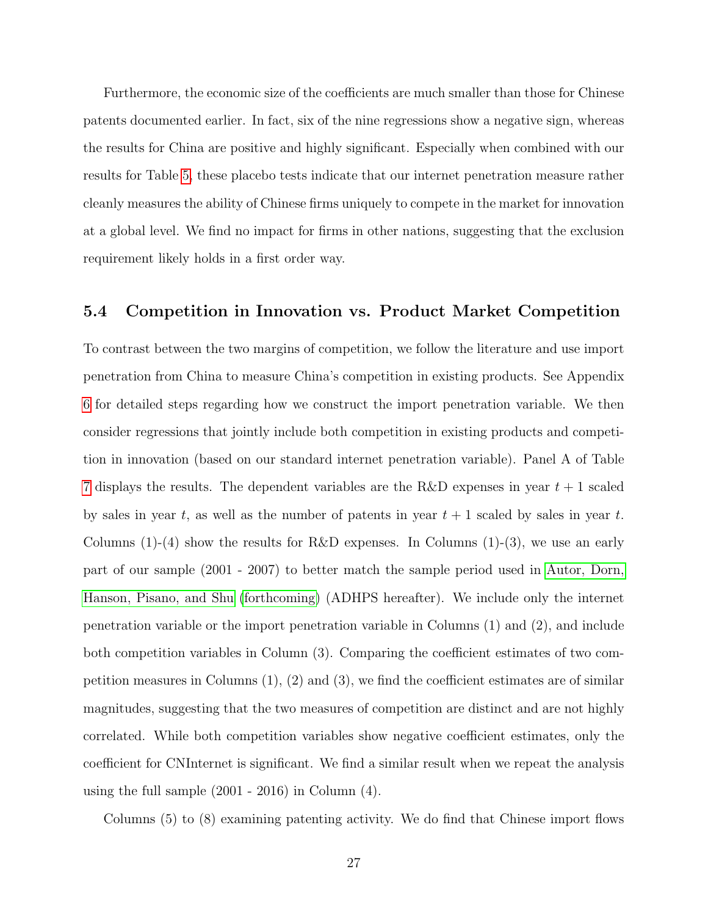Furthermore, the economic size of the coefficients are much smaller than those for Chinese patents documented earlier. In fact, six of the nine regressions show a negative sign, whereas the results for China are positive and highly significant. Especially when combined with our results for Table 5, these placebo tests indicate that our internet penetration measure rather cleanly measures the ability of Chinese firms uniquely to compete in the market for innovation at a global level. We find no impact for firms in other nations, suggesting that the exclusion requirement likely holds in a first order way.

### 5.4 Competition in Innovation vs. Product Market Competition

To contrast between the two margins of competition, we follow the literature and use import penetration from China to measure China's competition in existing products. See Appendix 6 for detailed steps regarding how we construct the import penetration variable. We then consider regressions that jointly include both competition in existing products and competition in innovation (based on our standard internet penetration variable). Panel A of Table 7 displays the results. The dependent variables are the R&D expenses in year $t+1$ scaled by sales in year $t$, as well as the number of patents in year $t+1$ scaled by sales in year $t$. Columns (1)-(4) show the results for R&D expenses. In Columns (1)-(3), we use an early part of our sample (2001 - 2007) to better match the sample period used in Autor, Dorn, Hanson, Pisano, and Shu (forthcoming) (ADHPS hereafter). We include only the internet penetration variable or the import penetration variable in Columns (1) and (2), and include both competition variables in Column (3). Comparing the coefficient estimates of two competition measures in Columns (1), (2) and (3), we find the coefficient estimates are of similar magnitudes, suggesting that the two measures of competition are distinct and are not highly correlated. While both competition variables show negative coefficient estimates, only the coefficient for CNInternet is significant. We find a similar result when we repeat the analysis using the full sample (2001 - 2016) in Column (4).

Columns (5) to (8) examining patenting activity. We do find that Chinese import flows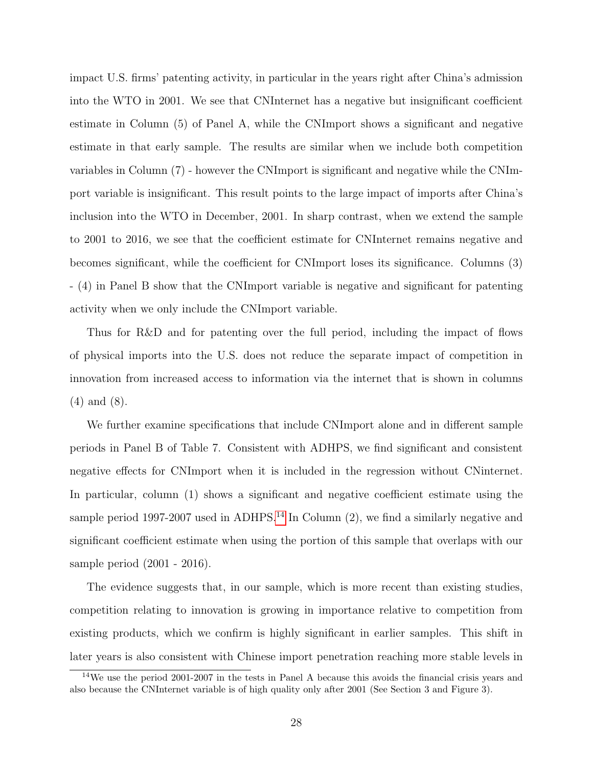impact U.S. firms' patenting activity, in particular in the years right after China's admission into the WTO in 2001. We see that CNInternet has a negative but insignificant coefficient estimate in Column (5) of Panel A, while the CNImport shows a significant and negative estimate in that early sample. The results are similar when we include both competition variables in Column (7) - however the CNImport is significant and negative while the CNImport variable is insignificant. This result points to the large impact of imports after China's inclusion into the WTO in December, 2001. In sharp contrast, when we extend the sample to 2001 to 2016, we see that the coefficient estimate for CNInternet remains negative and becomes significant, while the coefficient for CNImport loses its significance. Columns (3) - (4) in Panel B show that the CNImport variable is negative and significant for patenting activity when we only include the CNImport variable.

Thus for R&D and for patenting over the full period, including the impact of flows of physical imports into the U.S. does not reduce the separate impact of competition in innovation from increased access to information via the internet that is shown in columns (4) and (8).

We further examine specifications that include CNImport alone and in different sample periods in Panel B of Table 7. Consistent with ADHPS, we find significant and consistent negative effects for CNImport when it is included in the regression without CNinternet. In particular, column (1) shows a significant and negative coefficient estimate using the sample period 1997-2007 used in ADHPS.[14] In Column (2), we find a similarly negative and significant coefficient estimate when using the portion of this sample that overlaps with our sample period (2001 - 2016).

The evidence suggests that, in our sample, which is more recent than existing studies, competition relating to innovation is growing in importance relative to competition from existing products, which we confirm is highly significant in earlier samples. This shift in later years is also consistent with Chinese import penetration reaching more stable levels in

[14] We use the period 2001-2007 in the tests in Panel A because this avoids the financial crisis years and also because the CNInternet variable is of high quality only after 2001 (See Section 3 and Figure 3).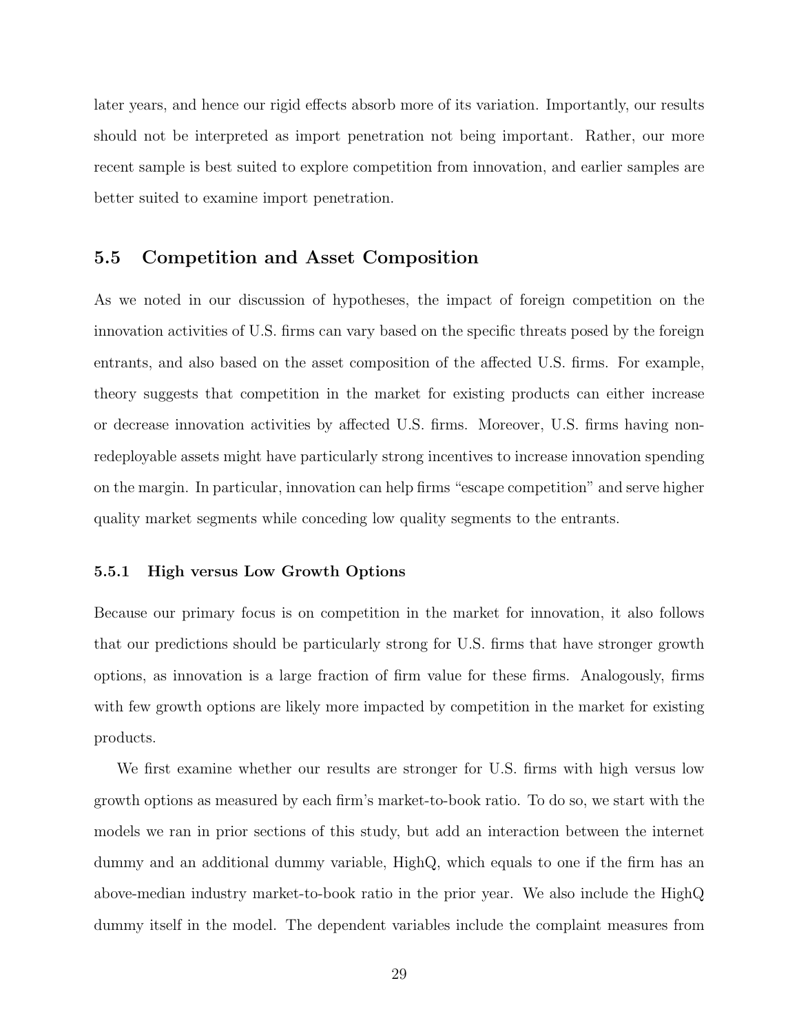later years, and hence our rigid effects absorb more of its variation. Importantly, our results should not be interpreted as import penetration not being important. Rather, our more recent sample is best suited to explore competition from innovation, and earlier samples are better suited to examine import penetration.

## 5.5 Competition and Asset Composition

As we noted in our discussion of hypotheses, the impact of foreign competition on the innovation activities of U.S. firms can vary based on the specific threats posed by the foreign entrants, and also based on the asset composition of the affected U.S. firms. For example, theory suggests that competition in the market for existing products can either increase or decrease innovation activities by affected U.S. firms. Moreover, U.S. firms having non-redeployable assets might have particularly strong incentives to increase innovation spending on the margin. In particular, innovation can help firms "escape competition" and serve higher quality market segments while conceding low quality segments to the entrants.

### 5.5.1 High versus Low Growth Options

Because our primary focus is on competition in the market for innovation, it also follows that our predictions should be particularly strong for U.S. firms that have stronger growth options, as innovation is a large fraction of firm value for these firms. Analogously, firms with few growth options are likely more impacted by competition in the market for existing products.

We first examine whether our results are stronger for U.S. firms with high versus low growth options as measured by each firm's market-to-book ratio. To do so, we start with the models we ran in prior sections of this study, but add an interaction between the internet dummy and an additional dummy variable, HighQ, which equals to one if the firm has an above-median industry market-to-book ratio in the prior year. We also include the HighQ dummy itself in the model. The dependent variables include the complaint measures from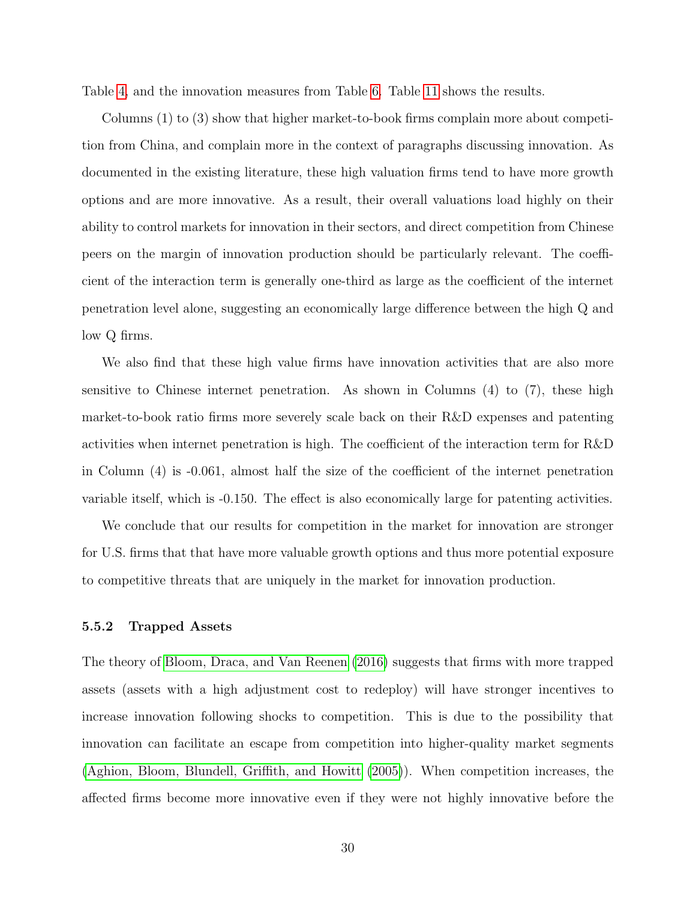Table 4, and the innovation measures from Table 6. Table 11 shows the results.

Columns (1) to (3) show that higher market-to-book firms complain more about competition from China, and complain more in the context of paragraphs discussing innovation. As documented in the existing literature, these high valuation firms tend to have more growth options and are more innovative. As a result, their overall valuations load highly on their ability to control markets for innovation in their sectors, and direct competition from Chinese peers on the margin of innovation production should be particularly relevant. The coefficient of the interaction term is generally one-third as large as the coefficient of the internet penetration level alone, suggesting an economically large difference between the high Q and low Q firms.

We also find that these high value firms have innovation activities that are also more sensitive to Chinese internet penetration. As shown in Columns (4) to (7), these high market-to-book ratio firms more severely scale back on their R&D expenses and patenting activities when internet penetration is high. The coefficient of the interaction term for R&D in Column (4) is -0.061, almost half the size of the coefficient of the internet penetration variable itself, which is -0.150. The effect is also economically large for patenting activities.

We conclude that our results for competition in the market for innovation are stronger for U.S. firms that that have more valuable growth options and thus more potential exposure to competitive threats that are uniquely in the market for innovation production.

### 5.5.2 Trapped Assets

The theory of Bloom, Draca, and Van Reenen (2016) suggests that firms with more trapped assets (assets with a high adjustment cost to redeploy) will have stronger incentives to increase innovation following shocks to competition. This is due to the possibility that innovation can facilitate an escape from competition into higher-quality market segments (Aghion, Bloom, Blundell, Griffith, and Howitt (2005)). When competition increases, the affected firms become more innovative even if they were not highly innovative before the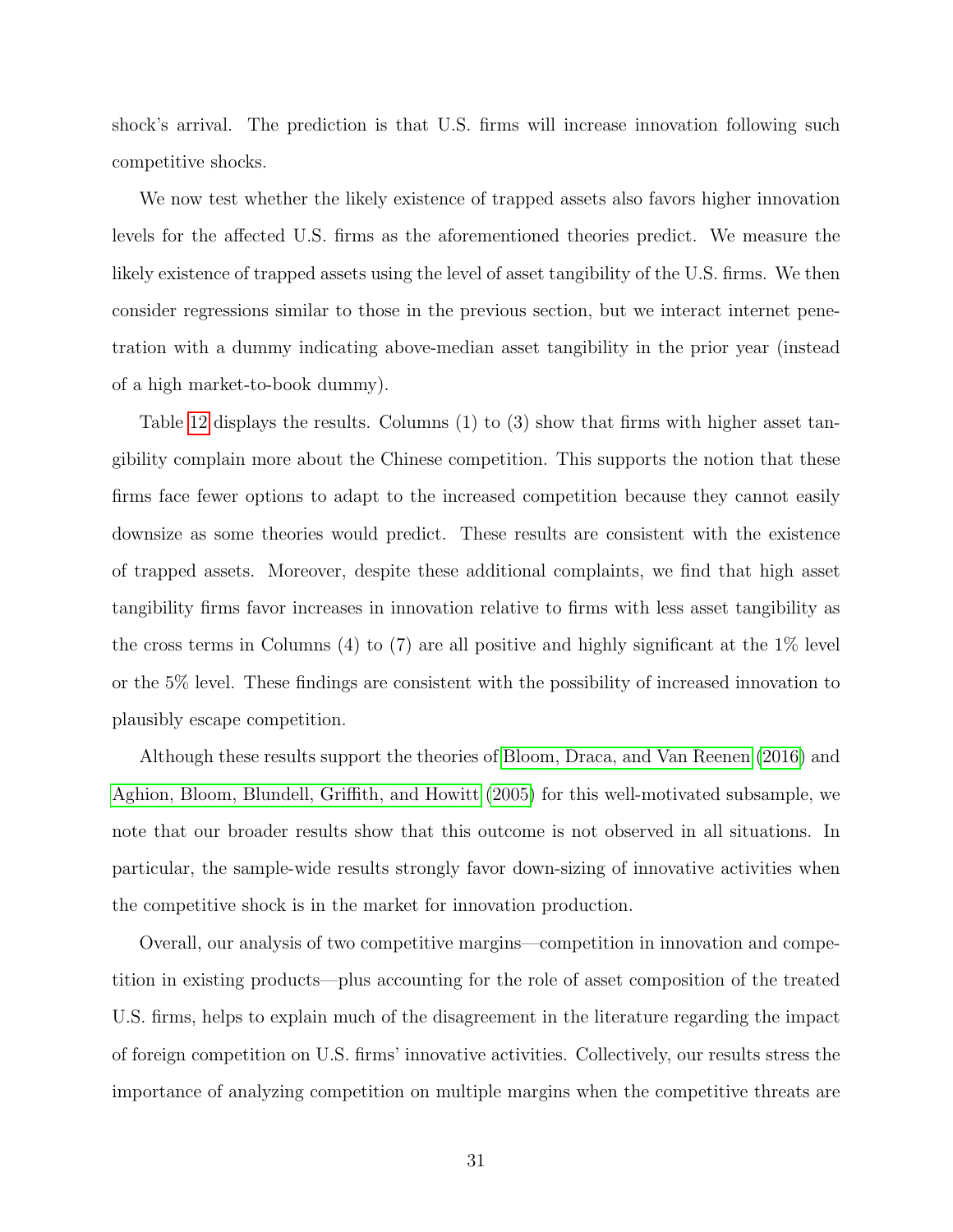shock's arrival. The prediction is that U.S. firms will increase innovation following such competitive shocks.

We now test whether the likely existence of trapped assets also favors higher innovation levels for the affected U.S. firms as the aforementioned theories predict. We measure the likely existence of trapped assets using the level of asset tangibility of the U.S. firms. We then consider regressions similar to those in the previous section, but we interact internet penetration with a dummy indicating above-median asset tangibility in the prior year (instead of a high market-to-book dummy).

Table 12 displays the results. Columns (1) to (3) show that firms with higher asset tangibility complain more about the Chinese competition. This supports the notion that these firms face fewer options to adapt to the increased competition because they cannot easily downsize as some theories would predict. These results are consistent with the existence of trapped assets. Moreover, despite these additional complaints, we find that high asset tangibility firms favor increases in innovation relative to firms with less asset tangibility as the cross terms in Columns (4) to (7) are all positive and highly significant at the 1% level or the 5% level. These findings are consistent with the possibility of increased innovation to plausibly escape competition.

Although these results support the theories of Bloom, Draca, and Van Reenen (2016) and Aghion, Bloom, Blundell, Griffith, and Howitt (2005) for this well-motivated subsample, we note that our broader results show that this outcome is not observed in all situations. In particular, the sample-wide results strongly favor down-sizing of innovative activities when the competitive shock is in the market for innovation production.

Overall, our analysis of two competitive margins—competition in innovation and competition in existing products—plus accounting for the role of asset composition of the treated U.S. firms, helps to explain much of the disagreement in the literature regarding the impact of foreign competition on U.S. firms' innovative activities. Collectively, our results stress the importance of analyzing competition on multiple margins when the competitive threats are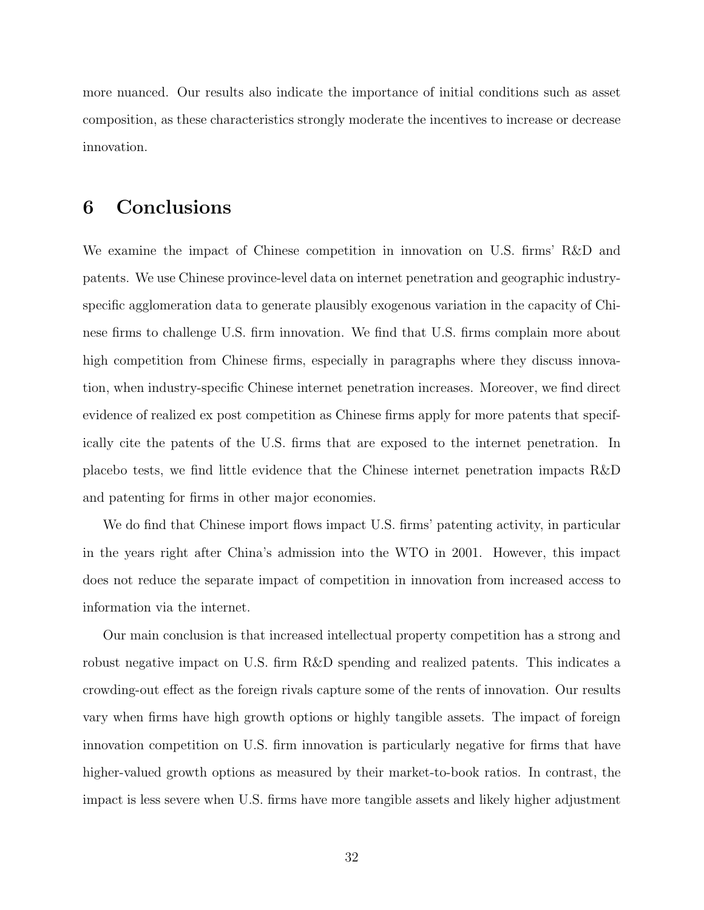more nuanced. Our results also indicate the importance of initial conditions such as asset composition, as these characteristics strongly moderate the incentives to increase or decrease innovation.

# 6 Conclusions

We examine the impact of Chinese competition in innovation on U.S. firms' R&D and patents. We use Chinese province-level data on internet penetration and geographic industry-specific agglomeration data to generate plausibly exogenous variation in the capacity of Chinese firms to challenge U.S. firm innovation. We find that U.S. firms complain more about high competition from Chinese firms, especially in paragraphs where they discuss innovation, when industry-specific Chinese internet penetration increases. Moreover, we find direct evidence of realized ex post competition as Chinese firms apply for more patents that specifically cite the patents of the U.S. firms that are exposed to the internet penetration. In placebo tests, we find little evidence that the Chinese internet penetration impacts R&D and patenting for firms in other major economies.

We do find that Chinese import flows impact U.S. firms' patenting activity, in particular in the years right after China's admission into the WTO in 2001. However, this impact does not reduce the separate impact of competition in innovation from increased access to information via the internet.

Our main conclusion is that increased intellectual property competition has a strong and robust negative impact on U.S. firm R&D spending and realized patents. This indicates a crowding-out effect as the foreign rivals capture some of the rents of innovation. Our results vary when firms have high growth options or highly tangible assets. The impact of foreign innovation competition on U.S. firm innovation is particularly negative for firms that have higher-valued growth options as measured by their market-to-book ratios. In contrast, the impact is less severe when U.S. firms have more tangible assets and likely higher adjustment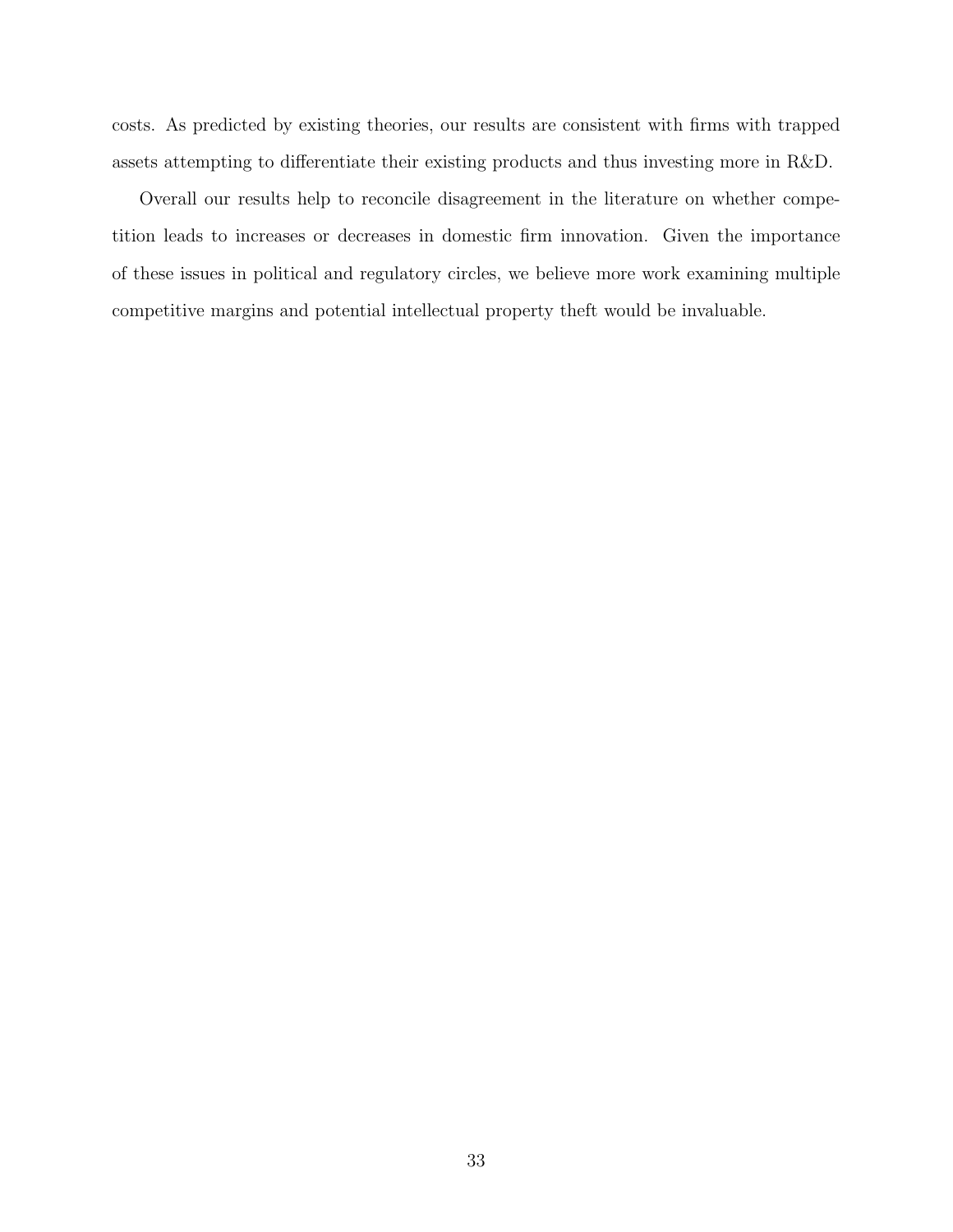costs. As predicted by existing theories, our results are consistent with firms with trapped assets attempting to differentiate their existing products and thus investing more in R&D.

Overall our results help to reconcile disagreement in the literature on whether competition leads to increases or decreases in domestic firm innovation. Given the importance of these issues in political and regulatory circles, we believe more work examining multiple competitive margins and potential intellectual property theft would be invaluable.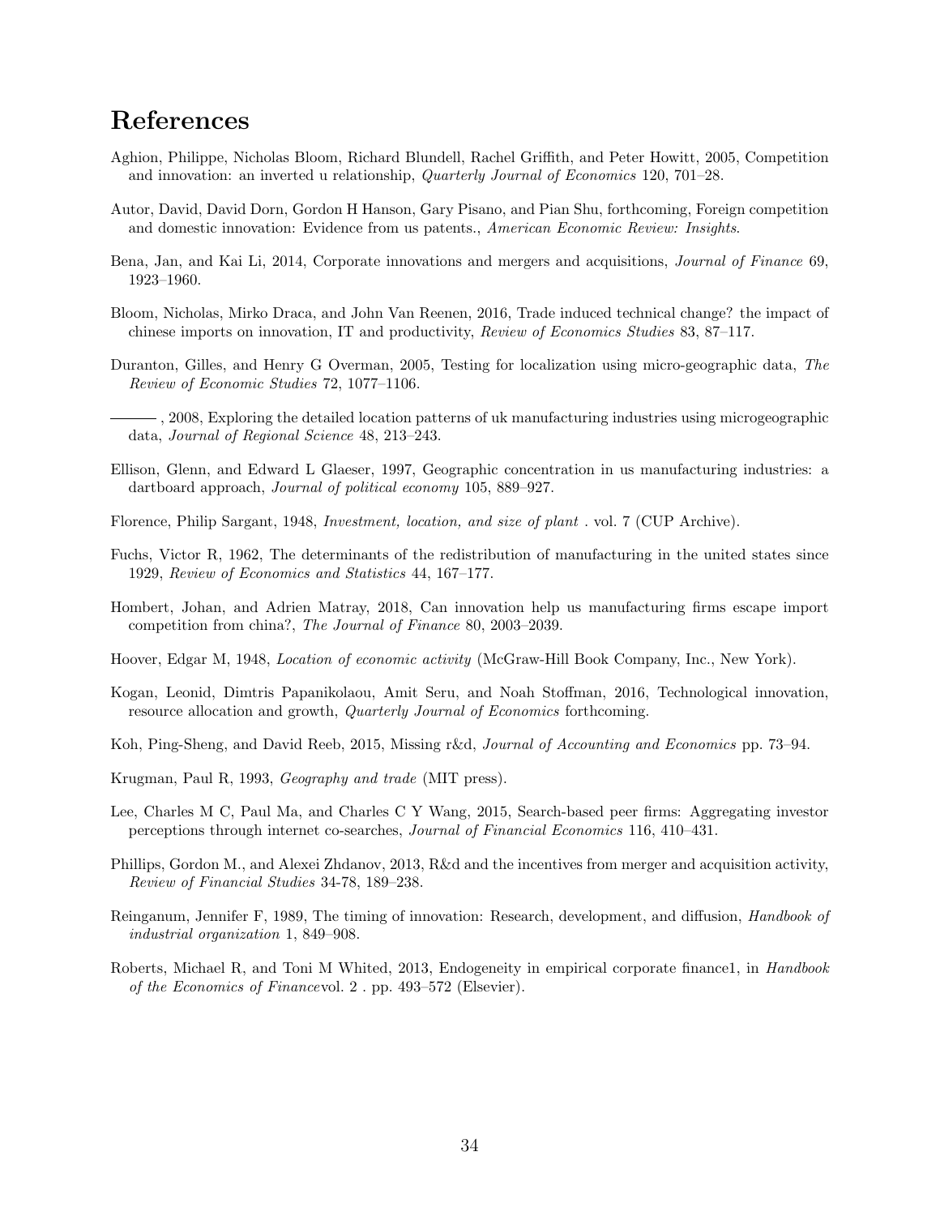# References

Aghion, Philippe, Nicholas Bloom, Richard Blundell, Rachel Griffith, and Peter Howitt, 2005, Competition and innovation: an inverted u relationship, *Quarterly Journal of Economics* 120, 701–28.

Autor, David, David Dorn, Gordon H Hanson, Gary Pisano, and Pian Shu, forthcoming, Foreign competition and domestic innovation: Evidence from us patents., *American Economic Review: Insights*.

Bena, Jan, and Kai Li, 2014, Corporate innovations and mergers and acquisitions, *Journal of Finance* 69, 1923–1960.

Bloom, Nicholas, Mirko Draca, and John Van Reenen, 2016, Trade induced technical change? the impact of chinese imports on innovation, IT and productivity, *Review of Economics Studies* 83, 87–117.

Duranton, Gilles, and Henry G Overman, 2005, Testing for localization using micro-geographic data, *The Review of Economic Studies* 72, 1077–1106.

———, 2008, Exploring the detailed location patterns of uk manufacturing industries using microgeographic data, *Journal of Regional Science* 48, 213–243.

Ellison, Glenn, and Edward L Glaeser, 1997, Geographic concentration in us manufacturing industries: a dartboard approach, *Journal of political economy* 105, 889–927.

Florence, Philip Sargant, 1948, *Investment, location, and size of plant* . vol. 7 (CUP Archive).

Fuchs, Victor R, 1962, The determinants of the redistribution of manufacturing in the united states since 1929, *Review of Economics and Statistics* 44, 167–177.

Hombert, Johan, and Adrien Matray, 2018, Can innovation help us manufacturing firms escape import competition from china?, *The Journal of Finance* 80, 2003–2039.

Hoover, Edgar M, 1948, *Location of economic activity* (McGraw-Hill Book Company, Inc., New York).

Kogan, Leonid, Dimtris Papanikolaou, Amit Seru, and Noah Stoffman, 2016, Technological innovation, resource allocation and growth, *Quarterly Journal of Economics* forthcoming.

Koh, Ping-Sheng, and David Reeb, 2015, Missing r&d, *Journal of Accounting and Economics* pp. 73–94.

Krugman, Paul R, 1993, *Geography and trade* (MIT press).

Lee, Charles M C, Paul Ma, and Charles C Y Wang, 2015, Search-based peer firms: Aggregating investor perceptions through internet co-searches, *Journal of Financial Economics* 116, 410–431.

Phillips, Gordon M., and Alexei Zhdanov, 2013, R&d and the incentives from merger and acquisition activity, *Review of Financial Studies* 34-78, 189–238.

Reinganum, Jennifer F, 1989, The timing of innovation: Research, development, and diffusion, *Handbook of industrial organization* 1, 849–908.

Roberts, Michael R, and Toni M Whited, 2013, Endogeneity in empirical corporate finance1, in *Handbook of the Economics of Finance*vol. 2 . pp. 493–572 (Elsevier).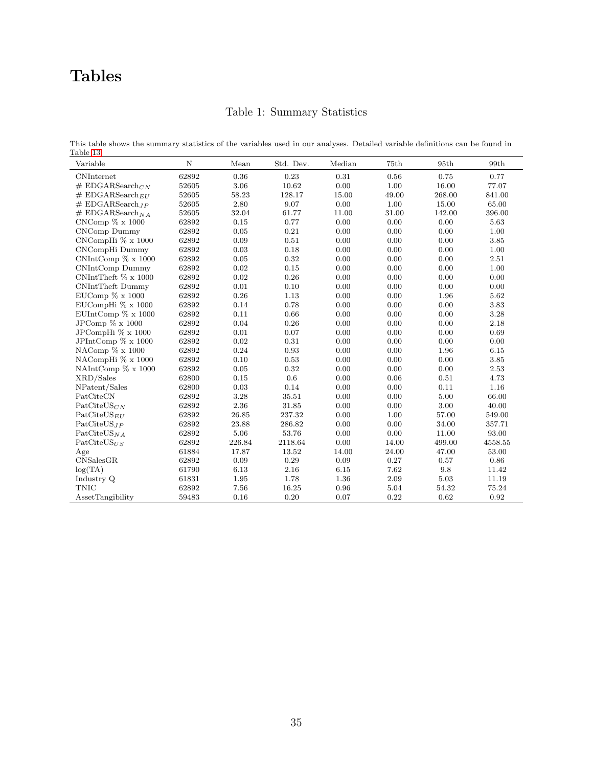# Tables

Table 1: Summary Statistics

This table shows the summary statistics of the variables used in our analyses. Detailed variable definitions can be found in Table 13.

| Variable | N | Mean | Std. Dev. | Median | 75th | 95th | 99th |
|---|---|---|---|---|---|---|---|
| CNInternet | 62892 | 0.36 | 0.23 | 0.31 | 0.56 | 0.75 | 0.77 |
| # EDGARSearch$_{CN}$ | 52605 | 3.06 | 10.62 | 0.00 | 1.00 | 16.00 | 77.07 |
| # EDGARSearch$_{EU}$ | 52605 | 58.23 | 128.17 | 15.00 | 49.00 | 268.00 | 841.00 |
| # EDGARSearch$_{JP}$ | 52605 | 2.80 | 9.07 | 0.00 | 1.00 | 15.00 | 65.00 |
| # EDGARSearch$_{NA}$ | 52605 | 32.04 | 61.77 | 11.00 | 31.00 | 142.00 | 396.00 |
| CNComp % x 1000 | 62892 | 0.15 | 0.77 | 0.00 | 0.00 | 0.00 | 5.63 |
| CNComp Dummy | 62892 | 0.05 | 0.21 | 0.00 | 0.00 | 0.00 | 1.00 |
| CNCompHi % x 1000 | 62892 | 0.09 | 0.51 | 0.00 | 0.00 | 0.00 | 3.85 |
| CNCompHi Dummy | 62892 | 0.03 | 0.18 | 0.00 | 0.00 | 0.00 | 1.00 |
| CNIntComp % x 1000 | 62892 | 0.05 | 0.32 | 0.00 | 0.00 | 0.00 | 2.51 |
| CNIntComp Dummy | 62892 | 0.02 | 0.15 | 0.00 | 0.00 | 0.00 | 1.00 |
| CNIntTheft % x 1000 | 62892 | 0.02 | 0.26 | 0.00 | 0.00 | 0.00 | 0.00 |
| CNIntTheft Dummy | 62892 | 0.01 | 0.10 | 0.00 | 0.00 | 0.00 | 0.00 |
| EUComp % x 1000 | 62892 | 0.26 | 1.13 | 0.00 | 0.00 | 1.96 | 5.62 |
| EUCompHi % x 1000 | 62892 | 0.14 | 0.78 | 0.00 | 0.00 | 0.00 | 3.83 |
| EUIntComp % x 1000 | 62892 | 0.11 | 0.66 | 0.00 | 0.00 | 0.00 | 3.28 |
| JPComp % x 1000 | 62892 | 0.04 | 0.26 | 0.00 | 0.00 | 0.00 | 2.18 |
| JPCompHi % x 1000 | 62892 | 0.01 | 0.07 | 0.00 | 0.00 | 0.00 | 0.69 |
| JPIntComp % x 1000 | 62892 | 0.02 | 0.31 | 0.00 | 0.00 | 0.00 | 0.00 |
| NAComp % x 1000 | 62892 | 0.24 | 0.93 | 0.00 | 0.00 | 1.96 | 6.15 |
| NACompHi % x 1000 | 62892 | 0.10 | 0.53 | 0.00 | 0.00 | 0.00 | 3.85 |
| NAIntComp % x 1000 | 62892 | 0.05 | 0.32 | 0.00 | 0.00 | 0.00 | 2.53 |
| XRD/Sales | 62800 | 0.15 | 0.6 | 0.00 | 0.06 | 0.51 | 4.73 |
| NPatent/Sales | 62800 | 0.03 | 0.14 | 0.00 | 0.00 | 0.11 | 1.16 |
| PatCiteCN | 62892 | 3.28 | 35.51 | 0.00 | 0.00 | 5.00 | 66.00 |
| PatCiteUS$_{CN}$ | 62892 | 2.36 | 31.85 | 0.00 | 0.00 | 3.00 | 40.00 |
| PatCiteUS$_{EU}$ | 62892 | 26.85 | 237.32 | 0.00 | 1.00 | 57.00 | 549.00 |
| PatCiteUS$_{JP}$ | 62892 | 23.88 | 286.82 | 0.00 | 0.00 | 34.00 | 357.71 |
| PatCiteUS$_{NA}$ | 62892 | 5.06 | 53.76 | 0.00 | 0.00 | 11.00 | 93.00 |
| PatCiteUS$_{US}$ | 62892 | 226.84 | 2118.64 | 0.00 | 14.00 | 499.00 | 4558.55 |
| Age | 61884 | 17.87 | 13.52 | 14.00 | 24.00 | 47.00 | 53.00 |
| CNSalesGR | 62892 | 0.09 | 0.29 | 0.09 | 0.27 | 0.57 | 0.86 |
| log(TA) | 61790 | 6.13 | 2.16 | 6.15 | 7.62 | 9.8 | 11.42 |
| Industry Q | 61831 | 1.95 | 1.78 | 1.36 | 2.09 | 5.03 | 11.19 |
| TNIC | 62892 | 7.56 | 16.25 | 0.96 | 5.04 | 54.32 | 75.24 |
| AssetTangibility | 59483 | 0.16 | 0.20 | 0.07 | 0.22 | 0.62 | 0.92 |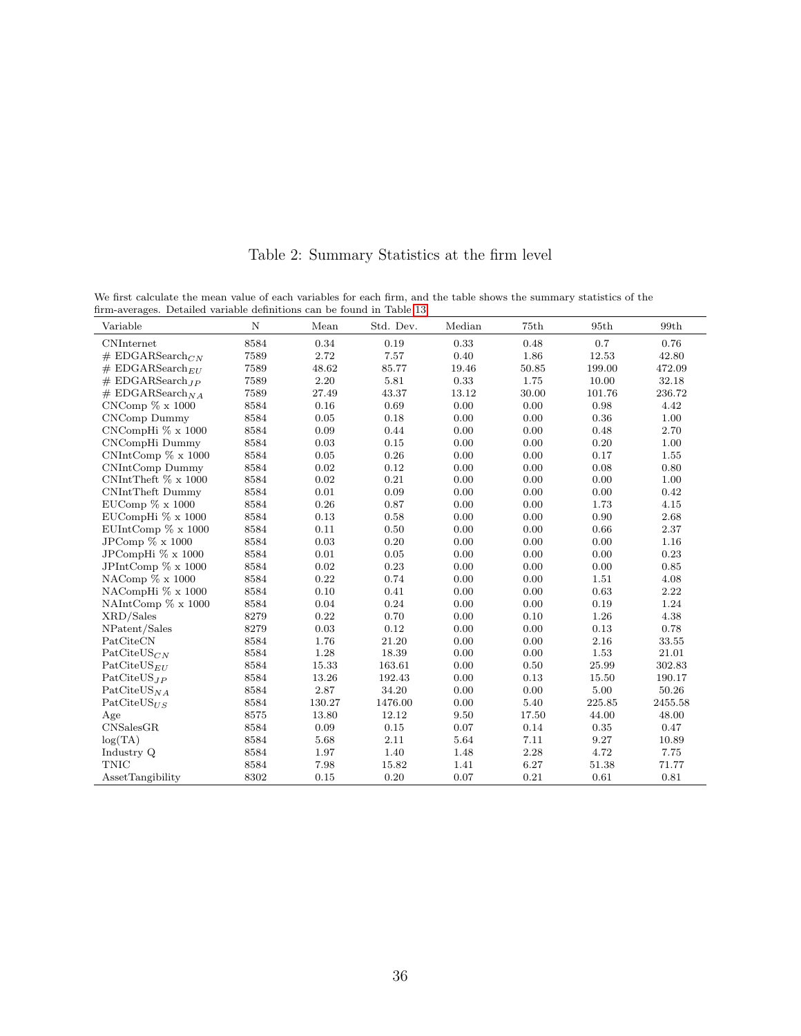# Table 2: Summary Statistics at the firm level

We first calculate the mean value of each variables for each firm, and the table shows the summary statistics of the firm-averages. Detailed variable definitions can be found in Table 13.

| Variable | N | Mean | Std. Dev. | Median | 75th | 95th | 99th |
|---|---|---|---|---|---|---|---|
| CNInternet | 8584 | 0.34 | 0.19 | 0.33 | 0.48 | 0.7 | 0.76 |
| # EDGARSearch$_{CN}$ | 7589 | 2.72 | 7.57 | 0.40 | 1.86 | 12.53 | 42.80 |
| # EDGARSearch$_{EU}$ | 7589 | 48.62 | 85.77 | 19.46 | 50.85 | 199.00 | 472.09 |
| # EDGARSearch$_{JP}$ | 7589 | 2.20 | 5.81 | 0.33 | 1.75 | 10.00 | 32.18 |
| # EDGARSearch$_{NA}$ | 7589 | 27.49 | 43.37 | 13.12 | 30.00 | 101.76 | 236.72 |
| CNComp % x 1000 | 8584 | 0.16 | 0.69 | 0.00 | 0.00 | 0.98 | 4.42 |
| CNComp Dummy | 8584 | 0.05 | 0.18 | 0.00 | 0.00 | 0.36 | 1.00 |
| CNCompHi % x 1000 | 8584 | 0.09 | 0.44 | 0.00 | 0.00 | 0.48 | 2.70 |
| CNCompHi Dummy | 8584 | 0.03 | 0.15 | 0.00 | 0.00 | 0.20 | 1.00 |
| CNIntComp % x 1000 | 8584 | 0.05 | 0.26 | 0.00 | 0.00 | 0.17 | 1.55 |
| CNIntComp Dummy | 8584 | 0.02 | 0.12 | 0.00 | 0.00 | 0.08 | 0.80 |
| CNIntTheft % x 1000 | 8584 | 0.02 | 0.21 | 0.00 | 0.00 | 0.00 | 1.00 |
| CNIntTheft Dummy | 8584 | 0.01 | 0.09 | 0.00 | 0.00 | 0.00 | 0.42 |
| EUComp % x 1000 | 8584 | 0.26 | 0.87 | 0.00 | 0.00 | 1.73 | 4.15 |
| EUCompHi % x 1000 | 8584 | 0.13 | 0.58 | 0.00 | 0.00 | 0.90 | 2.68 |
| EUIntComp % x 1000 | 8584 | 0.11 | 0.50 | 0.00 | 0.00 | 0.66 | 2.37 |
| JPComp % x 1000 | 8584 | 0.03 | 0.20 | 0.00 | 0.00 | 0.00 | 1.16 |
| JPCompHi % x 1000 | 8584 | 0.01 | 0.05 | 0.00 | 0.00 | 0.00 | 0.23 |
| JPIntComp % x 1000 | 8584 | 0.02 | 0.23 | 0.00 | 0.00 | 0.00 | 0.85 |
| NAComp % x 1000 | 8584 | 0.22 | 0.74 | 0.00 | 0.00 | 1.51 | 4.08 |
| NACompHi % x 1000 | 8584 | 0.10 | 0.41 | 0.00 | 0.00 | 0.63 | 2.22 |
| NAIntComp % x 1000 | 8584 | 0.04 | 0.24 | 0.00 | 0.00 | 0.19 | 1.24 |
| XRD/Sales | 8279 | 0.22 | 0.70 | 0.00 | 0.10 | 1.26 | 4.38 |
| NPatent/Sales | 8279 | 0.03 | 0.12 | 0.00 | 0.00 | 0.13 | 0.78 |
| PatCiteCN | 8584 | 1.76 | 21.20 | 0.00 | 0.00 | 2.16 | 33.55 |
| PatCiteUS$_{CN}$ | 8584 | 1.28 | 18.39 | 0.00 | 0.00 | 1.53 | 21.01 |
| PatCiteUS$_{EU}$ | 8584 | 15.33 | 163.61 | 0.00 | 0.50 | 25.99 | 302.83 |
| PatCiteUS$_{JP}$ | 8584 | 13.26 | 192.43 | 0.00 | 0.13 | 15.50 | 190.17 |
| PatCiteUS$_{NA}$ | 8584 | 2.87 | 34.20 | 0.00 | 0.00 | 5.00 | 50.26 |
| PatCiteUS$_{US}$ | 8584 | 130.27 | 1476.00 | 0.00 | 5.40 | 225.85 | 2455.58 |
| Age | 8575 | 13.80 | 12.12 | 9.50 | 17.50 | 44.00 | 48.00 |
| CNSalesGR | 8584 | 0.09 | 0.15 | 0.07 | 0.14 | 0.35 | 0.47 |
| log(TA) | 8584 | 5.68 | 2.11 | 5.64 | 7.11 | 9.27 | 10.89 |
| Industry Q | 8584 | 1.97 | 1.40 | 1.48 | 2.28 | 4.72 | 7.75 |
| TNIC | 8584 | 7.98 | 15.82 | 1.41 | 6.27 | 51.38 | 71.77 |
| AssetTangibility | 8302 | 0.15 | 0.20 | 0.07 | 0.21 | 0.61 | 0.81 |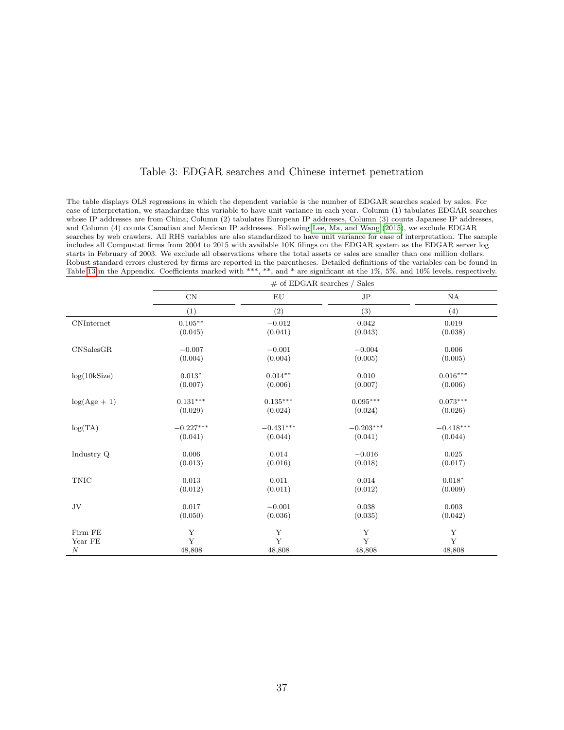# Table 3: EDGAR searches and Chinese internet penetration

The table displays OLS regressions in which the dependent variable is the number of EDGAR searches scaled by sales. For ease of interpretation, we standardize this variable to have unit variance in each year. Column (1) tabulates EDGAR searches whose IP addresses are from China; Column (2) tabulates European IP addresses, Column (3) counts Japanese IP addresses, and Column (4) counts Canadian and Mexican IP addresses. Following Lee, Ma, and Wang (2015), we exclude EDGAR searches by web crawlers. All RHS variables are also standardized to have unit variance for ease of interpretation. The sample includes all Compustat firms from 2004 to 2015 with available 10K filings on the EDGAR system as the EDGAR server log starts in February of 2003. We exclude all observations where the total assets or sales are smaller than one million dollars. Robust standard errors clustered by firms are reported in the parentheses. Detailed definitions of the variables can be found in Table 13 in the Appendix. Coefficients marked with \*\*\*, \*\*, and \* are significant at the 1%, 5%, and 10% levels, respectively.

| | # of EDGAR searches / Sales | | | |
|---|---|---|---|---|
| | CN | EU | JP | NA |
| | (1) | (2) | (3) | (4) |
| CNInternet | 0.105** | −0.012 | 0.042 | 0.019 |
| | (0.045) | (0.041) | (0.043) | (0.038) |
| CNSalesGR | −0.007 | −0.001 | −0.004 | 0.006 |
| | (0.004) | (0.004) | (0.005) | (0.005) |
| log(10kSize) | 0.013* | 0.014** | 0.010 | 0.016*** |
| | (0.007) | (0.006) | (0.007) | (0.006) |
| log(Age + 1) | 0.131*** | 0.135*** | 0.095*** | 0.073*** |
| | (0.029) | (0.024) | (0.024) | (0.026) |
| log(TA) | −0.227*** | −0.431*** | −0.203*** | −0.418*** |
| | (0.041) | (0.044) | (0.041) | (0.044) |
| Industry Q | 0.006 | 0.014 | −0.016 | 0.025 |
| | (0.013) | (0.016) | (0.018) | (0.017) |
| TNIC | 0.013 | 0.011 | 0.014 | 0.018* |
| | (0.012) | (0.011) | (0.012) | (0.009) |
| JV | 0.017 | −0.001 | 0.038 | 0.003 |
| | (0.050) | (0.036) | (0.035) | (0.042) |
| Firm FE | Y | Y | Y | Y |
| Year FE | Y | Y | Y | Y |
| $N$ | 48,808 | 48,808 | 48,808 | 48,808 |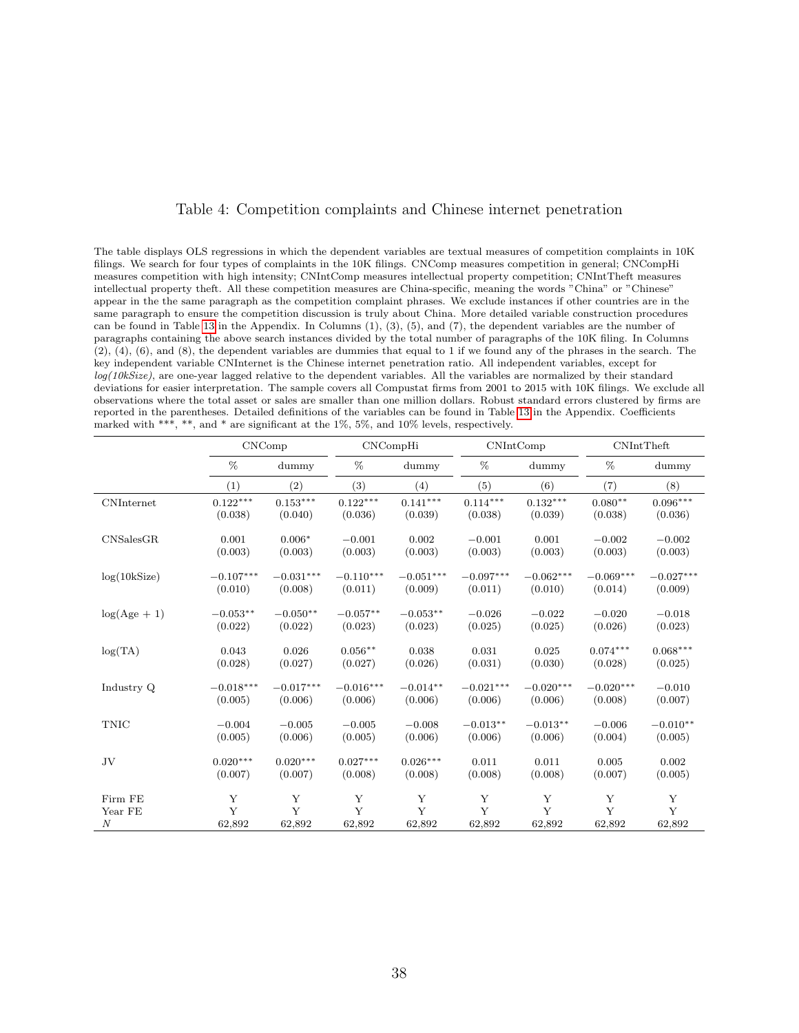# Table 4: Competition complaints and Chinese internet penetration

The table displays OLS regressions in which the dependent variables are textual measures of competition complaints in 10K filings. We search for four types of complaints in the 10K filings. CNComp measures competition in general; CNCompHi measures competition with high intensity; CNIntComp measures intellectual property competition; CNIntTheft measures intellectual property theft. All these competition measures are China-specific, meaning the words "China" or "Chinese" appear in the the same paragraph as the competition complaint phrases. We exclude instances if other countries are in the same paragraph to ensure the competition discussion is truly about China. More detailed variable construction procedures can be found in Table 13 in the Appendix. In Columns (1), (3), (5), and (7), the dependent variables are the number of paragraphs containing the above search instances divided by the total number of paragraphs of the 10K filing. In Columns (2), (4), (6), and (8), the dependent variables are dummies that equal to 1 if we found any of the phrases in the search. The key independent variable CNInternet is the Chinese internet penetration ratio. All independent variables, except for *log(10kSize)*, are one-year lagged relative to the dependent variables. All the variables are normalized by their standard deviations for easier interpretation. The sample covers all Compustat firms from 2001 to 2015 with 10K filings. We exclude all observations where the total asset or sales are smaller than one million dollars. Robust standard errors clustered by firms are reported in the parentheses. Detailed definitions of the variables can be found in Table 13 in the Appendix. Coefficients marked with \*\*\*, \*\*, and \* are significant at the 1%, 5%, and 10% levels, respectively.

| | CNComp | | CNCompHi | | CNIntComp | | CNIntTheft | |
|---|---|---|---|---|---|---|---|---|
| | % | dummy | % | dummy | % | dummy | % | dummy |
| | (1) | (2) | (3) | (4) | (5) | (6) | (7) | (8) |
| CNInternet | 0.122\*\*\* | 0.153\*\*\* | 0.122\*\*\* | 0.141\*\*\* | 0.114\*\*\* | 0.132\*\*\* | 0.080\*\* | 0.096\*\*\* |
| | (0.038) | (0.040) | (0.036) | (0.039) | (0.038) | (0.039) | (0.038) | (0.036) |
| CNSalesGR | 0.001 | 0.006\* | −0.001 | 0.002 | −0.001 | 0.001 | −0.002 | −0.002 |
| | (0.003) | (0.003) | (0.003) | (0.003) | (0.003) | (0.003) | (0.003) | (0.003) |
| log(10kSize) | −0.107\*\*\* | −0.031\*\*\* | −0.110\*\*\* | −0.051\*\*\* | −0.097\*\*\* | −0.062\*\*\* | −0.069\*\*\* | −0.027\*\*\* |
| | (0.010) | (0.008) | (0.011) | (0.009) | (0.011) | (0.010) | (0.014) | (0.009) |
| log(Age + 1) | −0.053\*\* | −0.050\*\* | −0.057\*\* | −0.053\*\* | −0.026 | −0.022 | −0.020 | −0.018 |
| | (0.022) | (0.022) | (0.023) | (0.023) | (0.025) | (0.025) | (0.026) | (0.023) |
| log(TA) | 0.043 | 0.026 | 0.056\*\* | 0.038 | 0.031 | 0.025 | 0.074\*\*\* | 0.068\*\*\* |
| | (0.028) | (0.027) | (0.027) | (0.026) | (0.031) | (0.030) | (0.028) | (0.025) |
| Industry Q | −0.018\*\*\* | −0.017\*\*\* | −0.016\*\*\* | −0.014\*\* | −0.021\*\*\* | −0.020\*\*\* | −0.020\*\*\* | −0.010 |
| | (0.005) | (0.006) | (0.006) | (0.006) | (0.006) | (0.006) | (0.008) | (0.007) |
| TNIC | −0.004 | −0.005 | −0.005 | −0.008 | −0.013\*\* | −0.013\*\* | −0.006 | −0.010\*\* |
| | (0.005) | (0.006) | (0.005) | (0.006) | (0.006) | (0.006) | (0.004) | (0.005) |
| JV | 0.020\*\*\* | 0.020\*\*\* | 0.027\*\*\* | 0.026\*\*\* | 0.011 | 0.011 | 0.005 | 0.002 |
| | (0.007) | (0.007) | (0.008) | (0.008) | (0.008) | (0.008) | (0.007) | (0.005) |
| Firm FE | Y | Y | Y | Y | Y | Y | Y | Y |
| Year FE | Y | Y | Y | Y | Y | Y | Y | Y |
| $N$ | 62,892 | 62,892 | 62,892 | 62,892 | 62,892 | 62,892 | 62,892 | 62,892 |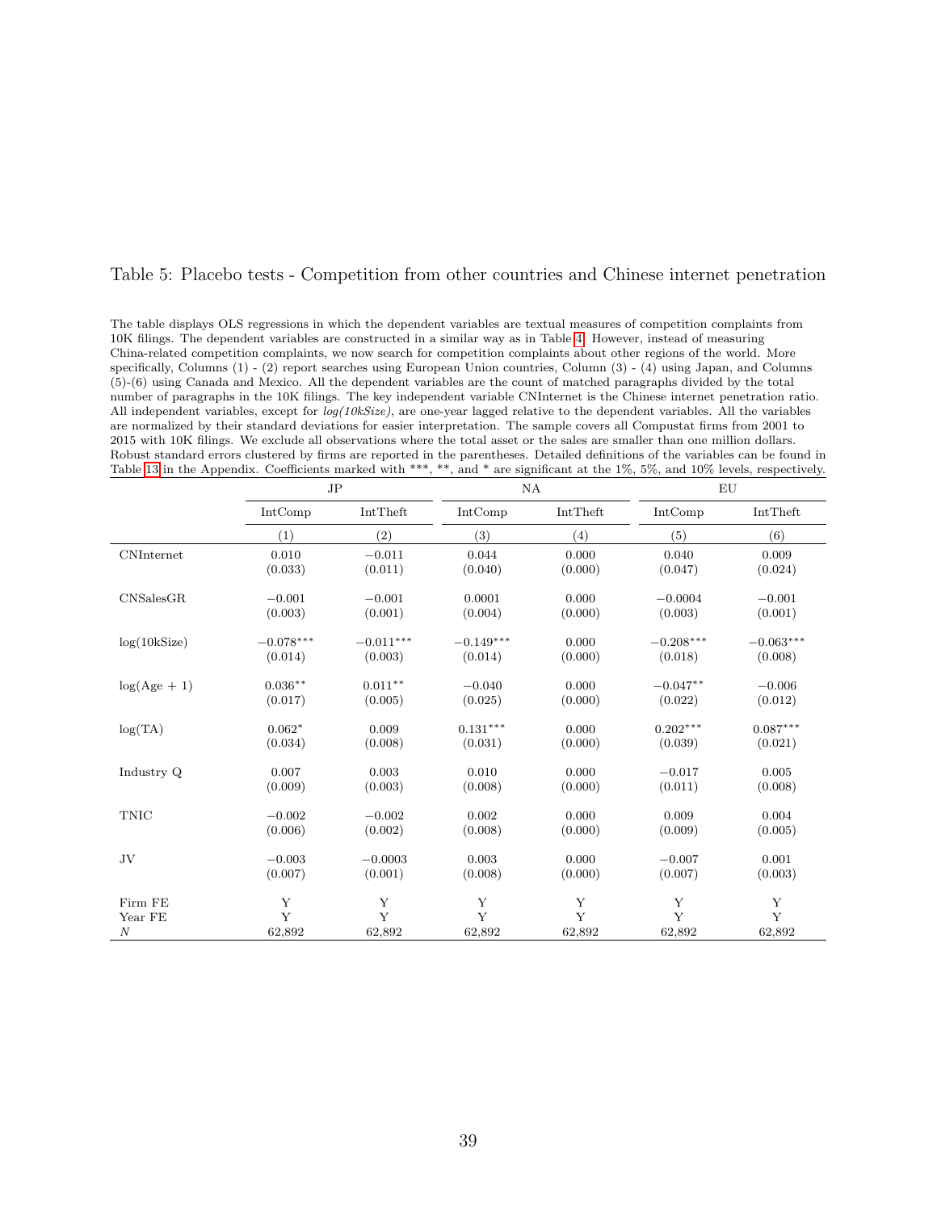## Table 5: Placebo tests - Competition from other countries and Chinese internet penetration

The table displays OLS regressions in which the dependent variables are textual measures of competition complaints from 10K filings. The dependent variables are constructed in a similar way as in Table 4. However, instead of measuring China-related competition complaints, we now search for competition complaints about other regions of the world. More specifically, Columns (1) - (2) report searches using European Union countries, Column (3) - (4) using Japan, and Columns (5)-(6) using Canada and Mexico. All the dependent variables are the count of matched paragraphs divided by the total number of paragraphs in the 10K filings. The key independent variable CNInternet is the Chinese internet penetration ratio. All independent variables, except for *log(10kSize)*, are one-year lagged relative to the dependent variables. All the variables are normalized by their standard deviations for easier interpretation. The sample covers all Compustat firms from 2001 to 2015 with 10K filings. We exclude all observations where the total asset or the sales are smaller than one million dollars. Robust standard errors clustered by firms are reported in the parentheses. Detailed definitions of the variables can be found in Table 13 in the Appendix. Coefficients marked with \*\*\*, \*\*, and \* are significant at the 1%, 5%, and 10% levels, respectively.

| | JP | | NA | | EU | |
|---|---|---|---|---|---|---|
| | IntComp | IntTheft | IntComp | IntTheft | IntComp | IntTheft |
| | (1) | (2) | (3) | (4) | (5) | (6) |
| CNInternet | 0.010 | −0.011 | 0.044 | 0.000 | 0.040 | 0.009 |
| | (0.033) | (0.011) | (0.040) | (0.000) | (0.047) | (0.024) |
| CNSalesGR | −0.001 | −0.001 | 0.0001 | 0.000 | −0.0004 | −0.001 |
| | (0.003) | (0.001) | (0.004) | (0.000) | (0.003) | (0.001) |
| log(10kSize) | $-0.078^{***}$ | $-0.011^{***}$ | $-0.149^{***}$ | 0.000 | $-0.208^{***}$ | $-0.063^{***}$ |
| | (0.014) | (0.003) | (0.014) | (0.000) | (0.018) | (0.008) |
| log(Age + 1) | $0.036^{**}$ | $0.011^{**}$ | −0.040 | 0.000 | $-0.047^{**}$ | −0.006 |
| | (0.017) | (0.005) | (0.025) | (0.000) | (0.022) | (0.012) |
| log(TA) | $0.062^{*}$ | 0.009 | $0.131^{***}$ | 0.000 | $0.202^{***}$ | $0.087^{***}$ |
| | (0.034) | (0.008) | (0.031) | (0.000) | (0.039) | (0.021) |
| Industry Q | 0.007 | 0.003 | 0.010 | 0.000 | −0.017 | 0.005 |
| | (0.009) | (0.003) | (0.008) | (0.000) | (0.011) | (0.008) |
| TNIC | −0.002 | −0.002 | 0.002 | 0.000 | 0.009 | 0.004 |
| | (0.006) | (0.002) | (0.008) | (0.000) | (0.009) | (0.005) |
| JV | −0.003 | −0.0003 | 0.003 | 0.000 | −0.007 | 0.001 |
| | (0.007) | (0.001) | (0.008) | (0.000) | (0.007) | (0.003) |
| Firm FE | Y | Y | Y | Y | Y | Y |
| Year FE | Y | Y | Y | Y | Y | Y |
| $N$ | 62,892 | 62,892 | 62,892 | 62,892 | 62,892 | 62,892 |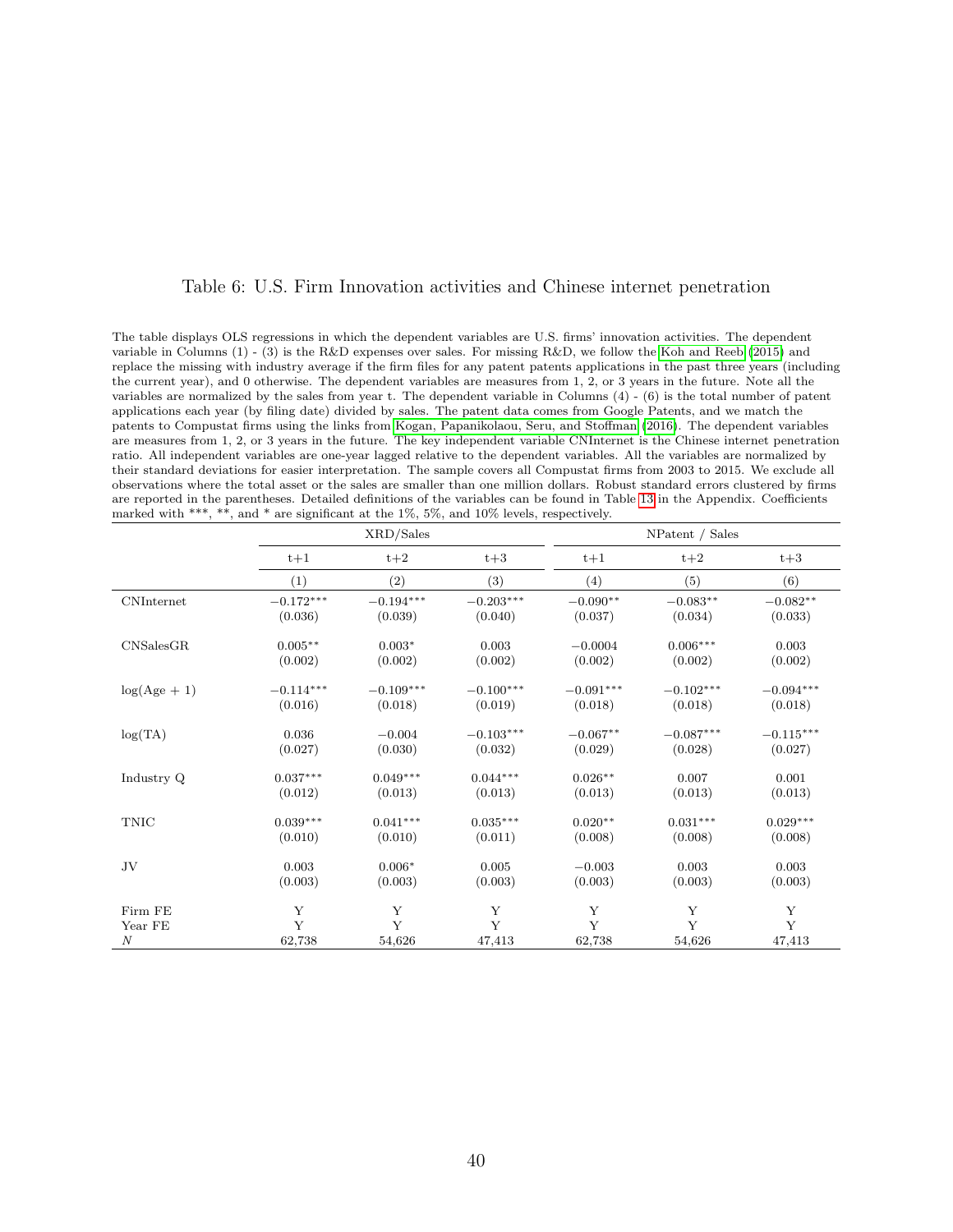## Table 6: U.S. Firm Innovation activities and Chinese internet penetration

The table displays OLS regressions in which the dependent variables are U.S. firms' innovation activities. The dependent variable in Columns (1) - (3) is the R&D expenses over sales. For missing R&D, we follow the Koh and Reeb (2015) and replace the missing with industry average if the firm files for any patent patents applications in the past three years (including the current year), and 0 otherwise. The dependent variables are measures from 1, 2, or 3 years in the future. Note all the variables are normalized by the sales from year t. The dependent variable in Columns (4) - (6) is the total number of patent applications each year (by filing date) divided by sales. The patent data comes from Google Patents, and we match the patents to Compustat firms using the links from Kogan, Papanikolaou, Seru, and Stoffman (2016). The dependent variables are measures from 1, 2, or 3 years in the future. The key independent variable CNInternet is the Chinese internet penetration ratio. All independent variables are one-year lagged relative to the dependent variables. All the variables are normalized by their standard deviations for easier interpretation. The sample covers all Compustat firms from 2003 to 2015. We exclude all observations where the total asset or the sales are smaller than one million dollars. Robust standard errors clustered by firms are reported in the parentheses. Detailed definitions of the variables can be found in Table 13 in the Appendix. Coefficients marked with ***, **, and * are significant at the 1%, 5%, and 10% levels, respectively.

| | XRD/Sales | | | NPatent / Sales | | |
|---|---|---|---|---|---|---|
| | t+1 | t+2 | t+3 | t+1 | t+2 | t+3 |
| | (1) | (2) | (3) | (4) | (5) | (6) |
| CNInternet | −0.172*** | −0.194*** | −0.203*** | −0.090** | −0.083** | −0.082** |
| | (0.036) | (0.039) | (0.040) | (0.037) | (0.034) | (0.033) |
| CNSalesGR | 0.005** | 0.003* | 0.003 | −0.0004 | 0.006*** | 0.003 |
| | (0.002) | (0.002) | (0.002) | (0.002) | (0.002) | (0.002) |
| log(Age + 1) | −0.114*** | −0.109*** | −0.100*** | −0.091*** | −0.102*** | −0.094*** |
| | (0.016) | (0.018) | (0.019) | (0.018) | (0.018) | (0.018) |
| log(TA) | 0.036 | −0.004 | −0.103*** | −0.067** | −0.087*** | −0.115*** |
| | (0.027) | (0.030) | (0.032) | (0.029) | (0.028) | (0.027) |
| Industry Q | 0.037*** | 0.049*** | 0.044*** | 0.026** | 0.007 | 0.001 |
| | (0.012) | (0.013) | (0.013) | (0.013) | (0.013) | (0.013) |
| TNIC | 0.039*** | 0.041*** | 0.035*** | 0.020** | 0.031*** | 0.029*** |
| | (0.010) | (0.010) | (0.011) | (0.008) | (0.008) | (0.008) |
| JV | 0.003 | 0.006* | 0.005 | −0.003 | 0.003 | 0.003 |
| | (0.003) | (0.003) | (0.003) | (0.003) | (0.003) | (0.003) |
| Firm FE | Y | Y | Y | Y | Y | Y |
| Year FE | Y | Y | Y | Y | Y | Y |
| $N$ | 62,738 | 54,626 | 47,413 | 62,738 | 54,626 | 47,413 |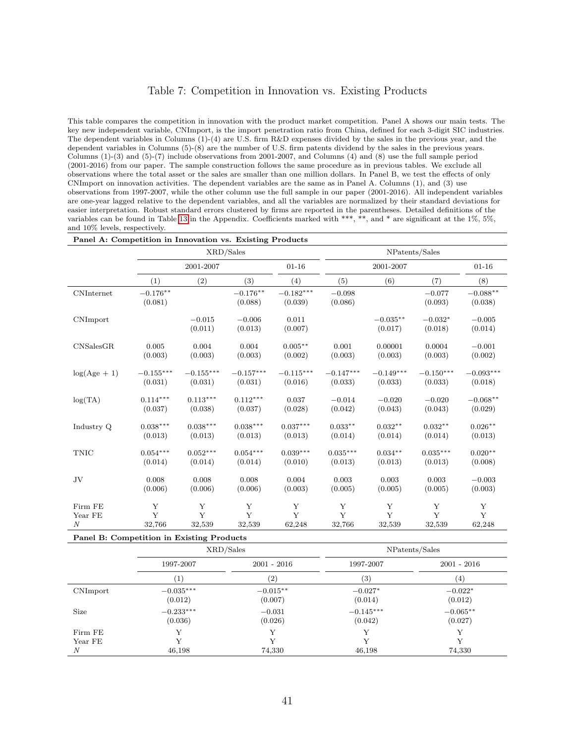# Table 7: Competition in Innovation vs. Existing Products

This table compares the competition in innovation with the product market competition. Panel A shows our main tests. The key new independent variable, CNImport, is the import penetration ratio from China, defined for each 3-digit SIC industries. The dependent variables in Columns (1)-(4) are U.S. firm R&D expenses divided by the sales in the previous year, and the dependent variables in Columns (5)-(8) are the number of U.S. firm patents dividend by the sales in the previous years. Columns (1)-(3) and (5)-(7) include observations from 2001-2007, and Columns (4) and (8) use the full sample period (2001-2016) from our paper. The sample construction follows the same procedure as in previous tables. We exclude all observations where the total asset or the sales are smaller than one million dollars. In Panel B, we test the effects of only CNImport on innovation activities. The dependent variables are the same as in Panel A. Columns (1), and (3) use observations from 1997-2007, while the other column use the full sample in our paper (2001-2016). All independent variables are one-year lagged relative to the dependent variables, and all the variables are normalized by their standard deviations for easier interpretation. Robust standard errors clustered by firms are reported in the parentheses. Detailed definitions of the variables can be found in Table 13 in the Appendix. Coefficients marked with ***, **, and * are significant at the 1%, 5%, and 10% levels, respectively.

**Panel A: Competition in Innovation vs. Existing Products**

| | XRD/Sales | | | | NPatents/Sales | | | |
|---|---|---|---|---|---|---|---|---|
| | 2001-2007 | | | 01-16 | 2001-2007 | | | 01-16 |
| | (1) | (2) | (3) | (4) | (5) | (6) | (7) | (8) |
| CNInternet | $-0.176^{**}$ | | $-0.176^{**}$ | $-0.182^{***}$ | $-0.098$ | | $-0.077$ | $-0.088^{**}$ |
| | (0.081) | | (0.088) | (0.039) | (0.086) | | (0.093) | (0.038) |
| CNImport | | $-0.015$ | $-0.006$ | 0.011 | | $-0.035^{**}$ | $-0.032^{*}$ | $-0.005$ |
| | | (0.011) | (0.013) | (0.007) | | (0.017) | (0.018) | (0.014) |
| CNSalesGR | 0.005 | 0.004 | 0.004 | $0.005^{**}$ | 0.001 | 0.00001 | 0.0004 | $-0.001$ |
| | (0.003) | (0.003) | (0.003) | (0.002) | (0.003) | (0.003) | (0.003) | (0.002) |
| log(Age + 1) | $-0.155^{***}$ | $-0.155^{***}$ | $-0.157^{***}$ | $-0.115^{***}$ | $-0.147^{***}$ | $-0.149^{***}$ | $-0.150^{***}$ | $-0.093^{***}$ |
| | (0.031) | (0.031) | (0.031) | (0.016) | (0.033) | (0.033) | (0.033) | (0.018) |
| log(TA) | $0.114^{***}$ | $0.113^{***}$ | $0.112^{***}$ | 0.037 | $-0.014$ | $-0.020$ | $-0.020$ | $-0.068^{**}$ |
| | (0.037) | (0.038) | (0.037) | (0.028) | (0.042) | (0.043) | (0.043) | (0.029) |
| Industry Q | $0.038^{***}$ | $0.038^{***}$ | $0.038^{***}$ | $0.037^{***}$ | $0.033^{**}$ | $0.032^{**}$ | $0.032^{**}$ | $0.026^{**}$ |
| | (0.013) | (0.013) | (0.013) | (0.013) | (0.014) | (0.014) | (0.014) | (0.013) |
| TNIC | $0.054^{***}$ | $0.052^{***}$ | $0.054^{***}$ | $0.039^{***}$ | $0.035^{***}$ | $0.034^{**}$ | $0.035^{***}$ | $0.020^{**}$ |
| | (0.014) | (0.014) | (0.014) | (0.010) | (0.013) | (0.013) | (0.013) | (0.008) |
| JV | 0.008 | 0.008 | 0.008 | 0.004 | 0.003 | 0.003 | 0.003 | $-0.003$ |
| | (0.006) | (0.006) | (0.006) | (0.003) | (0.005) | (0.005) | (0.005) | (0.003) |
| Firm FE | Y | Y | Y | Y | Y | Y | Y | Y |
| Year FE | Y | Y | Y | Y | Y | Y | Y | Y |
| $N$ | 32,766 | 32,539 | 32,539 | 62,248 | 32,766 | 32,539 | 32,539 | 62,248 |

**Panel B: Competition in Existing Products**

| | XRD/Sales | | NPatents/Sales | |
|---|---|---|---|---|
| | 1997-2007 | 2001 - 2016 | 1997-2007 | 2001 - 2016 |
| | (1) | (2) | (3) | (4) |
| CNImport | $-0.035^{***}$ | $-0.015^{**}$ | $-0.027^{*}$ | $-0.022^{*}$ |
| | (0.012) | (0.007) | (0.014) | (0.012) |
| Size | $-0.233^{***}$ | $-0.031$ | $-0.145^{***}$ | $-0.065^{**}$ |
| | (0.036) | (0.026) | (0.042) | (0.027) |
| Firm FE | Y | Y | Y | Y |
| Year FE | Y | Y | Y | Y |
| $N$ | 46,198 | 74,330 | 46,198 | 74,330 |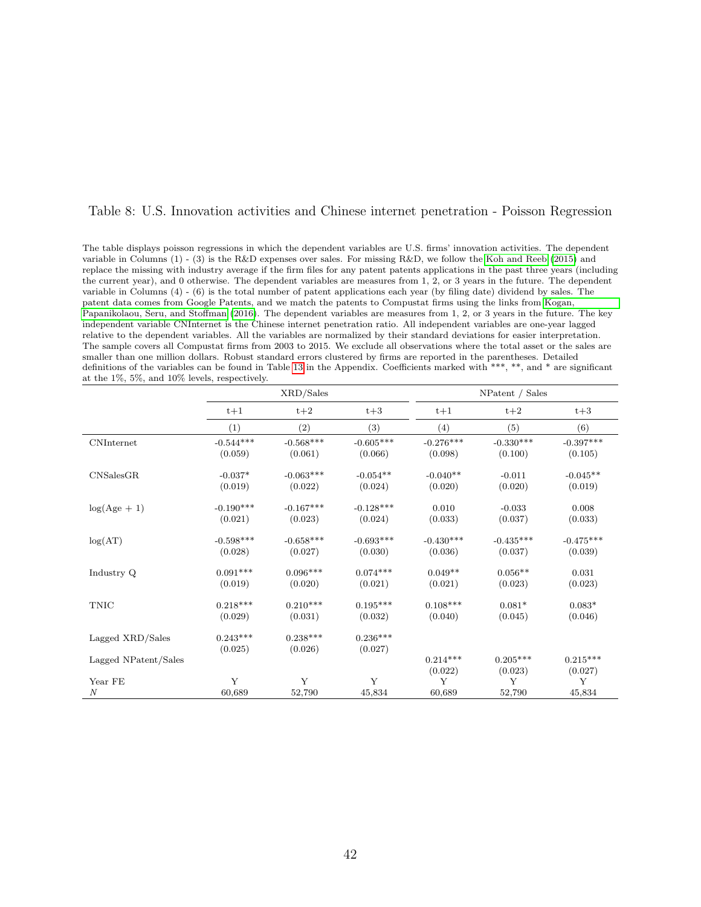Table 8: U.S. Innovation activities and Chinese internet penetration - Poisson Regression

The table displays poisson regressions in which the dependent variables are U.S. firms' innovation activities. The dependent variable in Columns (1) - (3) is the R&D expenses over sales. For missing R&D, we follow the Koh and Reeb (2015) and replace the missing with industry average if the firm files for any patent patents applications in the past three years (including the current year), and 0 otherwise. The dependent variables are measures from 1, 2, or 3 years in the future. The dependent variable in Columns (4) - (6) is the total number of patent applications each year (by filing date) dividend by sales. The patent data comes from Google Patents, and we match the patents to Compustat firms using the links from Kogan, Papanikolaou, Seru, and Stoffman (2016). The dependent variables are measures from 1, 2, or 3 years in the future. The key independent variable CNInternet is the Chinese internet penetration ratio. All independent variables are one-year lagged relative to the dependent variables. All the variables are normalized by their standard deviations for easier interpretation. The sample covers all Compustat firms from 2003 to 2015. We exclude all observations where the total asset or the sales are smaller than one million dollars. Robust standard errors clustered by firms are reported in the parentheses. Detailed definitions of the variables can be found in Table 13 in the Appendix. Coefficients marked with ***, **, and * are significant at the 1%, 5%, and 10% levels, respectively.

| | XRD/Sales | | | NPatent / Sales | | |
|---|---|---|---|---|---|---|
| | t+1 | t+2 | t+3 | t+1 | t+2 | t+3 |
| | (1) | (2) | (3) | (4) | (5) | (6) |
| CNInternet | -0.544*** | -0.568*** | -0.605*** | -0.276*** | -0.330*** | -0.397*** |
| | (0.059) | (0.061) | (0.066) | (0.098) | (0.100) | (0.105) |
| CNSalesGR | -0.037* | -0.063*** | -0.054** | -0.040** | -0.011 | -0.045** |
| | (0.019) | (0.022) | (0.024) | (0.020) | (0.020) | (0.019) |
| log(Age + 1) | -0.190*** | -0.167*** | -0.128*** | 0.010 | -0.033 | 0.008 |
| | (0.021) | (0.023) | (0.024) | (0.033) | (0.037) | (0.033) |
| log(AT) | -0.598*** | -0.658*** | -0.693*** | -0.430*** | -0.435*** | -0.475*** |
| | (0.028) | (0.027) | (0.030) | (0.036) | (0.037) | (0.039) |
| Industry Q | 0.091*** | 0.096*** | 0.074*** | 0.049** | 0.056** | 0.031 |
| | (0.019) | (0.020) | (0.021) | (0.021) | (0.023) | (0.023) |
| TNIC | 0.218*** | 0.210*** | 0.195*** | 0.108*** | 0.081* | 0.083* |
| | (0.029) | (0.031) | (0.032) | (0.040) | (0.045) | (0.046) |
| Lagged XRD/Sales | 0.243*** | 0.238*** | 0.236*** | | | |
| | (0.025) | (0.026) | (0.027) | | | |
| Lagged NPatent/Sales | | | | 0.214*** | 0.205*** | 0.215*** |
| | | | | (0.022) | (0.023) | (0.027) |
| Year FE | Y | Y | Y | Y | Y | Y |
| $N$ | 60,689 | 52,790 | 45,834 | 60,689 | 52,790 | 45,834 |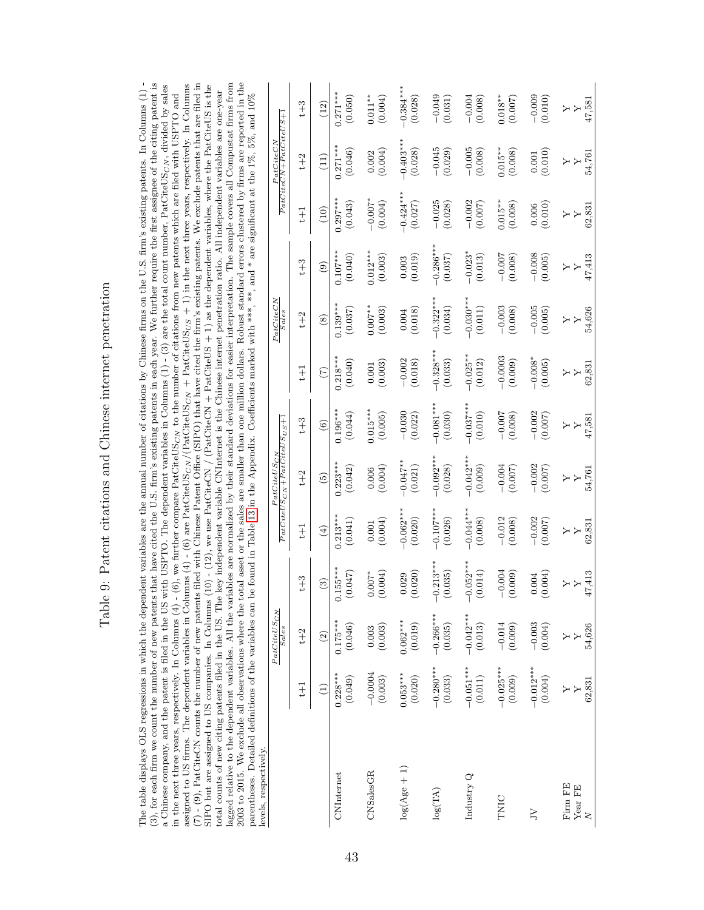# Table 9: Patent citations and Chinese internet penetration

The table displays OLS regressions in which the dependent variables are the annual number of citations by Chinese firms on the U.S. firm's existing patents. In Columns (1) - (3), for each firm we count the number of new patents that have cited the U.S. firm's existing patents in each year. We further require the first assignee of the citing patent is a Chinese company, and the patent is filed in the US with USPTO. The dependent variables in Columns (1) - (3) are the total count number, $PatCiteUS_{CN}$, divided by sales in the next three years, respectively. In Columns (4) - (6), we further compare $PatCiteUS_{CN}$ to the number of citations from new patents which are filed with USPTO and assigned to US firms. The dependent variables in Columns (4) - (6) are $PatCiteUS_{CN}/(PatCiteUS_{CN} + PatCiteUS_{US} + 1)$ in the next three years, respectively. In Columns (7) - (9), PatCiteCN counts the number of new patents filed with Chinese Patent Office (SIPO) that have cited the firm's existing patents. We exclude patents that are filed in SIPO but are assigned to US companies. In Columns (10) - (12), we use PatCiteCN / (PatCiteCN + PatCiteUS + 1) as the dependent variables, where the PatCiteUS is the total counts of new citing patents filed in the US. The key independent variable CNInternet is the Chinese internet penetration ratio. All independent variables are one-year lagged relative to the dependent variables. All the variables are normalized by their standard deviations for easier interpretation. The sample covers all Compustat firms from 2003 to 2015. We exclude all observations where the total asset or the sales are smaller than one million dollars. Robust standard errors clustered by firms are reported in the parentheses. Detailed definitions of the variables can be found in Table 13 in the Appendix. Coefficients marked with ***, **, and * are significant at the 1%, 5%, and 10% levels, respectively.

| | $\frac{PatCiteUS_{CN}}{Sales}$ | | | $\frac{PatCiteUS_{CN}}{PatCiteUS_{CN}+PatCiteUS_{US}+1}$ | | | $\frac{PatCiteCN}{Sales}$ | | | $\frac{PatCiteCN}{PatCiteCN+PatCiteUS+1}$ | | |
|---|---|---|---|---|---|---|---|---|---|---|---|---|
| | t+1 | t+2 | t+3 | t+1 | t+2 | t+3 | t+1 | t+2 | t+3 | t+1 | t+2 | t+3 |
| | (1) | (2) | (3) | (4) | (5) | (6) | (7) | (8) | (9) | (10) | (11) | (12) |
| CNInternet | 0.228*** | 0.175*** | 0.155*** | 0.213*** | 0.223*** | 0.196*** | 0.218*** | 0.139*** | 0.107*** | 0.297*** | 0.271*** | 0.271*** |
| | (0.049) | (0.046) | (0.047) | (0.041) | (0.042) | (0.044) | (0.040) | (0.037) | (0.040) | (0.043) | (0.046) | (0.050) |
| CNSalesGR | −0.0004 | 0.003 | 0.007* | 0.001 | 0.006 | 0.015*** | 0.001 | 0.007** | 0.012*** | −0.007* | 0.002 | 0.011** |
| | (0.003) | (0.003) | (0.004) | (0.004) | (0.004) | (0.005) | (0.003) | (0.003) | (0.003) | (0.004) | (0.004) | (0.004) |
| log(Age + 1) | 0.053*** | 0.062*** | 0.029 | −0.062*** | −0.047** | −0.030 | −0.002 | 0.004 | 0.003 | −0.424*** | −0.403*** | −0.384*** |
| | (0.020) | (0.019) | (0.020) | (0.020) | (0.021) | (0.022) | (0.018) | (0.018) | (0.019) | (0.027) | (0.028) | (0.028) |
| log(TA) | −0.280*** | −0.266*** | −0.213*** | −0.107*** | −0.092*** | −0.081*** | −0.328*** | −0.322*** | −0.286*** | −0.025 | −0.045 | −0.049 |
| | (0.033) | (0.035) | (0.035) | (0.026) | (0.028) | (0.030) | (0.033) | (0.034) | (0.037) | (0.028) | (0.029) | (0.031) |
| Industry Q | −0.051*** | −0.042*** | −0.052*** | −0.044*** | −0.042*** | −0.037*** | −0.025** | −0.030*** | −0.023* | −0.002 | −0.005 | −0.004 |
| | (0.011) | (0.013) | (0.014) | (0.008) | (0.009) | (0.010) | (0.012) | (0.011) | (0.013) | (0.007) | (0.008) | (0.008) |
| TNIC | −0.025*** | −0.014 | −0.004 | −0.012 | −0.004 | −0.007 | −0.0003 | −0.003 | −0.007 | 0.015** | 0.015** | 0.018** |
| | (0.009) | (0.009) | (0.009) | (0.008) | (0.007) | (0.008) | (0.009) | (0.008) | (0.008) | (0.008) | (0.008) | (0.007) |
| JV | −0.012*** | −0.003 | 0.004 | −0.002 | −0.002 | −0.002 | −0.008* | −0.005 | −0.008 | 0.006 | 0.001 | −0.009 |
| | (0.004) | (0.004) | (0.004) | (0.007) | (0.007) | (0.007) | (0.005) | (0.005) | (0.005) | (0.010) | (0.010) | (0.010) |
| Firm FE | Y | Y | Y | Y | Y | Y | Y | Y | Y | Y | Y | Y |
| Year FE | Y | Y | Y | Y | Y | Y | Y | Y | Y | Y | Y | Y |
| $N$ | 62,831 | 54,626 | 47,413 | 62,831 | 54,761 | 47,581 | 62,831 | 54,626 | 47,413 | 62,831 | 54,761 | 47,581 |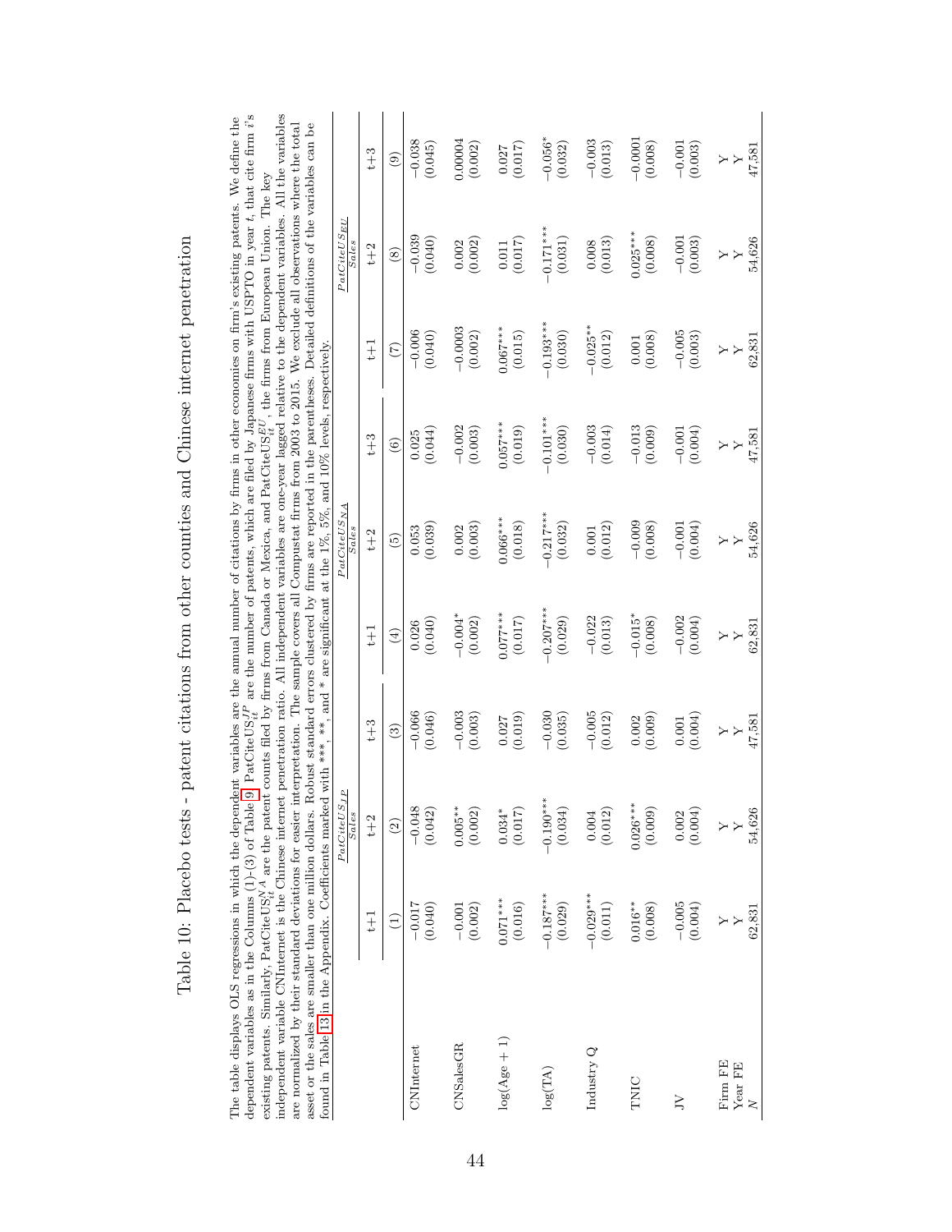# Table 10: Placebo tests - patent citations from other counties and Chinese internet penetration

The table displays OLS regressions in which the dependent variables are the annual number of citations by firms in other economies on firm's existing patents. We define the dependent variables as in the Columns (1)-(3) of Table 9. $\text{PatCiteUS}_{it}^{JP}$ are the number of patents, which are filed by Japanese firms with USPTO in year $t$, that cite firm $i$'s existing patents. Similarly, $\text{PatCiteUS}_{it}^{NA}$ are the patent counts filed by firms from Canada or Mexica, and $\text{PatCiteUS}_{it}^{EU}$, the firms from European Union. The key independent variable CNInternet is the Chinese internet penetration ratio. All independent variables are one-year lagged relative to the dependent variables. All the variables are normalized by their standard deviations for easier interpretation. The sample covers all Compustat firms from 2003 to 2015. We exclude all observations where the total asset or the sales are smaller than one million dollars. Robust standard errors clustered by firms are reported in the parentheses. Detailed definitions of the variables can be found in Table 13 in the Appendix. Coefficients marked with \*\*\*, \*\*, and \* are significant at the 1%, 5%, and 10% levels, respectively.

| | $\frac{PatCiteUS_{JP}}{Sales}$ | | | $\frac{PatCiteUS_{NA}}{Sales}$ | | | $\frac{PatCiteUS_{EU}}{Sales}$ | | |
|---|---|---|---|---|---|---|---|---|---|
| | t+1 | t+2 | t+3 | t+1 | t+2 | t+3 | t+1 | t+2 | t+3 |
| | (1) | (2) | (3) | (4) | (5) | (6) | (7) | (8) | (9) |
| CNInternet | −0.017 | −0.048 | −0.066 | 0.026 | 0.053 | 0.025 | −0.006 | −0.039 | −0.038 |
| | (0.040) | (0.042) | (0.046) | (0.040) | (0.039) | (0.044) | (0.040) | (0.040) | (0.045) |
| CNSalesGR | −0.001 | 0.005\*\* | −0.003 | −0.004\* | 0.002 | −0.002 | −0.0003 | 0.002 | 0.00004 |
| | (0.002) | (0.002) | (0.003) | (0.002) | (0.003) | (0.003) | (0.002) | (0.002) | (0.002) |
| log(Age + 1) | 0.071\*\*\* | 0.034\* | 0.027 | 0.077\*\*\* | 0.066\*\*\* | 0.057\*\*\* | 0.067\*\*\* | 0.011 | 0.027 |
| | (0.016) | (0.017) | (0.019) | (0.017) | (0.018) | (0.019) | (0.015) | (0.017) | (0.017) |
| log(TA) | −0.187\*\*\* | −0.190\*\*\* | −0.030 | −0.207\*\*\* | −0.217\*\*\* | −0.101\*\*\* | −0.193\*\*\* | −0.171\*\*\* | −0.056\* |
| | (0.029) | (0.034) | (0.035) | (0.029) | (0.032) | (0.030) | (0.030) | (0.031) | (0.032) |
| Industry Q | −0.029\*\*\* | 0.004 | −0.005 | −0.022 | 0.001 | −0.003 | −0.025\*\* | 0.008 | −0.003 |
| | (0.011) | (0.012) | (0.012) | (0.013) | (0.012) | (0.014) | (0.012) | (0.013) | (0.013) |
| TNIC | 0.016\*\* | 0.026\*\*\* | 0.002 | −0.015\* | −0.009 | −0.013 | 0.001 | 0.025\*\*\* | −0.0001 |
| | (0.008) | (0.009) | (0.009) | (0.008) | (0.008) | (0.009) | (0.008) | (0.008) | (0.008) |
| JV | −0.005 | 0.002 | 0.001 | −0.002 | −0.001 | −0.001 | −0.005 | −0.001 | −0.001 |
| | (0.004) | (0.004) | (0.004) | (0.004) | (0.004) | (0.004) | (0.003) | (0.003) | (0.003) |
| Firm FE | Y | Y | Y | Y | Y | Y | Y | Y | Y |
| Year FE | Y | Y | Y | Y | Y | Y | Y | Y | Y |
| $N$ | 62,831 | 54,626 | 47,581 | 62,831 | 54,626 | 47,581 | 62,831 | 54,626 | 47,581 |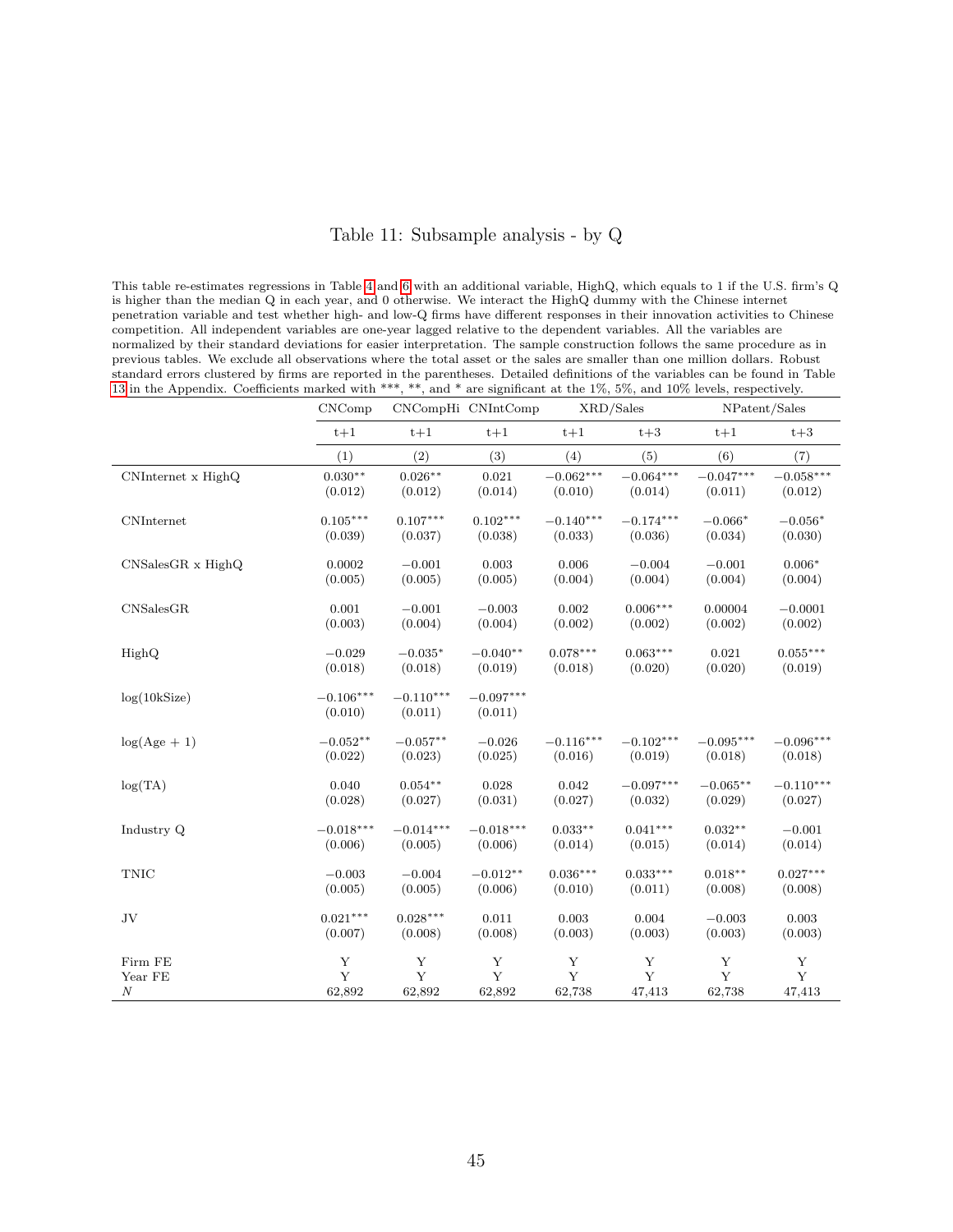# Table 11: Subsample analysis - by Q

This table re-estimates regressions in Table 4 and 6 with an additional variable, HighQ, which equals to 1 if the U.S. firm's Q is higher than the median Q in each year, and 0 otherwise. We interact the HighQ dummy with the Chinese internet penetration variable and test whether high- and low-Q firms have different responses in their innovation activities to Chinese competition. All independent variables are one-year lagged relative to the dependent variables. All the variables are normalized by their standard deviations for easier interpretation. The sample construction follows the same procedure as in previous tables. We exclude all observations where the total asset or the sales are smaller than one million dollars. Robust standard errors clustered by firms are reported in the parentheses. Detailed definitions of the variables can be found in Table 13 in the Appendix. Coefficients marked with \*\*\*, \*\*, and \* are significant at the 1%, 5%, and 10% levels, respectively.

| | CNComp | CNCompHi | CNIntComp | XRD/Sales | | NPatent/Sales | |
|---|---|---|---|---|---|---|---|
| | t+1 | t+1 | t+1 | t+1 | t+3 | t+1 | t+3 |
| | (1) | (2) | (3) | (4) | (5) | (6) | (7) |
| CNInternet x HighQ | 0.030** | 0.026** | 0.021 | −0.062*** | −0.064*** | −0.047*** | −0.058*** |
| | (0.012) | (0.012) | (0.014) | (0.010) | (0.014) | (0.011) | (0.012) |
| CNInternet | 0.105*** | 0.107*** | 0.102*** | −0.140*** | −0.174*** | −0.066* | −0.056* |
| | (0.039) | (0.037) | (0.038) | (0.033) | (0.036) | (0.034) | (0.030) |
| CNSalesGR x HighQ | 0.0002 | −0.001 | 0.003 | 0.006 | −0.004 | −0.001 | 0.006* |
| | (0.005) | (0.005) | (0.005) | (0.004) | (0.004) | (0.004) | (0.004) |
| CNSalesGR | 0.001 | −0.001 | −0.003 | 0.002 | 0.006*** | 0.00004 | −0.0001 |
| | (0.003) | (0.004) | (0.004) | (0.002) | (0.002) | (0.002) | (0.002) |
| HighQ | −0.029 | −0.035* | −0.040** | 0.078*** | 0.063*** | 0.021 | 0.055*** |
| | (0.018) | (0.018) | (0.019) | (0.018) | (0.020) | (0.020) | (0.019) |
| log(10kSize) | −0.106*** | −0.110*** | −0.097*** | | | | |
| | (0.010) | (0.011) | (0.011) | | | | |
| log(Age + 1) | −0.052** | −0.057** | −0.026 | −0.116*** | −0.102*** | −0.095*** | −0.096*** |
| | (0.022) | (0.023) | (0.025) | (0.016) | (0.019) | (0.018) | (0.018) |
| log(TA) | 0.040 | 0.054** | 0.028 | 0.042 | −0.097*** | −0.065** | −0.110*** |
| | (0.028) | (0.027) | (0.031) | (0.027) | (0.032) | (0.029) | (0.027) |
| Industry Q | −0.018*** | −0.014*** | −0.018*** | 0.033** | 0.041*** | 0.032** | −0.001 |
| | (0.006) | (0.005) | (0.006) | (0.014) | (0.015) | (0.014) | (0.014) |
| TNIC | −0.003 | −0.004 | −0.012** | 0.036*** | 0.033*** | 0.018** | 0.027*** |
| | (0.005) | (0.005) | (0.006) | (0.010) | (0.011) | (0.008) | (0.008) |
| JV | 0.021*** | 0.028*** | 0.011 | 0.003 | 0.004 | −0.003 | 0.003 |
| | (0.007) | (0.008) | (0.008) | (0.003) | (0.003) | (0.003) | (0.003) |
| Firm FE | Y | Y | Y | Y | Y | Y | Y |
| Year FE | Y | Y | Y | Y | Y | Y | Y |
| $N$ | 62,892 | 62,892 | 62,892 | 62,738 | 47,413 | 62,738 | 47,413 |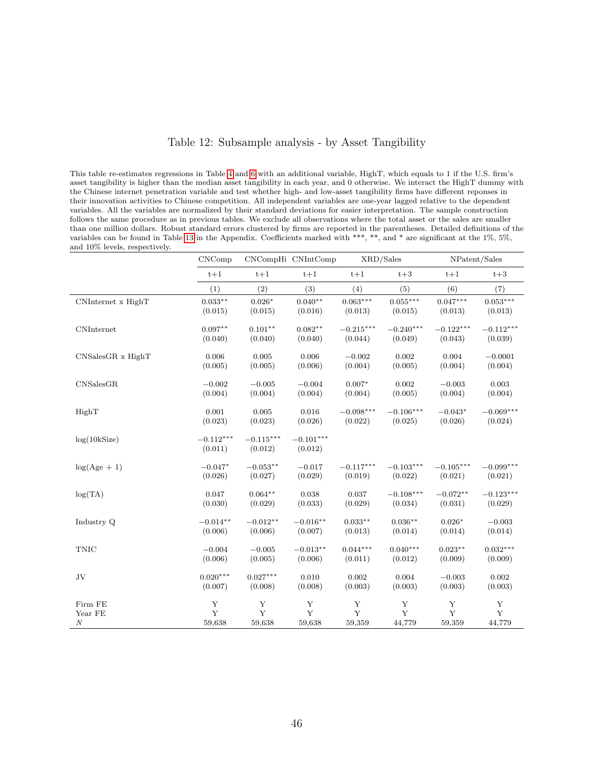# Table 12: Subsample analysis - by Asset Tangibility

This table re-estimates regressions in Table 4 and 6 with an additional variable, HighT, which equals to 1 if the U.S. firm's asset tangibility is higher than the median asset tangibility in each year, and 0 otherwise. We interact the HighT dummy with the Chinese internet penetration variable and test whether high- and low-asset tangibility firms have different reponses in their innovation activities to Chinese competition. All independent variables are one-year lagged relative to the dependent variables. All the variables are normalized by their standard deviations for easier interpretation. The sample construction follows the same procedure as in previous tables. We exclude all observations where the total asset or the sales are smaller than one million dollars. Robust standard errors clustered by firms are reported in the parentheses. Detailed definitions of the variables can be found in Table 13 in the Appendix. Coefficients marked with \*\*\*, \*\*, and \* are significant at the 1%, 5%, and 10% levels, respectively.

| | CNComp | CNCompHi | CNIntComp | XRD/Sales | | NPatent/Sales | |
|---|---|---|---|---|---|---|---|
| | t+1 | t+1 | t+1 | t+1 | t+3 | t+1 | t+3 |
| | (1) | (2) | (3) | (4) | (5) | (6) | (7) |
| CNInternet x HighT | 0.033\*\* | 0.026\* | 0.040\*\* | 0.063\*\*\* | 0.055\*\*\* | 0.047\*\*\* | 0.053\*\*\* |
| | (0.015) | (0.015) | (0.016) | (0.013) | (0.015) | (0.013) | (0.013) |
| CNInternet | 0.097\*\* | 0.101\*\* | 0.082\*\* | −0.215\*\*\* | −0.240\*\*\* | −0.122\*\*\* | −0.112\*\*\* |
| | (0.040) | (0.040) | (0.040) | (0.044) | (0.049) | (0.043) | (0.039) |
| CNSalesGR x HighT | 0.006 | 0.005 | 0.006 | −0.002 | 0.002 | 0.004 | −0.0001 |
| | (0.005) | (0.005) | (0.006) | (0.004) | (0.005) | (0.004) | (0.004) |
| CNSalesGR | −0.002 | −0.005 | −0.004 | 0.007\* | 0.002 | −0.003 | 0.003 |
| | (0.004) | (0.004) | (0.004) | (0.004) | (0.005) | (0.004) | (0.004) |
| HighT | 0.001 | 0.005 | 0.016 | −0.098\*\*\* | −0.106\*\*\* | −0.043\* | −0.069\*\*\* |
| | (0.023) | (0.023) | (0.026) | (0.022) | (0.025) | (0.026) | (0.024) |
| log(10kSize) | −0.112\*\*\* | −0.115\*\*\* | −0.101\*\*\* | | | | |
| | (0.011) | (0.012) | (0.012) | | | | |
| log(Age + 1) | −0.047\* | −0.053\*\* | −0.017 | −0.117\*\*\* | −0.103\*\*\* | −0.105\*\*\* | −0.099\*\*\* |
| | (0.026) | (0.027) | (0.029) | (0.019) | (0.022) | (0.021) | (0.021) |
| log(TA) | 0.047 | 0.064\*\* | 0.038 | 0.037 | −0.108\*\*\* | −0.072\*\* | −0.123\*\*\* |
| | (0.030) | (0.029) | (0.033) | (0.029) | (0.034) | (0.031) | (0.029) |
| Industry Q | −0.014\*\* | −0.012\*\* | −0.016\*\* | 0.033\*\* | 0.036\*\* | 0.026\* | −0.003 |
| | (0.006) | (0.006) | (0.007) | (0.013) | (0.014) | (0.014) | (0.014) |
| TNIC | −0.004 | −0.005 | −0.013\*\* | 0.044\*\*\* | 0.040\*\*\* | 0.023\*\* | 0.032\*\*\* |
| | (0.006) | (0.005) | (0.006) | (0.011) | (0.012) | (0.009) | (0.009) |
| JV | 0.020\*\*\* | 0.027\*\*\* | 0.010 | 0.002 | 0.004 | −0.003 | 0.002 |
| | (0.007) | (0.008) | (0.008) | (0.003) | (0.003) | (0.003) | (0.003) |
| Firm FE | Y | Y | Y | Y | Y | Y | Y |
| Year FE | Y | Y | Y | Y | Y | Y | Y |
| $N$ | 59,638 | 59,638 | 59,638 | 59,359 | 44,779 | 59,359 | 44,779 |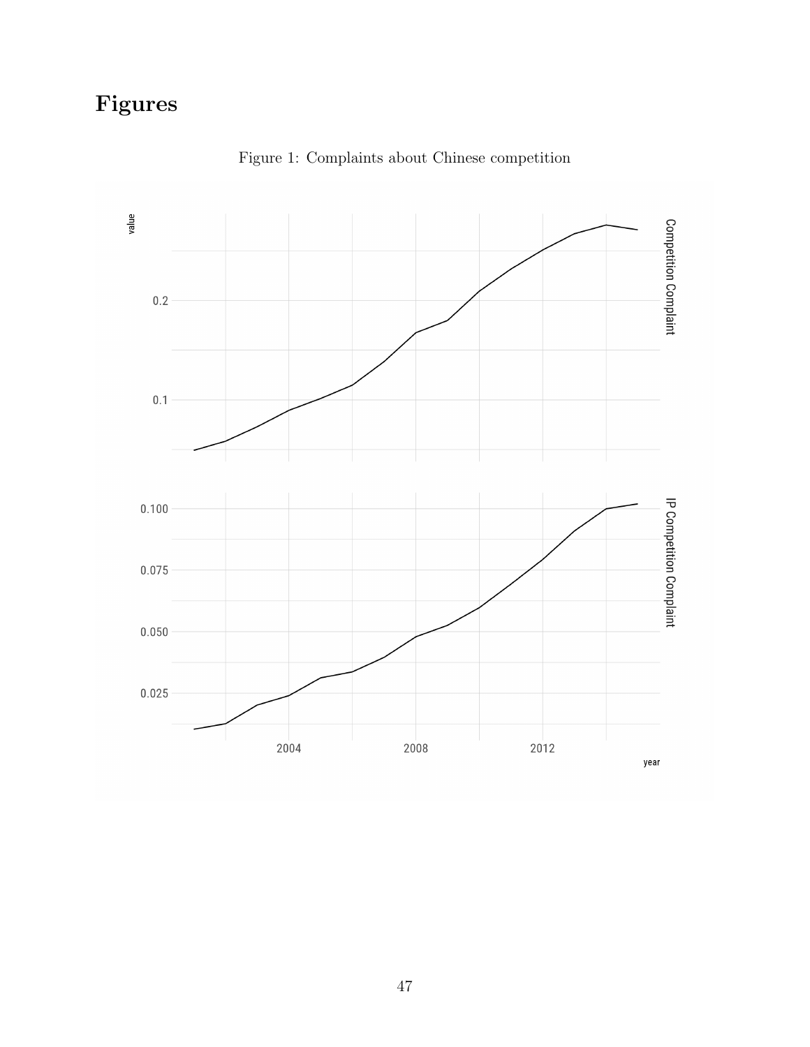# Figures

Figure 1: Complaints about Chinese competition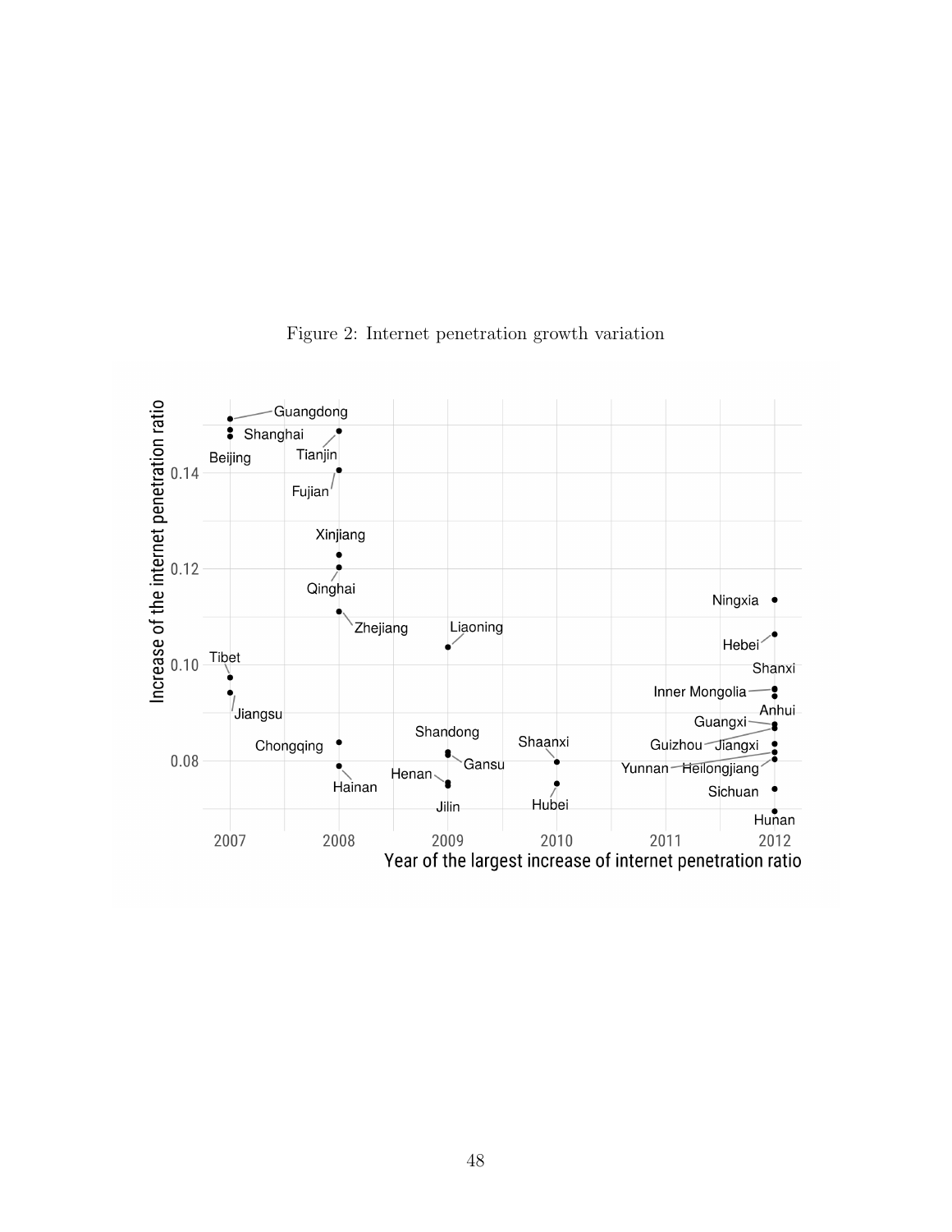Figure 2: Internet penetration growth variation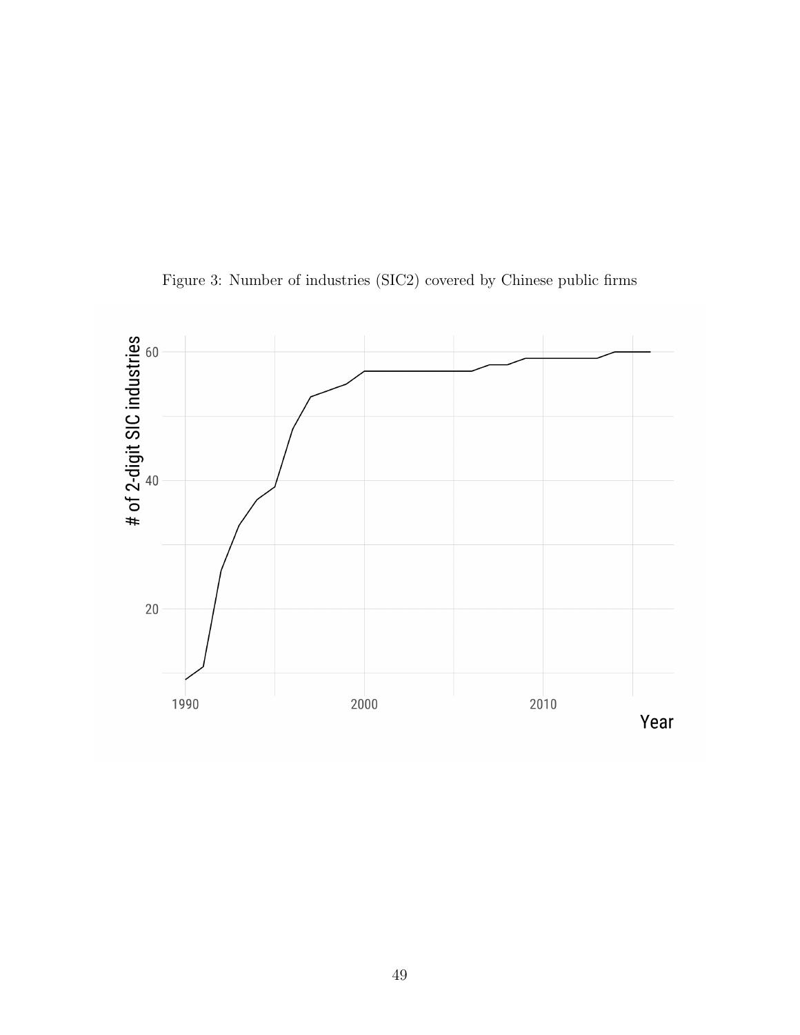Figure 3: Number of industries (SIC2) covered by Chinese public firms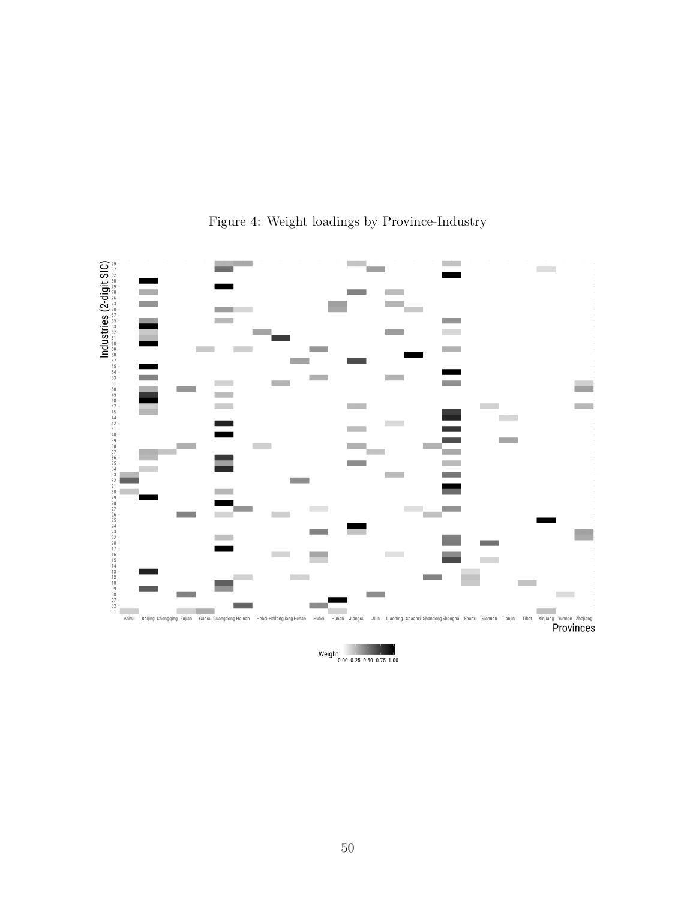Figure 4: Weight loadings by Province-Industry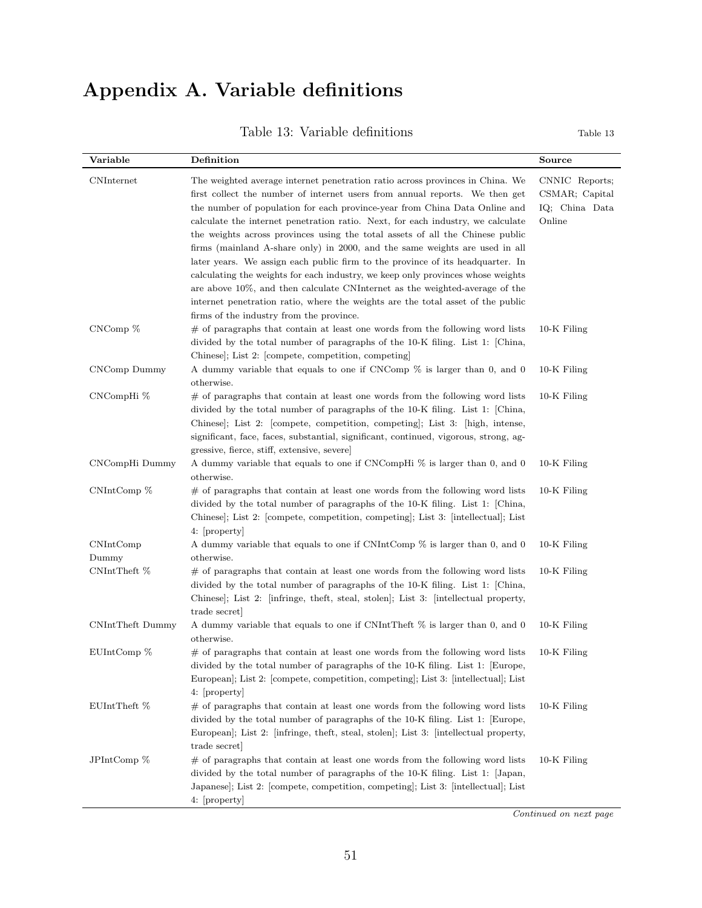# Appendix A. Variable definitions

Table 13: Variable definitions

| Variable | Definition | Source |
|---|---|---|
| CNInternet | The weighted average internet penetration ratio across provinces in China. We first collect the number of internet users from annual reports. We then get the number of population for each province-year from China Data Online and calculate the internet penetration ratio. Next, for each industry, we calculate the weights across provinces using the total assets of all the Chinese public firms (mainland A-share only) in 2000, and the same weights are used in all later years. We assign each public firm to the province of its headquarter. In calculating the weights for each industry, we keep only provinces whose weights are above 10%, and then calculate CNInternet as the weighted-average of the internet penetration ratio, where the weights are the total asset of the public firms of the industry from the province. | CNNIC Reports; CSMAR; Capital IQ; China Data Online |
| CNComp % | # of paragraphs that contain at least one words from the following word lists divided by the total number of paragraphs of the 10-K filing. List 1: [China, Chinese]; List 2: [compete, competition, competing] | 10-K Filing |
| CNComp Dummy | A dummy variable that equals to one if CNComp % is larger than 0, and 0 otherwise. | 10-K Filing |
| CNCompHi % | # of paragraphs that contain at least one words from the following word lists divided by the total number of paragraphs of the 10-K filing. List 1: [China, Chinese]; List 2: [compete, competition, competing]; List 3: [high, intense, significant, face, faces, substantial, significant, continued, vigorous, strong, aggressive, fierce, stiff, extensive, severe] | 10-K Filing |
| CNCompHi Dummy | A dummy variable that equals to one if CNCompHi % is larger than 0, and 0 otherwise. | 10-K Filing |
| CNIntComp % | # of paragraphs that contain at least one words from the following word lists divided by the total number of paragraphs of the 10-K filing. List 1: [China, Chinese]; List 2: [compete, competition, competing]; List 3: [intellectual]; List 4: [property] | 10-K Filing |
| CNIntComp Dummy | A dummy variable that equals to one if CNIntComp % is larger than 0, and 0 otherwise. | 10-K Filing |
| CNIntTheft % | # of paragraphs that contain at least one words from the following word lists divided by the total number of paragraphs of the 10-K filing. List 1: [China, Chinese]; List 2: [infringe, theft, steal, stolen]; List 3: [intellectual property, trade secret] | 10-K Filing |
| CNIntTheft Dummy | A dummy variable that equals to one if CNIntTheft % is larger than 0, and 0 otherwise. | 10-K Filing |
| EUIntComp % | # of paragraphs that contain at least one words from the following word lists divided by the total number of paragraphs of the 10-K filing. List 1: [Europe, European]; List 2: [compete, competition, competing]; List 3: [intellectual]; List 4: [property] | 10-K Filing |
| EUIntTheft % | # of paragraphs that contain at least one words from the following word lists divided by the total number of paragraphs of the 10-K filing. List 1: [Europe, European]; List 2: [infringe, theft, steal, stolen]; List 3: [intellectual property, trade secret] | 10-K Filing |
| JPIntComp % | # of paragraphs that contain at least one words from the following word lists divided by the total number of paragraphs of the 10-K filing. List 1: [Japan, Japanese]; List 2: [compete, competition, competing]; List 3: [intellectual]; List 4: [property] | 10-K Filing |

*Continued on next page*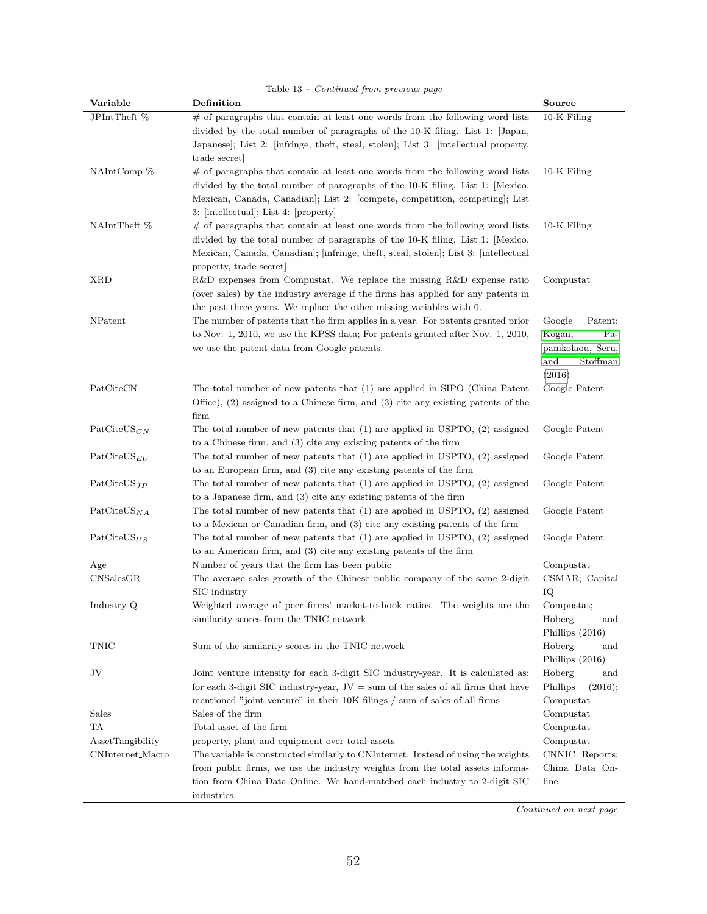Table 13 – *Continued from previous page*

| Variable | Definition | Source |
|---|---|---|
| JPIntTheft % | # of paragraphs that contain at least one words from the following word lists divided by the total number of paragraphs of the 10-K filing. List 1: [Japan, Japanese]; List 2: [infringe, theft, steal, stolen]; List 3: [intellectual property, trade secret] | 10-K Filing |
| NAIntComp % | # of paragraphs that contain at least one words from the following word lists divided by the total number of paragraphs of the 10-K filing. List 1: [Mexico, Mexican, Canada, Canadian]; List 2: [compete, competition, competing]; List 3: [intellectual]; List 4: [property] | 10-K Filing |
| NAIntTheft % | # of paragraphs that contain at least one words from the following word lists divided by the total number of paragraphs of the 10-K filing. List 1: [Mexico, Mexican, Canada, Canadian]; [infringe, theft, steal, stolen]; List 3: [intellectual property, trade secret] | 10-K Filing |
| XRD | R&D expenses from Compustat. We replace the missing R&D expense ratio (over sales) by the industry average if the firms has applied for any patents in the past three years. We replace the other missing variables with 0. | Compustat |
| NPatent | The number of patents that the firm applies in a year. For patents granted prior to Nov. 1, 2010, we use the KPSS data; For patents granted after Nov. 1, 2010, we use the patent data from Google patents. | Google Patent; Kogan, Papanikolaou, Seru, and Stoffman (2016) |
| PatCiteCN | The total number of new patents that (1) are applied in SIPO (China Patent Office), (2) assigned to a Chinese firm, and (3) cite any existing patents of the firm | Google Patent |
| $\text{PatCiteUS}_{CN}$ | The total number of new patents that (1) are applied in USPTO, (2) assigned to a Chinese firm, and (3) cite any existing patents of the firm | Google Patent |
| $\text{PatCiteUS}_{EU}$ | The total number of new patents that (1) are applied in USPTO, (2) assigned to an European firm, and (3) cite any existing patents of the firm | Google Patent |
| $\text{PatCiteUS}_{JP}$ | The total number of new patents that (1) are applied in USPTO, (2) assigned to a Japanese firm, and (3) cite any existing patents of the firm | Google Patent |
| $\text{PatCiteUS}_{NA}$ | The total number of new patents that (1) are applied in USPTO, (2) assigned to a Mexican or Canadian firm, and (3) cite any existing patents of the firm | Google Patent |
| $\text{PatCiteUS}_{US}$ | The total number of new patents that (1) are applied in USPTO, (2) assigned to an American firm, and (3) cite any existing patents of the firm | Google Patent |
| Age | Number of years that the firm has been public | Compustat |
| CNSalesGR | The average sales growth of the Chinese public company of the same 2-digit SIC industry | CSMAR; Capital IQ |
| Industry Q | Weighted average of peer firms' market-to-book ratios. The weights are the similarity scores from the TNIC network | Compustat; Hoberg and Phillips (2016) |
| TNIC | Sum of the similarity scores in the TNIC network | Hoberg and Phillips (2016) |
| JV | Joint venture intensity for each 3-digit SIC industry-year. It is calculated as: for each 3-digit SIC industry-year, JV = sum of the sales of all firms that have mentioned "joint venture" in their 10K filings / sum of sales of all firms | Hoberg and Phillips (2016); Compustat |
| Sales | Sales of the firm | Compustat |
| TA | Total asset of the firm | Compustat |
| AssetTangibility | property, plant and equipment over total assets | Compustat |
| CNInternet_Macro | The variable is constructed similarly to CNInternet. Instead of using the weights from public firms, we use the industry weights from the total assets information from China Data Online. We hand-matched each industry to 2-digit SIC industries. | CNNIC Reports; China Data Online |

*Continued on next page*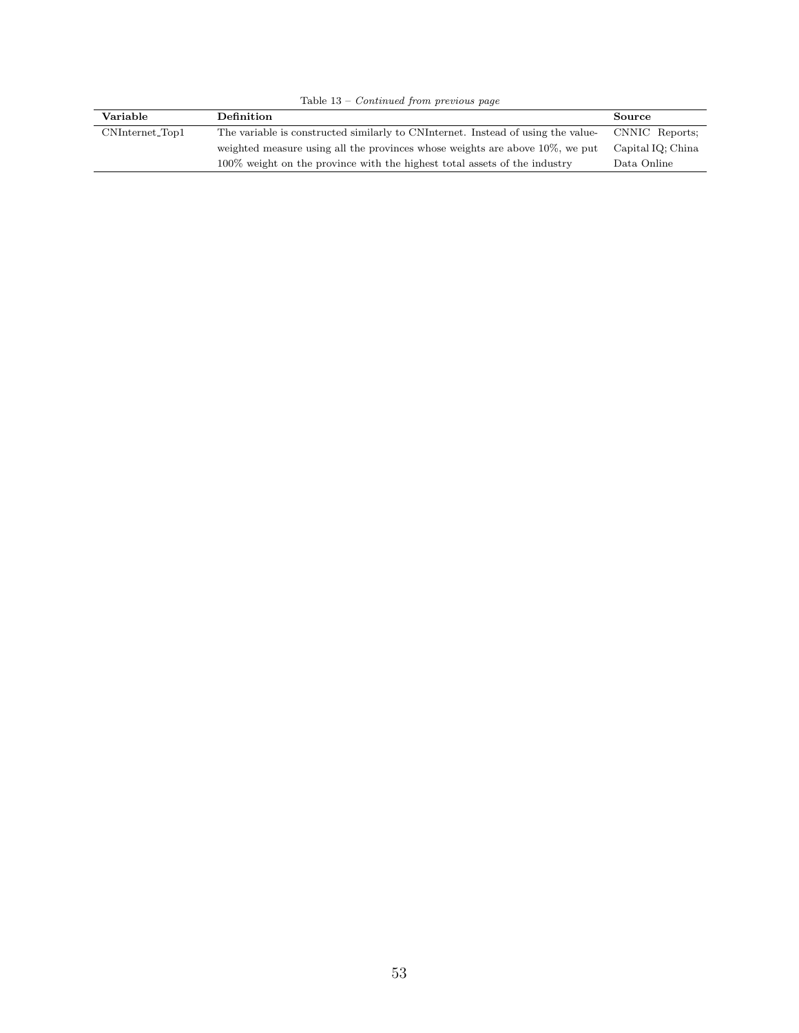Table 13 – *Continued from previous page*

| Variable | Definition | Source |
|---|---|---|
| CNInternet_Top1 | The variable is constructed similarly to CNInternet. Instead of using the value-weighted measure using all the provinces whose weights are above 10%, we put 100% weight on the province with the highest total assets of the industry | CNNIC Reports; Capital IQ; China Data Online |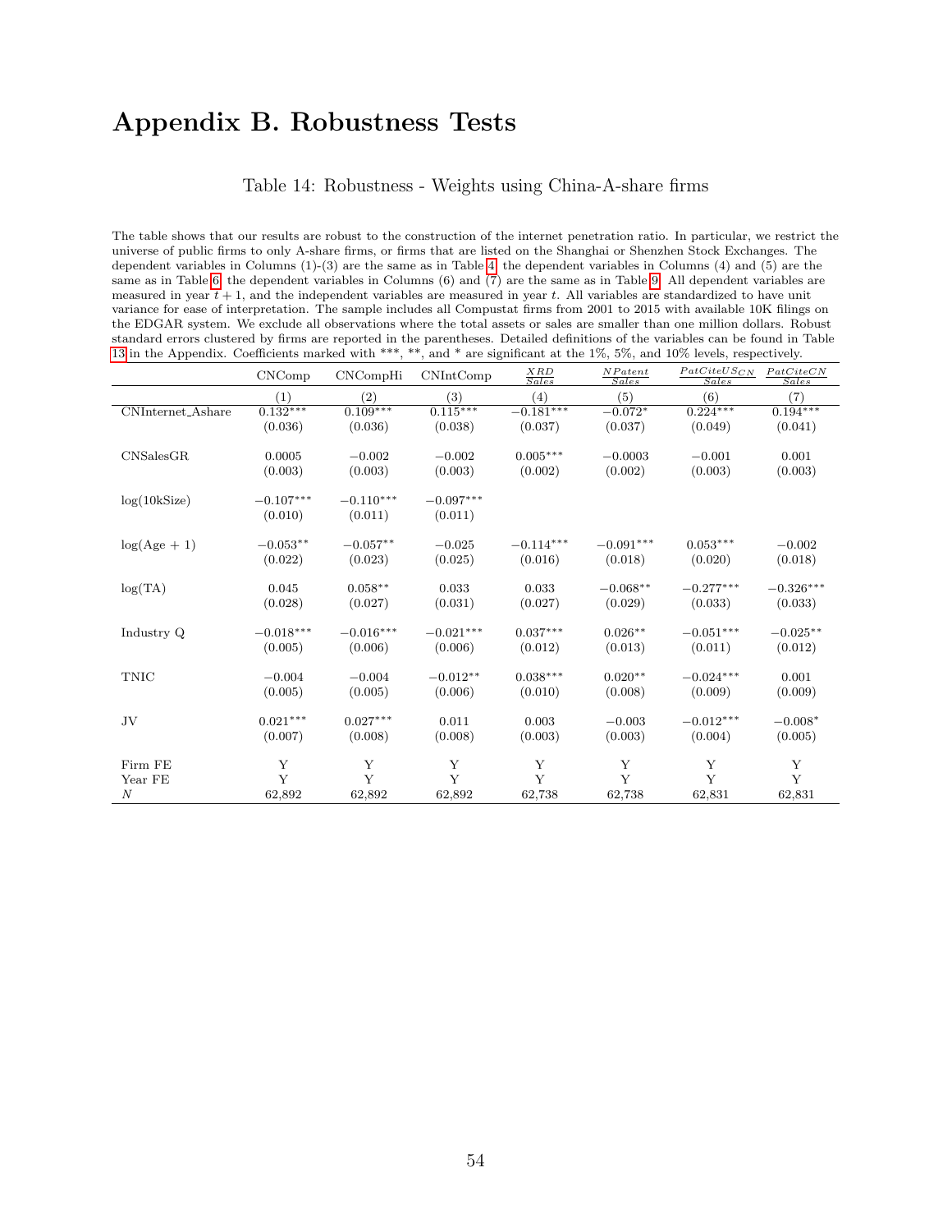# Appendix B. Robustness Tests

Table 14: Robustness - Weights using China-A-share firms

The table shows that our results are robust to the construction of the internet penetration ratio. In particular, we restrict the universe of public firms to only A-share firms, or firms that are listed on the Shanghai or Shenzhen Stock Exchanges. The dependent variables in Columns (1)-(3) are the same as in Table 4, the dependent variables in Columns (4) and (5) are the same as in Table 6, the dependent variables in Columns (6) and (7) are the same as in Table 9. All dependent variables are measured in year $t+1$, and the independent variables are measured in year $t$. All variables are standardized to have unit variance for ease of interpretation. The sample includes all Compustat firms from 2001 to 2015 with available 10K filings on the EDGAR system. We exclude all observations where the total assets or sales are smaller than one million dollars. Robust standard errors clustered by firms are reported in the parentheses. Detailed definitions of the variables can be found in Table 13 in the Appendix. Coefficients marked with ***, **, and * are significant at the 1%, 5%, and 10% levels, respectively.

| | CNComp | CNCompHi | CNIntComp | $\frac{XRD}{Sales}$ | $\frac{NPatent}{Sales}$ | $\frac{PatCiteUS_{CN}}{Sales}$ | $\frac{PatCiteCN}{Sales}$ |
|---|---|---|---|---|---|---|---|
| | (1) | (2) | (3) | (4) | (5) | (6) | (7) |
| CNInternet_Ashare | 0.132*** | 0.109*** | 0.115*** | −0.181*** | −0.072* | 0.224*** | 0.194*** |
| | (0.036) | (0.036) | (0.038) | (0.037) | (0.037) | (0.049) | (0.041) |
| CNSalesGR | 0.0005 | −0.002 | −0.002 | 0.005*** | −0.0003 | −0.001 | 0.001 |
| | (0.003) | (0.003) | (0.003) | (0.002) | (0.002) | (0.003) | (0.003) |
| log(10kSize) | −0.107*** | −0.110*** | −0.097*** | | | | |
| | (0.010) | (0.011) | (0.011) | | | | |
| log(Age + 1) | −0.053** | −0.057** | −0.025 | −0.114*** | −0.091*** | 0.053*** | −0.002 |
| | (0.022) | (0.023) | (0.025) | (0.016) | (0.018) | (0.020) | (0.018) |
| log(TA) | 0.045 | 0.058** | 0.033 | 0.033 | −0.068** | −0.277*** | −0.326*** |
| | (0.028) | (0.027) | (0.031) | (0.027) | (0.029) | (0.033) | (0.033) |
| Industry Q | −0.018*** | −0.016*** | −0.021*** | 0.037*** | 0.026** | −0.051*** | −0.025** |
| | (0.005) | (0.006) | (0.006) | (0.012) | (0.013) | (0.011) | (0.012) |
| TNIC | −0.004 | −0.004 | −0.012** | 0.038*** | 0.020** | −0.024*** | 0.001 |
| | (0.005) | (0.005) | (0.006) | (0.010) | (0.008) | (0.009) | (0.009) |
| JV | 0.021*** | 0.027*** | 0.011 | 0.003 | −0.003 | −0.012*** | −0.008* |
| | (0.007) | (0.008) | (0.008) | (0.003) | (0.003) | (0.004) | (0.005) |
| Firm FE | Y | Y | Y | Y | Y | Y | Y |
| Year FE | Y | Y | Y | Y | Y | Y | Y |
| $N$ | 62,892 | 62,892 | 62,892 | 62,738 | 62,738 | 62,831 | 62,831 |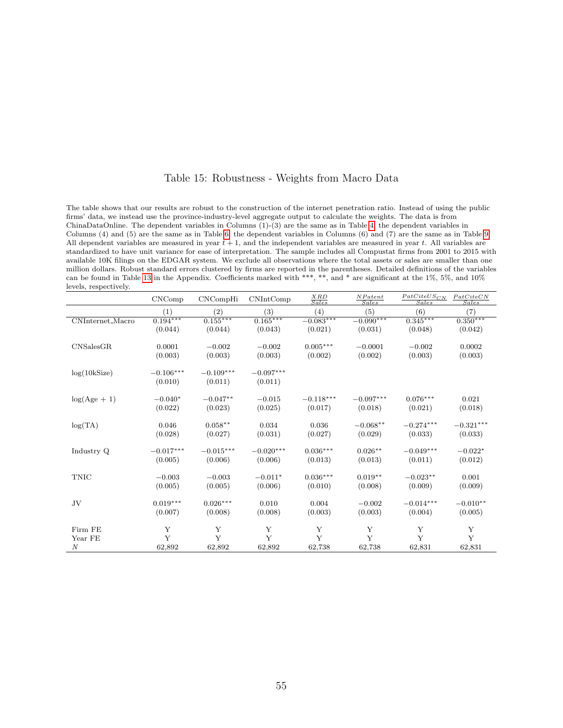# Table 15: Robustness - Weights from Macro Data

The table shows that our results are robust to the construction of the internet penetration ratio. Instead of using the public firms' data, we instead use the province-industry-level aggregate output to calculate the weights. The data is from ChinaDataOnline. The dependent variables in Columns (1)-(3) are the same as in Table 4, the dependent variables in Columns (4) and (5) are the same as in Table 6, the dependent variables in Columns (6) and (7) are the same as in Table 9. All dependent variables are measured in year $t + 1$, and the independent variables are measured in year $t$. All variables are standardized to have unit variance for ease of interpretation. The sample includes all Compustat firms from 2001 to 2015 with available 10K filings on the EDGAR system. We exclude all observations where the total assets or sales are smaller than one million dollars. Robust standard errors clustered by firms are reported in the parentheses. Detailed definitions of the variables can be found in Table 13 in the Appendix. Coefficients marked with ***, **, and * are significant at the 1%, 5%, and 10% levels, respectively.

| | CNComp | CNCompHi | CNIntComp | $\frac{XRD}{Sales}$ | $\frac{NPatent}{Sales}$ | $\frac{PatCiteUS_{CN}}{Sales}$ | $\frac{PatCiteCN}{Sales}$ |
|---|---|---|---|---|---|---|---|
| | (1) | (2) | (3) | (4) | (5) | (6) | (7) |
| CNInternet_Macro | $0.194^{***}$ | $0.155^{***}$ | $0.165^{***}$ | $-0.083^{***}$ | $-0.090^{***}$ | $0.345^{***}$ | $0.350^{***}$ |
| | (0.044) | (0.044) | (0.043) | (0.021) | (0.031) | (0.048) | (0.042) |
| CNSalesGR | 0.0001 | $-0.002$ | $-0.002$ | $0.005^{***}$ | $-0.0001$ | $-0.002$ | 0.0002 |
| | (0.003) | (0.003) | (0.003) | (0.002) | (0.002) | (0.003) | (0.003) |
| log(10kSize) | $-0.106^{***}$ | $-0.109^{***}$ | $-0.097^{***}$ | | | | |
| | (0.010) | (0.011) | (0.011) | | | | |
| log(Age + 1) | $-0.040^{*}$ | $-0.047^{**}$ | $-0.015$ | $-0.118^{***}$ | $-0.097^{***}$ | $0.076^{***}$ | 0.021 |
| | (0.022) | (0.023) | (0.025) | (0.017) | (0.018) | (0.021) | (0.018) |
| log(TA) | 0.046 | $0.058^{**}$ | 0.034 | 0.036 | $-0.068^{**}$ | $-0.274^{***}$ | $-0.321^{***}$ |
| | (0.028) | (0.027) | (0.031) | (0.027) | (0.029) | (0.033) | (0.033) |
| Industry Q | $-0.017^{***}$ | $-0.015^{***}$ | $-0.020^{***}$ | $0.036^{***}$ | $0.026^{**}$ | $-0.049^{***}$ | $-0.022^{*}$ |
| | (0.005) | (0.006) | (0.006) | (0.013) | (0.013) | (0.011) | (0.012) |
| TNIC | $-0.003$ | $-0.003$ | $-0.011^{*}$ | $0.036^{***}$ | $0.019^{**}$ | $-0.023^{**}$ | 0.001 |
| | (0.005) | (0.005) | (0.006) | (0.010) | (0.008) | (0.009) | (0.009) |
| JV | $0.019^{***}$ | $0.026^{***}$ | 0.010 | 0.004 | $-0.002$ | $-0.014^{***}$ | $-0.010^{**}$ |
| | (0.007) | (0.008) | (0.008) | (0.003) | (0.003) | (0.004) | (0.005) |
| Firm FE | Y | Y | Y | Y | Y | Y | Y |
| Year FE | Y | Y | Y | Y | Y | Y | Y |
| $N$ | 62,892 | 62,892 | 62,892 | 62,738 | 62,738 | 62,831 | 62,831 |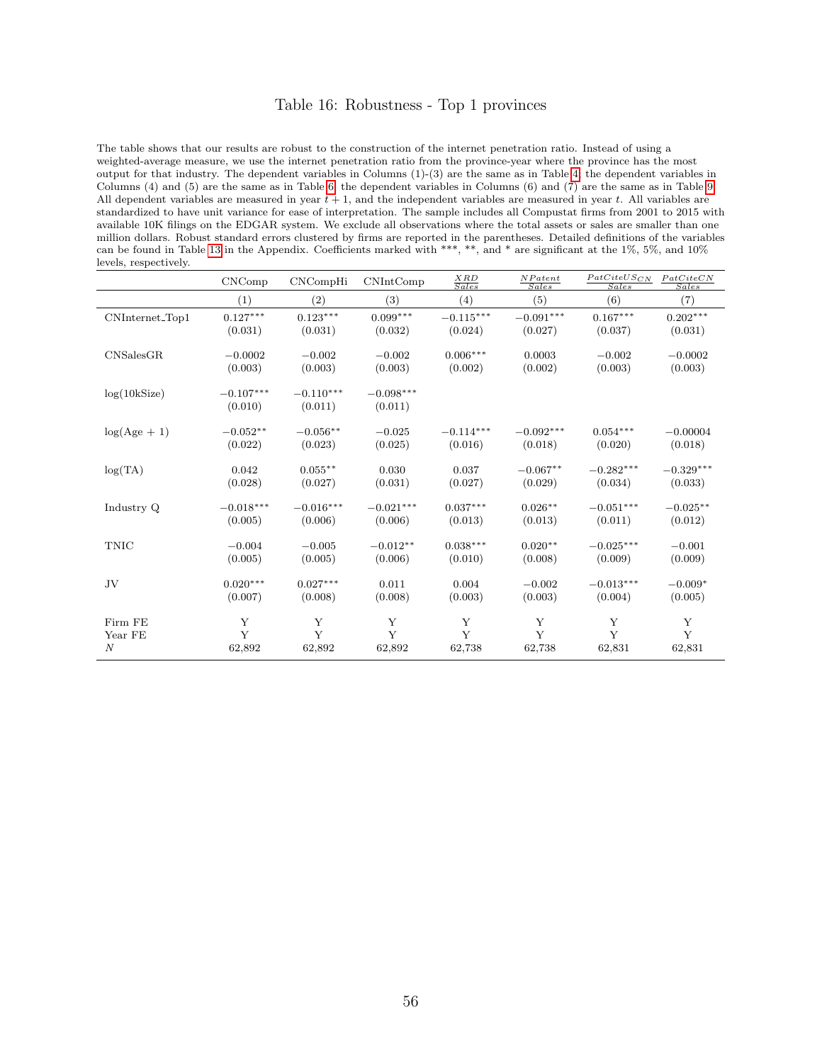## Table 16: Robustness - Top 1 provinces

The table shows that our results are robust to the construction of the internet penetration ratio. Instead of using a weighted-average measure, we use the internet penetration ratio from the province-year where the province has the most output for that industry. The dependent variables in Columns (1)-(3) are the same as in Table 4, the dependent variables in Columns (4) and (5) are the same as in Table 6, the dependent variables in Columns (6) and (7) are the same as in Table 9. All dependent variables are measured in year $t+1$, and the independent variables are measured in year $t$. All variables are standardized to have unit variance for ease of interpretation. The sample includes all Compustat firms from 2001 to 2015 with available 10K filings on the EDGAR system. We exclude all observations where the total assets or sales are smaller than one million dollars. Robust standard errors clustered by firms are reported in the parentheses. Detailed definitions of the variables can be found in Table 13 in the Appendix. Coefficients marked with ***, **, and * are significant at the 1%, 5%, and 10% levels, respectively.

| | CNComp | CNCompHi | CNIntComp | $\frac{XRD}{Sales}$ | $\frac{NPatent}{Sales}$ | $\frac{PatCiteUS_{CN}}{Sales}$ | $\frac{PatCiteCN}{Sales}$ |
|---|---|---|---|---|---|---|---|
| | (1) | (2) | (3) | (4) | (5) | (6) | (7) |
| CNInternet_Top1 | 0.127*** | 0.123*** | 0.099*** | −0.115*** | −0.091*** | 0.167*** | 0.202*** |
| | (0.031) | (0.031) | (0.032) | (0.024) | (0.027) | (0.037) | (0.031) |
| CNSalesGR | −0.0002 | −0.002 | −0.002 | 0.006*** | 0.0003 | −0.002 | −0.0002 |
| | (0.003) | (0.003) | (0.003) | (0.002) | (0.002) | (0.003) | (0.003) |
| log(10kSize) | −0.107*** | −0.110*** | −0.098*** | | | | |
| | (0.010) | (0.011) | (0.011) | | | | |
| log(Age + 1) | −0.052** | −0.056** | −0.025 | −0.114*** | −0.092*** | 0.054*** | −0.00004 |
| | (0.022) | (0.023) | (0.025) | (0.016) | (0.018) | (0.020) | (0.018) |
| log(TA) | 0.042 | 0.055** | 0.030 | 0.037 | −0.067** | −0.282*** | −0.329*** |
| | (0.028) | (0.027) | (0.031) | (0.027) | (0.029) | (0.034) | (0.033) |
| Industry Q | −0.018*** | −0.016*** | −0.021*** | 0.037*** | 0.026** | −0.051*** | −0.025** |
| | (0.005) | (0.006) | (0.006) | (0.013) | (0.013) | (0.011) | (0.012) |
| TNIC | −0.004 | −0.005 | −0.012** | 0.038*** | 0.020** | −0.025*** | −0.001 |
| | (0.005) | (0.005) | (0.006) | (0.010) | (0.008) | (0.009) | (0.009) |
| JV | 0.020*** | 0.027*** | 0.011 | 0.004 | −0.002 | −0.013*** | −0.009* |
| | (0.007) | (0.008) | (0.008) | (0.003) | (0.003) | (0.004) | (0.005) |
| Firm FE | Y | Y | Y | Y | Y | Y | Y |
| Year FE | Y | Y | Y | Y | Y | Y | Y |
| $N$ | 62,892 | 62,892 | 62,892 | 62,738 | 62,738 | 62,831 | 62,831 |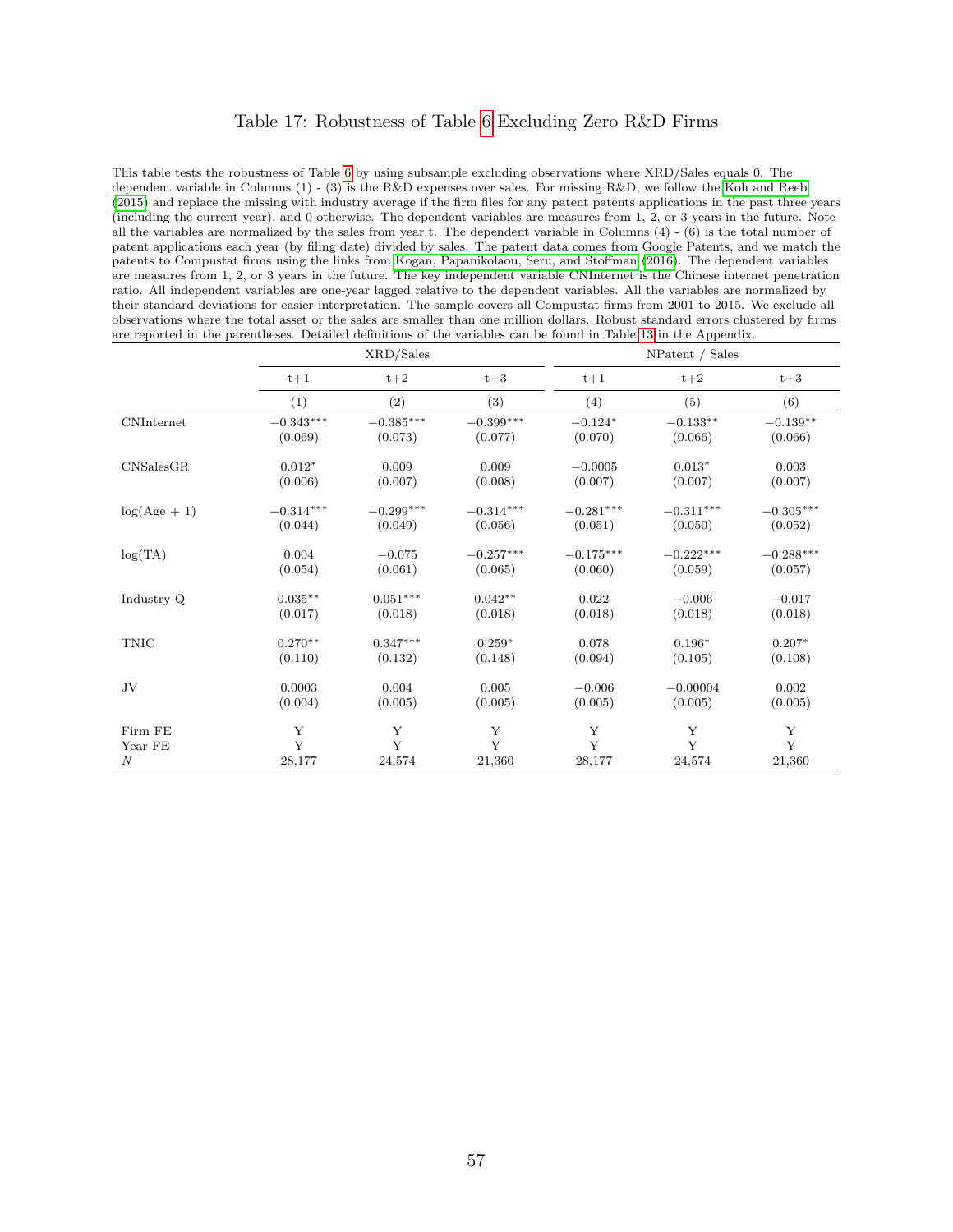## Table 17: Robustness of Table 6 Excluding Zero R&D Firms

This table tests the robustness of Table 6 by using subsample excluding observations where XRD/Sales equals 0. The dependent variable in Columns (1) - (3) is the R&D expenses over sales. For missing R&D, we follow the Koh and Reeb (2015) and replace the missing with industry average if the firm files for any patent patents applications in the past three years (including the current year), and 0 otherwise. The dependent variables are measures from 1, 2, or 3 years in the future. Note all the variables are normalized by the sales from year t. The dependent variable in Columns (4) - (6) is the total number of patent applications each year (by filing date) divided by sales. The patent data comes from Google Patents, and we match the patents to Compustat firms using the links from Kogan, Papanikolaou, Seru, and Stoffman (2016). The dependent variables are measures from 1, 2, or 3 years in the future. The key independent variable CNInternet is the Chinese internet penetration ratio. All independent variables are one-year lagged relative to the dependent variables. All the variables are normalized by their standard deviations for easier interpretation. The sample covers all Compustat firms from 2001 to 2015. We exclude all observations where the total asset or the sales are smaller than one million dollars. Robust standard errors clustered by firms are reported in the parentheses. Detailed definitions of the variables can be found in Table 13 in the Appendix.

| | XRD/Sales | | | NPatent / Sales | | |
|---|---|---|---|---|---|---|
| | t+1 | t+2 | t+3 | t+1 | t+2 | t+3 |
| | (1) | (2) | (3) | (4) | (5) | (6) |
| CNInternet | $-0.343^{***}$ | $-0.385^{***}$ | $-0.399^{***}$ | $-0.124^{*}$ | $-0.133^{**}$ | $-0.139^{**}$ |
| | (0.069) | (0.073) | (0.077) | (0.070) | (0.066) | (0.066) |
| CNSalesGR | $0.012^{*}$ | 0.009 | 0.009 | $-0.0005$ | $0.013^{*}$ | 0.003 |
| | (0.006) | (0.007) | (0.008) | (0.007) | (0.007) | (0.007) |
| log(Age + 1) | $-0.314^{***}$ | $-0.299^{***}$ | $-0.314^{***}$ | $-0.281^{***}$ | $-0.311^{***}$ | $-0.305^{***}$ |
| | (0.044) | (0.049) | (0.056) | (0.051) | (0.050) | (0.052) |
| log(TA) | 0.004 | $-0.075$ | $-0.257^{***}$ | $-0.175^{***}$ | $-0.222^{***}$ | $-0.288^{***}$ |
| | (0.054) | (0.061) | (0.065) | (0.060) | (0.059) | (0.057) |
| Industry Q | $0.035^{**}$ | $0.051^{***}$ | $0.042^{**}$ | 0.022 | $-0.006$ | $-0.017$ |
| | (0.017) | (0.018) | (0.018) | (0.018) | (0.018) | (0.018) |
| TNIC | $0.270^{**}$ | $0.347^{***}$ | $0.259^{*}$ | 0.078 | $0.196^{*}$ | $0.207^{*}$ |
| | (0.110) | (0.132) | (0.148) | (0.094) | (0.105) | (0.108) |
| JV | 0.0003 | 0.004 | 0.005 | $-0.006$ | $-0.00004$ | 0.002 |
| | (0.004) | (0.005) | (0.005) | (0.005) | (0.005) | (0.005) |
| Firm FE | Y | Y | Y | Y | Y | Y |
| Year FE | Y | Y | Y | Y | Y | Y |
| $N$ | 28,177 | 24,574 | 21,360 | 28,177 | 24,574 | 21,360 |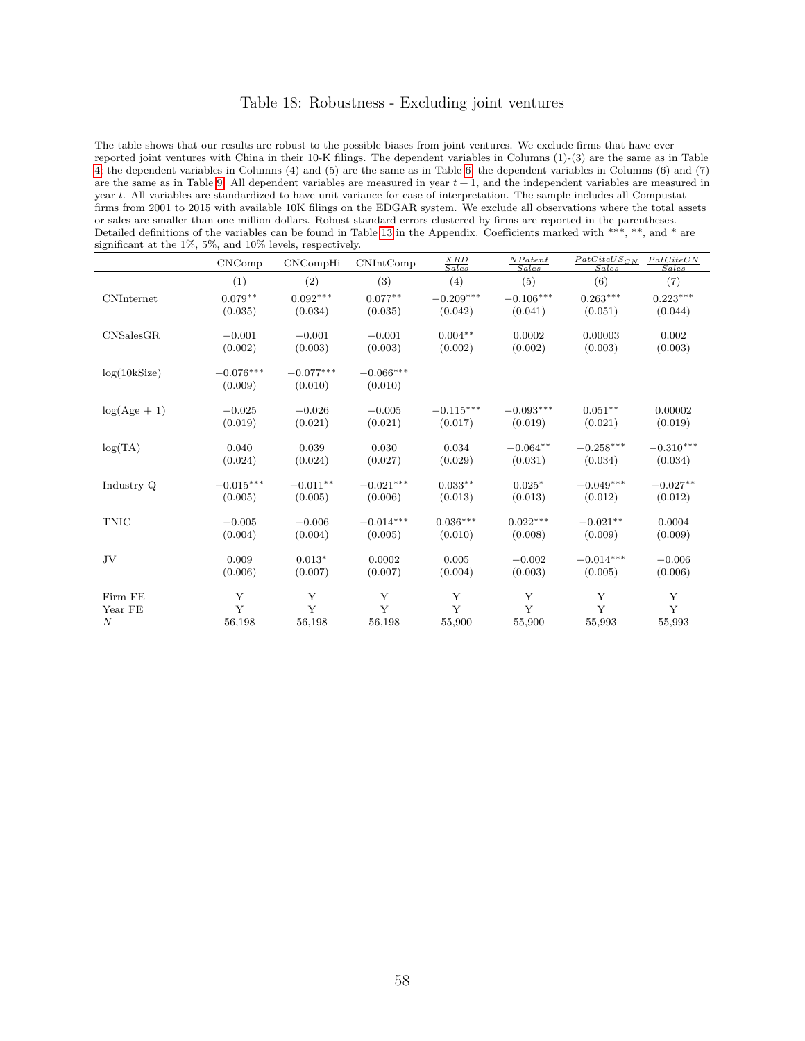# Table 18: Robustness - Excluding joint ventures

The table shows that our results are robust to the possible biases from joint ventures. We exclude firms that have ever reported joint ventures with China in their 10-K filings. The dependent variables in Columns (1)-(3) are the same as in Table 4, the dependent variables in Columns (4) and (5) are the same as in Table 6, the dependent variables in Columns (6) and (7) are the same as in Table 9. All dependent variables are measured in year $t+1$, and the independent variables are measured in year $t$. All variables are standardized to have unit variance for ease of interpretation. The sample includes all Compustat firms from 2001 to 2015 with available 10K filings on the EDGAR system. We exclude all observations where the total assets or sales are smaller than one million dollars. Robust standard errors clustered by firms are reported in the parentheses. Detailed definitions of the variables can be found in Table 13 in the Appendix. Coefficients marked with \*\*\*, \*\*, and \* are significant at the 1%, 5%, and 10% levels, respectively.

| | CNComp | CNCompHi | CNIntComp | $\frac{XRD}{Sales}$ | $\frac{NPatent}{Sales}$ | $\frac{PatCiteUS_{CN}}{Sales}$ | $\frac{PatCiteCN}{Sales}$ |
|---|---|---|---|---|---|---|---|
| | (1) | (2) | (3) | (4) | (5) | (6) | (7) |
| CNInternet | 0.079\*\* | 0.092\*\*\* | 0.077\*\* | −0.209\*\*\* | −0.106\*\*\* | 0.263\*\*\* | 0.223\*\*\* |
| | (0.035) | (0.034) | (0.035) | (0.042) | (0.041) | (0.051) | (0.044) |
| CNSalesGR | −0.001 | −0.001 | −0.001 | 0.004\*\* | 0.0002 | 0.00003 | 0.002 |
| | (0.002) | (0.003) | (0.003) | (0.002) | (0.002) | (0.003) | (0.003) |
| log(10kSize) | −0.076\*\*\* | −0.077\*\*\* | −0.066\*\*\* | | | | |
| | (0.009) | (0.010) | (0.010) | | | | |
| log(Age + 1) | −0.025 | −0.026 | −0.005 | −0.115\*\*\* | −0.093\*\*\* | 0.051\*\* | 0.00002 |
| | (0.019) | (0.021) | (0.021) | (0.017) | (0.019) | (0.021) | (0.019) |
| log(TA) | 0.040 | 0.039 | 0.030 | 0.034 | −0.064\*\* | −0.258\*\*\* | −0.310\*\*\* |
| | (0.024) | (0.024) | (0.027) | (0.029) | (0.031) | (0.034) | (0.034) |
| Industry Q | −0.015\*\*\* | −0.011\*\* | −0.021\*\*\* | 0.033\*\* | 0.025\* | −0.049\*\*\* | −0.027\*\* |
| | (0.005) | (0.005) | (0.006) | (0.013) | (0.013) | (0.012) | (0.012) |
| TNIC | −0.005 | −0.006 | −0.014\*\*\* | 0.036\*\*\* | 0.022\*\*\* | −0.021\*\* | 0.0004 |
| | (0.004) | (0.004) | (0.005) | (0.010) | (0.008) | (0.009) | (0.009) |
| JV | 0.009 | 0.013\* | 0.0002 | 0.005 | −0.002 | −0.014\*\*\* | −0.006 |
| | (0.006) | (0.007) | (0.007) | (0.004) | (0.003) | (0.005) | (0.006) |
| Firm FE | Y | Y | Y | Y | Y | Y | Y |
| Year FE | Y | Y | Y | Y | Y | Y | Y |
| $N$ | 56,198 | 56,198 | 56,198 | 55,900 | 55,900 | 55,993 | 55,993 |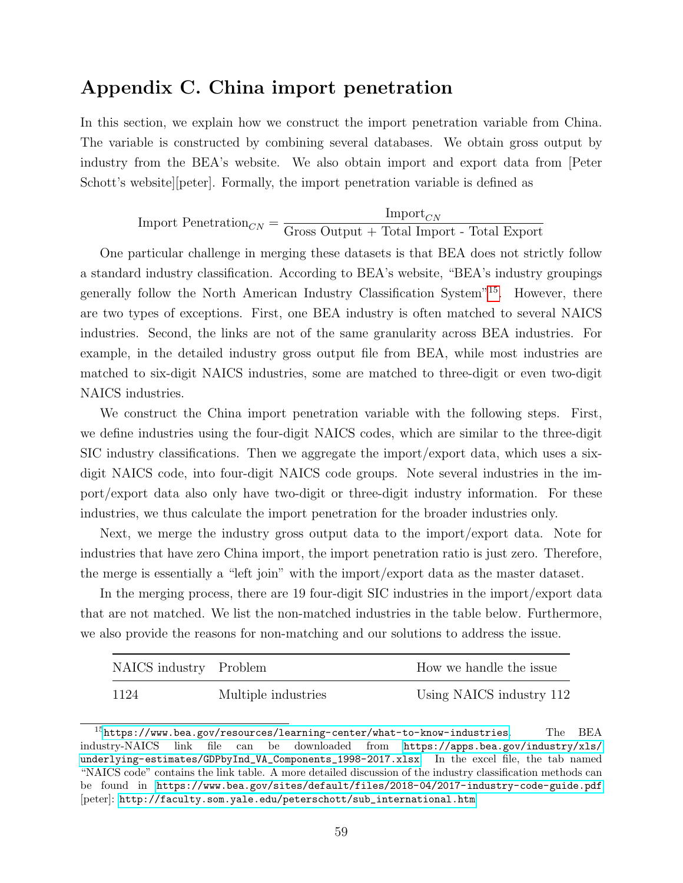# Appendix C. China import penetration

In this section, we explain how we construct the import penetration variable from China. The variable is constructed by combining several databases. We obtain gross output by industry from the BEA's website. We also obtain import and export data from [Peter Schott's website][peter]. Formally, the import penetration variable is defined as

$$\text{Import Penetration}_{CN} = \frac{\text{Import}_{CN}}{\text{Gross Output + Total Import - Total Export}}$$

One particular challenge in merging these datasets is that BEA does not strictly follow a standard industry classification. According to BEA's website, "BEA's industry groupings generally follow the North American Industry Classification System"[15]. However, there are two types of exceptions. First, one BEA industry is often matched to several NAICS industries. Second, the links are not of the same granularity across BEA industries. For example, in the detailed industry gross output file from BEA, while most industries are matched to six-digit NAICS industries, some are matched to three-digit or even two-digit NAICS industries.

We construct the China import penetration variable with the following steps. First, we define industries using the four-digit NAICS codes, which are similar to the three-digit SIC industry classifications. Then we aggregate the import/export data, which uses a six-digit NAICS code, into four-digit NAICS code groups. Note several industries in the import/export data also only have two-digit or three-digit industry information. For these industries, we thus calculate the import penetration for the broader industries only.

Next, we merge the industry gross output data to the import/export data. Note for industries that have zero China import, the import penetration ratio is just zero. Therefore, the merge is essentially a "left join" with the import/export data as the master dataset.

In the merging process, there are 19 four-digit SIC industries in the import/export data that are not matched. We list the non-matched industries in the table below. Furthermore, we also provide the reasons for non-matching and our solutions to address the issue.

| NAICS industry | Problem | How we handle the issue |
|---|---|---|
| 1124 | Multiple industries | Using NAICS industry 112 |

[15] https://www.bea.gov/resources/learning-center/what-to-know-industries. The BEA industry-NAICS link file can be downloaded from https://apps.bea.gov/industry/xls/underlying-estimates/GDPbyInd_VA_Components_1998-2017.xlsx. In the excel file, the tab named "NAICS code" contains the link table. A more detailed discussion of the industry classification methods can be found in https://www.bea.gov/sites/default/files/2018-04/2017-industry-code-guide.pdf

[peter]: http://faculty.som.yale.edu/peterschott/sub_international.htm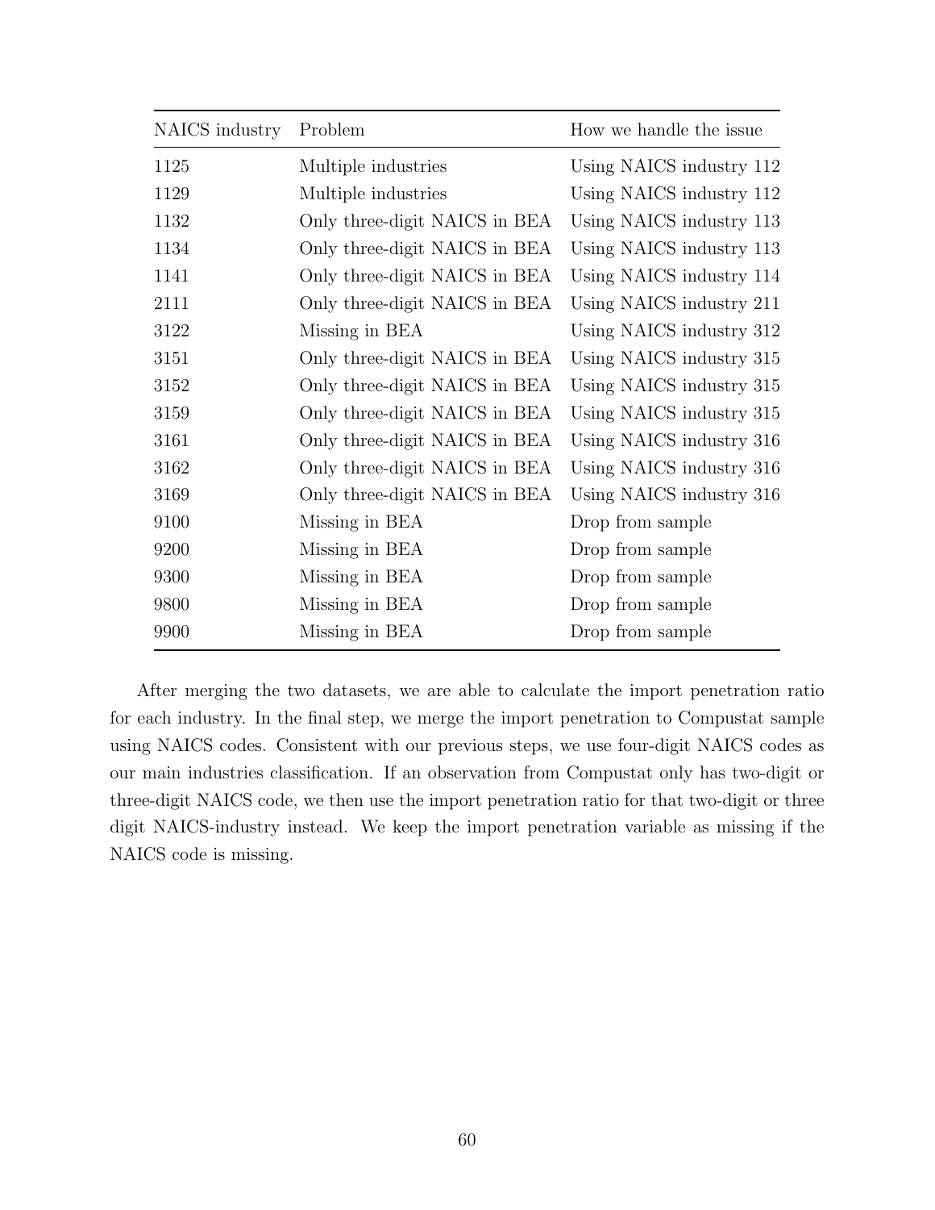| NAICS industry | Problem | How we handle the issue |
|---|---|---|
| 1125 | Multiple industries | Using NAICS industry 112 |
| 1129 | Multiple industries | Using NAICS industry 112 |
| 1132 | Only three-digit NAICS in BEA | Using NAICS industry 113 |
| 1134 | Only three-digit NAICS in BEA | Using NAICS industry 113 |
| 1141 | Only three-digit NAICS in BEA | Using NAICS industry 114 |
| 2111 | Only three-digit NAICS in BEA | Using NAICS industry 211 |
| 3122 | Missing in BEA | Using NAICS industry 312 |
| 3151 | Only three-digit NAICS in BEA | Using NAICS industry 315 |
| 3152 | Only three-digit NAICS in BEA | Using NAICS industry 315 |
| 3159 | Only three-digit NAICS in BEA | Using NAICS industry 315 |
| 3161 | Only three-digit NAICS in BEA | Using NAICS industry 316 |
| 3162 | Only three-digit NAICS in BEA | Using NAICS industry 316 |
| 3169 | Only three-digit NAICS in BEA | Using NAICS industry 316 |
| 9100 | Missing in BEA | Drop from sample |
| 9200 | Missing in BEA | Drop from sample |
| 9300 | Missing in BEA | Drop from sample |
| 9800 | Missing in BEA | Drop from sample |
| 9900 | Missing in BEA | Drop from sample |

After merging the two datasets, we are able to calculate the import penetration ratio for each industry. In the final step, we merge the import penetration to Compustat sample using NAICS codes. Consistent with our previous steps, we use four-digit NAICS codes as our main industries classification. If an observation from Compustat only has two-digit or three-digit NAICS code, we then use the import penetration ratio for that two-digit or three digit NAICS-industry instead. We keep the import penetration variable as missing if the NAICS code is missing.